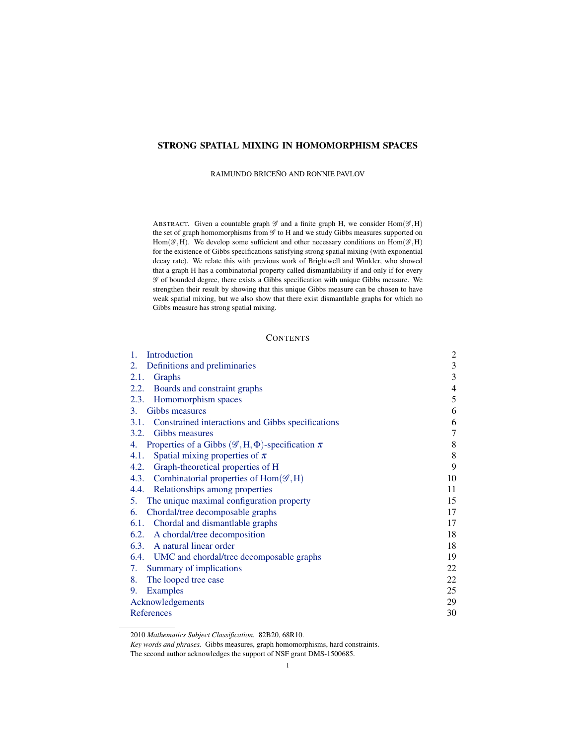# STRONG SPATIAL MIXING IN HOMOMORPHISM SPACES

RAIMUNDO BRICEÑO AND RONNIE PAVLOV

ABSTRACT. Given a countable graph $\mathscr{G}$ and a finite graph H, we consider $\mathrm{Hom}(\mathscr{G},\mathrm{H})$ the set of graph homomorphisms from $\mathscr{G}$ to H and we study Gibbs measures supported on $\mathrm{Hom}(\mathscr{G},\mathrm{H})$. We develop some sufficient and other necessary conditions on $\mathrm{Hom}(\mathscr{G},\mathrm{H})$ for the existence of Gibbs specifications satisfying strong spatial mixing (with exponential decay rate). We relate this with previous work of Brightwell and Winkler, who showed that a graph H has a combinatorial property called dismantlability if and only if for every $\mathscr{G}$ of bounded degree, there exists a Gibbs specification with unique Gibbs measure. We strengthen their result by showing that this unique Gibbs measure can be chosen to have weak spatial mixing, but we also show that there exist dismantlable graphs for which no Gibbs measure has strong spatial mixing.

## CONTENTS

| | |
|---|---|
| 1. Introduction | 2 |
| 2. Definitions and preliminaries | 3 |
| 2.1. Graphs | 3 |
| 2.2. Boards and constraint graphs | 4 |
| 2.3. Homomorphism spaces | 5 |
| 3. Gibbs measures | 6 |
| 3.1. Constrained interactions and Gibbs specifications | 6 |
| 3.2. Gibbs measures | 7 |
| 4. Properties of a Gibbs $(\mathscr{G},\mathrm{H},\Phi)$-specification $\pi$ | 8 |
| 4.1. Spatial mixing properties of $\pi$ | 8 |
| 4.2. Graph-theoretical properties of H | 9 |
| 4.3. Combinatorial properties of $\mathrm{Hom}(\mathscr{G},\mathrm{H})$ | 10 |
| 4.4. Relationships among properties | 11 |
| 5. The unique maximal configuration property | 15 |
| 6. Chordal/tree decomposable graphs | 17 |
| 6.1. Chordal and dismantlable graphs | 17 |
| 6.2. A chordal/tree decomposition | 18 |
| 6.3. A natural linear order | 18 |
| 6.4. UMC and chordal/tree decomposable graphs | 19 |
| 7. Summary of implications | 22 |
| 8. The looped tree case | 22 |
| 9. Examples | 25 |
| Acknowledgements | 29 |
| References | 30 |

---

2010 *Mathematics Subject Classification.* 82B20, 68R10.

*Key words and phrases.* Gibbs measures, graph homomorphisms, hard constraints.

The second author acknowledges the support of NSF grant DMS-1500685.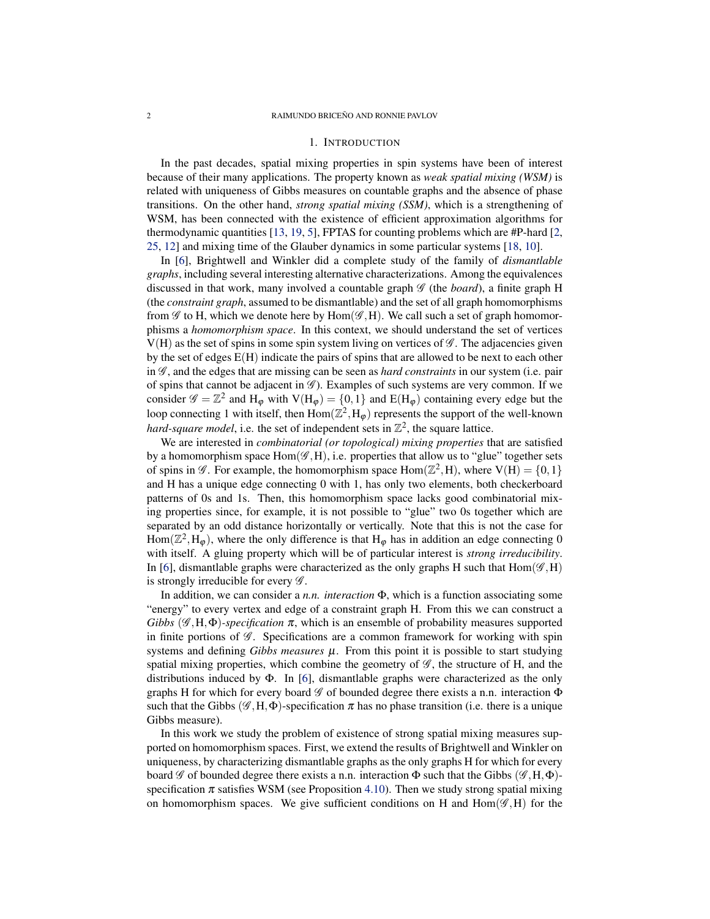## 1. Introduction

In the past decades, spatial mixing properties in spin systems have been of interest because of their many applications. The property known as *weak spatial mixing (WSM)* is related with uniqueness of Gibbs measures on countable graphs and the absence of phase transitions. On the other hand, *strong spatial mixing (SSM)*, which is a strengthening of WSM, has been connected with the existence of efficient approximation algorithms for thermodynamic quantities [13, 19, 5], FPTAS for counting problems which are #P-hard [2, 25, 12] and mixing time of the Glauber dynamics in some particular systems [18, 10].

In [6], Brightwell and Winkler did a complete study of the family of *dismantlable graphs*, including several interesting alternative characterizations. Among the equivalences discussed in that work, many involved a countable graph $\mathscr{G}$ (the *board*), a finite graph $\mathrm{H}$ (the *constraint graph*, assumed to be dismantlable) and the set of all graph homomorphisms from $\mathscr{G}$ to $\mathrm{H}$, which we denote here by $\mathrm{Hom}(\mathscr{G},\mathrm{H})$. We call such a set of graph homomorphisms a *homomorphism space*. In this context, we should understand the set of vertices $\mathrm{V}(\mathrm{H})$ as the set of spins in some spin system living on vertices of $\mathscr{G}$. The adjacencies given by the set of edges $\mathrm{E}(\mathrm{H})$ indicate the pairs of spins that are allowed to be next to each other in $\mathscr{G}$, and the edges that are missing can be seen as *hard constraints* in our system (i.e. pair of spins that cannot be adjacent in $\mathscr{G}$). Examples of such systems are very common. If we consider $\mathscr{G} = \mathbb{Z}^2$ and $\mathrm{H}_\varphi$ with $\mathrm{V}(\mathrm{H}_\varphi) = \{0,1\}$ and $\mathrm{E}(\mathrm{H}_\varphi)$ containing every edge but the loop connecting 1 with itself, then $\mathrm{Hom}(\mathbb{Z}^2,\mathrm{H}_\varphi)$ represents the support of the well-known *hard-square model*, i.e. the set of independent sets in $\mathbb{Z}^2$, the square lattice.

We are interested in *combinatorial (or topological) mixing properties* that are satisfied by a homomorphism space $\mathrm{Hom}(\mathscr{G},\mathrm{H})$, i.e. properties that allow us to "glue" together sets of spins in $\mathscr{G}$. For example, the homomorphism space $\mathrm{Hom}(\mathbb{Z}^2,\mathrm{H})$, where $\mathrm{V}(\mathrm{H}) = \{0,1\}$ and $\mathrm{H}$ has a unique edge connecting 0 with 1, has only two elements, both checkerboard patterns of 0s and 1s. Then, this homomorphism space lacks good combinatorial mixing properties since, for example, it is not possible to "glue" two 0s together which are separated by an odd distance horizontally or vertically. Note that this is not the case for $\mathrm{Hom}(\mathbb{Z}^2,\mathrm{H}_\varphi)$, where the only difference is that $\mathrm{H}_\varphi$ has in addition an edge connecting 0 with itself. A gluing property which will be of particular interest is *strong irreducibility*. In [6], dismantlable graphs were characterized as the only graphs $\mathrm{H}$ such that $\mathrm{Hom}(\mathscr{G},\mathrm{H})$ is strongly irreducible for every $\mathscr{G}$.

In addition, we can consider a *n.n. interaction* $\Phi$, which is a function associating some "energy" to every vertex and edge of a constraint graph $\mathrm{H}$. From this we can construct a *Gibbs* $(\mathscr{G},\mathrm{H},\Phi)$*-specification* $\pi$, which is an ensemble of probability measures supported in finite portions of $\mathscr{G}$. Specifications are a common framework for working with spin systems and defining *Gibbs measures* $\mu$. From this point it is possible to start studying spatial mixing properties, which combine the geometry of $\mathscr{G}$, the structure of $\mathrm{H}$, and the distributions induced by $\Phi$. In [6], dismantlable graphs were characterized as the only graphs $\mathrm{H}$ for which for every board $\mathscr{G}$ of bounded degree there exists a n.n. interaction $\Phi$ such that the Gibbs $(\mathscr{G},\mathrm{H},\Phi)$-specification $\pi$ has no phase transition (i.e. there is a unique Gibbs measure).

In this work we study the problem of existence of strong spatial mixing measures supported on homomorphism spaces. First, we extend the results of Brightwell and Winkler on uniqueness, by characterizing dismantlable graphs as the only graphs $\mathrm{H}$ for which for every board $\mathscr{G}$ of bounded degree there exists a n.n. interaction $\Phi$ such that the Gibbs $(\mathscr{G},\mathrm{H},\Phi)$-specification $\pi$ satisfies WSM (see Proposition 4.10). Then we study strong spatial mixing on homomorphism spaces. We give sufficient conditions on $\mathrm{H}$ and $\mathrm{Hom}(\mathscr{G},\mathrm{H})$ for the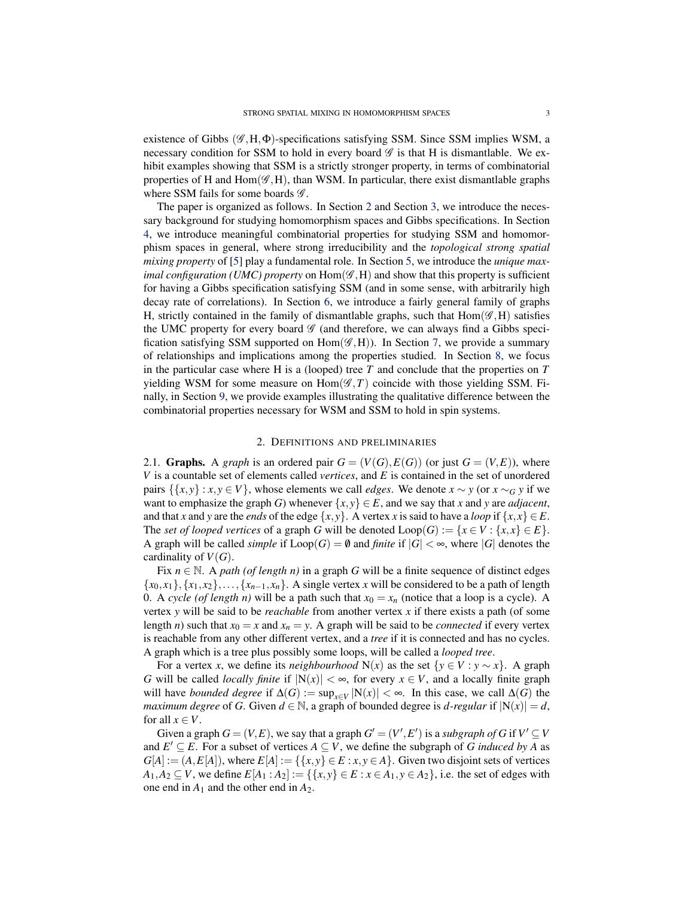existence of Gibbs $(\mathscr{G}, \mathrm{H}, \Phi)$-specifications satisfying SSM. Since SSM implies WSM, a necessary condition for SSM to hold in every board $\mathscr{G}$ is that H is dismantlable. We exhibit examples showing that SSM is a strictly stronger property, in terms of combinatorial properties of H and $\mathrm{Hom}(\mathscr{G}, \mathrm{H})$, than WSM. In particular, there exist dismantlable graphs where SSM fails for some boards $\mathscr{G}$.

The paper is organized as follows. In Section 2 and Section 3, we introduce the necessary background for studying homomorphism spaces and Gibbs specifications. In Section 4, we introduce meaningful combinatorial properties for studying SSM and homomorphism spaces in general, where strong irreducibility and the *topological strong spatial mixing property* of [5] play a fundamental role. In Section 5, we introduce the *unique maximal configuration (UMC) property* on $\mathrm{Hom}(\mathscr{G}, \mathrm{H})$ and show that this property is sufficient for having a Gibbs specification satisfying SSM (and in some sense, with arbitrarily high decay rate of correlations). In Section 6, we introduce a fairly general family of graphs H, strictly contained in the family of dismantlable graphs, such that $\mathrm{Hom}(\mathscr{G}, \mathrm{H})$ satisfies the UMC property for every board $\mathscr{G}$ (and therefore, we can always find a Gibbs specification satisfying SSM supported on $\mathrm{Hom}(\mathscr{G}, \mathrm{H})$). In Section 7, we provide a summary of relationships and implications among the properties studied. In Section 8, we focus in the particular case where H is a (looped) tree $T$ and conclude that the properties on $T$ yielding WSM for some measure on $\mathrm{Hom}(\mathscr{G}, T)$ coincide with those yielding SSM. Finally, in Section 9, we provide examples illustrating the qualitative difference between the combinatorial properties necessary for WSM and SSM to hold in spin systems.

## 2. Definitions and preliminaries

2.1. **Graphs.** A *graph* is an ordered pair $G = (V(G), E(G))$ (or just $G = (V, E)$), where $V$ is a countable set of elements called *vertices*, and $E$ is contained in the set of unordered pairs $\{\{x, y\} : x, y \in V\}$, whose elements we call *edges*. We denote $x \sim y$ (or $x \sim_G y$ if we want to emphasize the graph $G$) whenever $\{x, y\} \in E$, and we say that $x$ and $y$ are *adjacent*, and that $x$ and $y$ are the *ends* of the edge $\{x, y\}$. A vertex $x$ is said to have a *loop* if $\{x, x\} \in E$. The *set of looped vertices* of a graph $G$ will be denoted $\mathrm{Loop}(G) := \{x \in V : \{x, x\} \in E\}$. A graph will be called *simple* if $\mathrm{Loop}(G) = \emptyset$ and *finite* if $|G| < \infty$, where $|G|$ denotes the cardinality of $V(G)$.

Fix $n \in \mathbb{N}$. A *path (of length $n$)* in a graph $G$ will be a finite sequence of distinct edges $\{x_0, x_1\}, \{x_1, x_2\}, \ldots, \{x_{n-1}, x_n\}$. A single vertex $x$ will be considered to be a path of length 0. A *cycle (of length $n$)* will be a path such that $x_0 = x_n$ (notice that a loop is a cycle). A vertex $y$ will be said to be *reachable* from another vertex $x$ if there exists a path (of some length $n$) such that $x_0 = x$ and $x_n = y$. A graph will be said to be *connected* if every vertex is reachable from any other different vertex, and a *tree* if it is connected and has no cycles. A graph which is a tree plus possibly some loops, will be called a *looped tree*.

For a vertex $x$, we define its *neighbourhood* $\mathrm{N}(x)$ as the set $\{y \in V : y \sim x\}$. A graph $G$ will be called *locally finite* if $|\mathrm{N}(x)| < \infty$, for every $x \in V$, and a locally finite graph will have *bounded degree* if $\Delta(G) := \sup_{x \in V} |\mathrm{N}(x)| < \infty$. In this case, we call $\Delta(G)$ the *maximum degree* of $G$. Given $d \in \mathbb{N}$, a graph of bounded degree is *$d$-regular* if $|\mathrm{N}(x)| = d$, for all $x \in V$.

Given a graph $G = (V, E)$, we say that a graph $G' = (V', E')$ is a *subgraph of* $G$ if $V' \subseteq V$ and $E' \subseteq E$. For a subset of vertices $A \subseteq V$, we define the subgraph of $G$ *induced by* $A$ as $G[A] := (A, E[A])$, where $E[A] := \{\{x, y\} \in E : x, y \in A\}$. Given two disjoint sets of vertices $A_1, A_2 \subseteq V$, we define $E[A_1 : A_2] := \{\{x, y\} \in E : x \in A_1, y \in A_2\}$, i.e. the set of edges with one end in $A_1$ and the other end in $A_2$.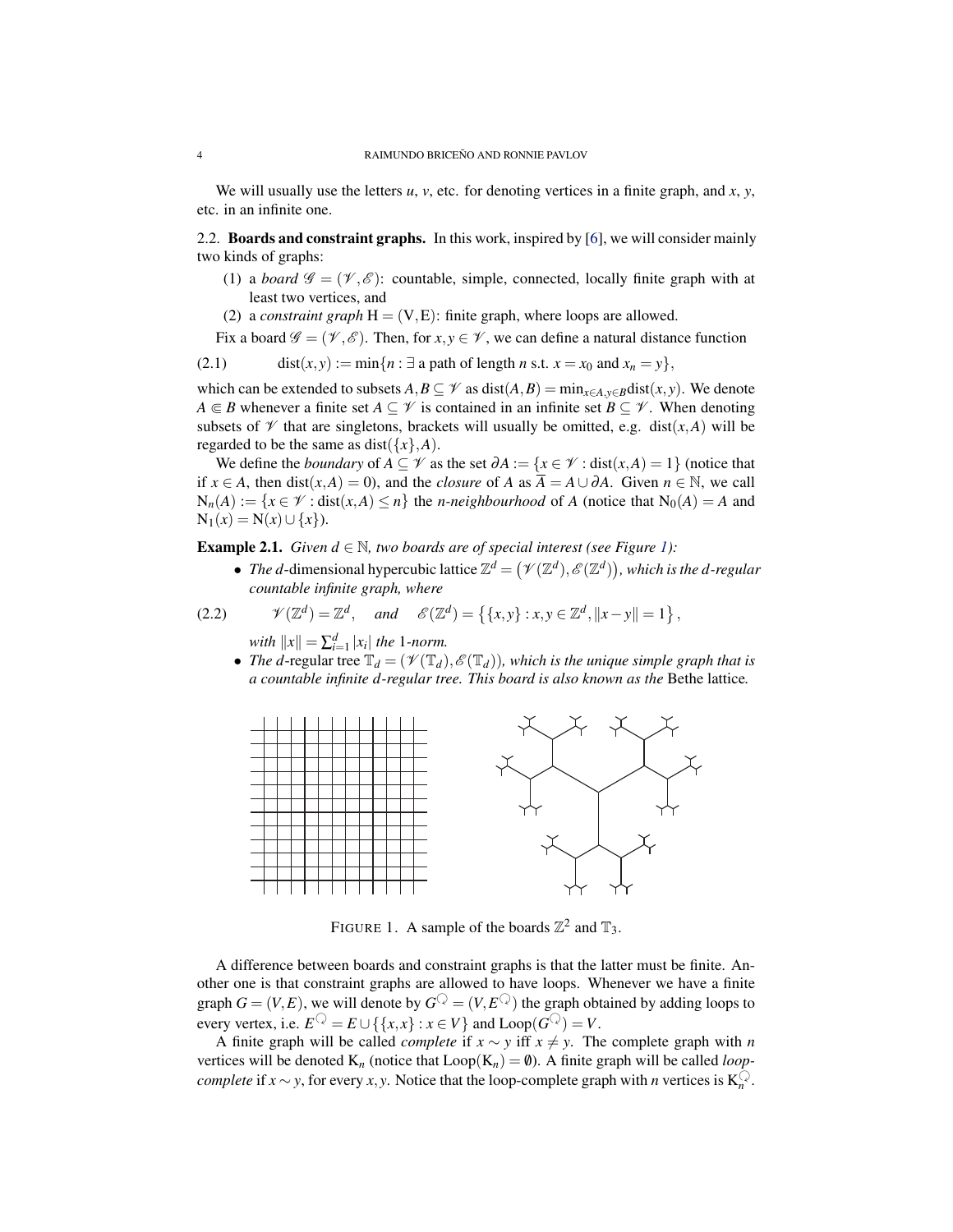We will usually use the letters $u$, $v$, etc. for denoting vertices in a finite graph, and $x$, $y$, etc. in an infinite one.

### 2.2. Boards and constraint graphs.

In this work, inspired by [6], we will consider mainly two kinds of graphs:

1. a *board* $\mathscr{G} = (\mathscr{V}, \mathscr{E})$: countable, simple, connected, locally finite graph with at least two vertices, and
2. a *constraint graph* $\mathrm{H} = (\mathrm{V}, \mathrm{E})$: finite graph, where loops are allowed.

Fix a board $\mathscr{G} = (\mathscr{V}, \mathscr{E})$. Then, for $x, y \in \mathscr{V}$, we can define a natural distance function

$$\operatorname{dist}(x,y) := \min\{n : \exists \text{ a path of length } n \text{ s.t. } x = x_0 \text{ and } x_n = y\}, \tag{2.1}$$

which can be extended to subsets $A, B \subseteq \mathscr{V}$ as $\operatorname{dist}(A,B) = \min_{x \in A, y \in B} \operatorname{dist}(x,y)$. We denote $A \Subset B$ whenever a finite set $A \subseteq \mathscr{V}$ is contained in an infinite set $B \subseteq \mathscr{V}$. When denoting subsets of $\mathscr{V}$ that are singletons, brackets will usually be omitted, e.g. $\operatorname{dist}(x,A)$ will be regarded to be the same as $\operatorname{dist}(\{x\},A)$.

We define the *boundary* of $A \subseteq \mathscr{V}$ as the set $\partial A := \{x \in \mathscr{V} : \operatorname{dist}(x,A) = 1\}$ (notice that if $x \in A$, then $\operatorname{dist}(x,A) = 0$), and the *closure* of $A$ as $\overline{A} = A \cup \partial A$. Given $n \in \mathbb{N}$, we call $\mathrm{N}_n(A) := \{x \in \mathscr{V} : \operatorname{dist}(x,A) \leq n\}$ the *n-neighbourhood* of $A$ (notice that $\mathrm{N}_0(A) = A$ and $\mathrm{N}_1(x) = \mathrm{N}(x) \cup \{x\}$).

**Example 2.1.** *Given $d \in \mathbb{N}$, two boards are of special interest (see Figure 1):*

- *The $d$-dimensional hypercubic lattice $\mathbb{Z}^d = \left(\mathscr{V}(\mathbb{Z}^d), \mathscr{E}(\mathbb{Z}^d)\right)$, which is the $d$-regular countable infinite graph, where*

$$\mathscr{V}(\mathbb{Z}^d) = \mathbb{Z}^d, \quad \text{and} \quad \mathscr{E}(\mathbb{Z}^d) = \left\{\{x,y\} : x,y \in \mathbb{Z}^d, \|x-y\| = 1\right\}, \tag{2.2}$$

  *with $\|x\| = \sum_{i=1}^d |x_i|$ the 1-norm.*

- *The $d$-regular tree $\mathbb{T}_d = (\mathscr{V}(\mathbb{T}_d), \mathscr{E}(\mathbb{T}_d))$, which is the unique simple graph that is a countable infinite $d$-regular tree. This board is also known as the* Bethe lattice*.*

FIGURE 1. A sample of the boards $\mathbb{Z}^2$ and $\mathbb{T}_3$.

A difference between boards and constraint graphs is that the latter must be finite. Another one is that constraint graphs are allowed to have loops. Whenever we have a finite graph $G = (V,E)$, we will denote by $G^{\circlearrowleft} = (V, E^{\circlearrowleft})$ the graph obtained by adding loops to every vertex, i.e. $E^{\circlearrowleft} = E \cup \{\{x,x\} : x \in V\}$ and $\operatorname{Loop}(G^{\circlearrowleft}) = V$.

A finite graph will be called *complete* if $x \sim y$ iff $x \neq y$. The complete graph with $n$ vertices will be denoted $\mathrm{K}_n$ (notice that $\operatorname{Loop}(\mathrm{K}_n) = \emptyset$). A finite graph will be called *loop-complete* if $x \sim y$, for every $x, y$. Notice that the loop-complete graph with $n$ vertices is $\mathrm{K}_n^{\circlearrowleft}$.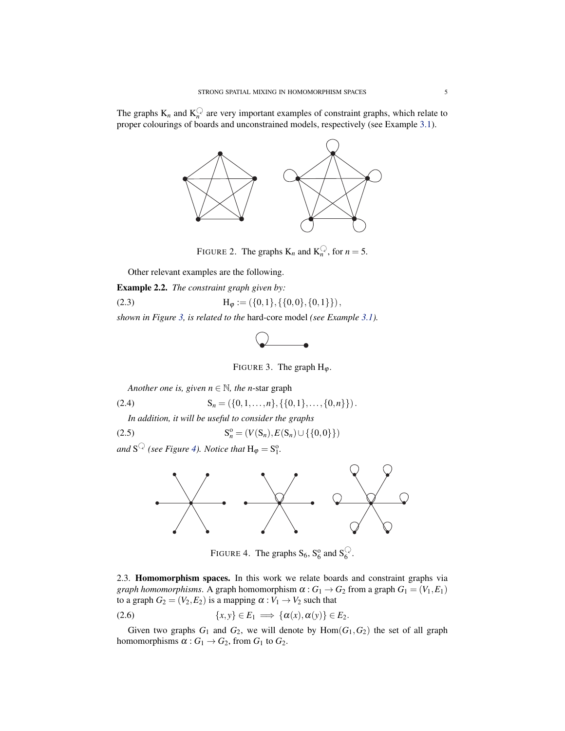The graphs $\mathrm{K}_n$ and $\mathrm{K}_n^{\circlearrowleft}$ are very important examples of constraint graphs, which relate to proper colourings of boards and unconstrained models, respectively (see Example 3.1).

FIGURE 2. The graphs $\mathrm{K}_n$ and $\mathrm{K}_n^{\circlearrowleft}$, for $n = 5$.

Other relevant examples are the following.

**Example 2.2.** *The constraint graph given by:*

$$\mathrm{H}_\varphi := (\{0,1\}, \{\{0,0\},\{0,1\}\}), \tag{2.3}$$

*shown in Figure 3, is related to the* hard-core model *(see Example 3.1).*

FIGURE 3. The graph $\mathrm{H}_\varphi$.

*Another one is, given $n \in \mathbb{N}$, the $n$-*star graph

$$\mathrm{S}_n = (\{0,1,\ldots,n\}, \{\{0,1\},\ldots,\{0,n\}\}). \tag{2.4}$$

*In addition, it will be useful to consider the graphs*

$$\mathrm{S}_n^{\mathrm{o}} = (V(\mathrm{S}_n), E(\mathrm{S}_n) \cup \{\{0,0\}\}) \tag{2.5}$$

*and $\mathrm{S}^{\circlearrowleft}$ (see Figure 4). Notice that $\mathrm{H}_\varphi = \mathrm{S}_1^{\mathrm{o}}$.*

FIGURE 4. The graphs $\mathrm{S}_6$, $\mathrm{S}_6^{\mathrm{o}}$ and $\mathrm{S}_6^{\circlearrowleft}$.

2.3. **Homomorphism spaces.** In this work we relate boards and constraint graphs via *graph homomorphisms*. A graph homomorphism $\alpha : G_1 \to G_2$ from a graph $G_1 = (V_1, E_1)$ to a graph $G_2 = (V_2, E_2)$ is a mapping $\alpha : V_1 \to V_2$ such that

$$\{x,y\} \in E_1 \implies \{\alpha(x), \alpha(y)\} \in E_2. \tag{2.6}$$

Given two graphs $G_1$ and $G_2$, we will denote by $\mathrm{Hom}(G_1, G_2)$ the set of all graph homomorphisms $\alpha : G_1 \to G_2$, from $G_1$ to $G_2$.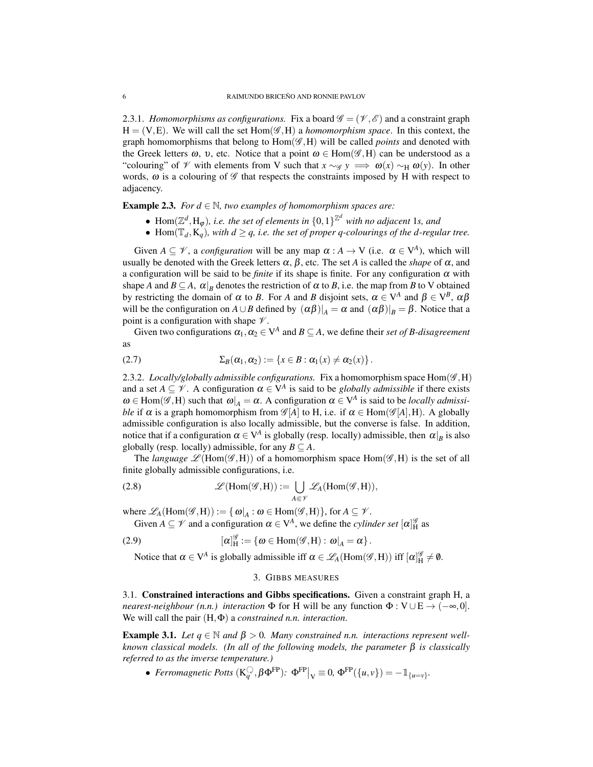2.3.1. *Homomorphisms as configurations.* Fix a board $\mathscr{G} = (\mathscr{V}, \mathscr{E})$ and a constraint graph $\mathrm{H} = (\mathrm{V}, \mathrm{E})$. We will call the set $\mathrm{Hom}(\mathscr{G}, \mathrm{H})$ a *homomorphism space*. In this context, the graph homomorphisms that belong to $\mathrm{Hom}(\mathscr{G}, \mathrm{H})$ will be called *points* and denoted with the Greek letters $\omega$, $\upsilon$, etc. Notice that a point $\omega \in \mathrm{Hom}(\mathscr{G}, \mathrm{H})$ can be understood as a "colouring" of $\mathscr{V}$ with elements from V such that $x \sim_{\mathscr{G}} y \implies \omega(x) \sim_{\mathrm{H}} \omega(y)$. In other words, $\omega$ is a colouring of $\mathscr{G}$ that respects the constraints imposed by H with respect to adjacency.

**Example 2.3.** *For $d \in \mathbb{N}$, two examples of homomorphism spaces are:*

- $\mathrm{Hom}(\mathbb{Z}^d, \mathrm{H}_\varphi)$*, i.e. the set of elements in $\{0,1\}^{\mathbb{Z}^d}$ with no adjacent* 1*s, and*
- $\mathrm{Hom}(\mathbb{T}_d, \mathrm{K}_q)$*, with $d \geq q$, i.e. the set of proper $q$-colourings of the $d$-regular tree.*

Given $A \subseteq \mathscr{V}$, a *configuration* will be any map $\alpha : A \to \mathrm{V}$ (i.e. $\alpha \in \mathrm{V}^A$), which will usually be denoted with the Greek letters $\alpha$, $\beta$, etc. The set $A$ is called the *shape* of $\alpha$, and a configuration will be said to be *finite* if its shape is finite. For any configuration $\alpha$ with shape $A$ and $B \subseteq A$, $\alpha|_B$ denotes the restriction of $\alpha$ to $B$, i.e. the map from $B$ to V obtained by restricting the domain of $\alpha$ to $B$. For $A$ and $B$ disjoint sets, $\alpha \in \mathrm{V}^A$ and $\beta \in \mathrm{V}^B$, $\alpha\beta$ will be the configuration on $A \cup B$ defined by $(\alpha\beta)|_A = \alpha$ and $(\alpha\beta)|_B = \beta$. Notice that a point is a configuration with shape $\mathscr{V}$.

Given two configurations $\alpha_1, \alpha_2 \in \mathrm{V}^A$ and $B \subseteq A$, we define their *set of $B$-disagreement* as

$$\Sigma_B(\alpha_1, \alpha_2) := \{x \in B : \alpha_1(x) \neq \alpha_2(x)\}. \tag{2.7}$$

2.3.2. *Locally/globally admissible configurations.* Fix a homomorphism space $\mathrm{Hom}(\mathscr{G}, \mathrm{H})$ and a set $A \subseteq \mathscr{V}$. A configuration $\alpha \in \mathrm{V}^A$ is said to be *globally admissible* if there exists $\omega \in \mathrm{Hom}(\mathscr{G}, \mathrm{H})$ such that $\omega|_A = \alpha$. A configuration $\alpha \in \mathrm{V}^A$ is said to be *locally admissible* if $\alpha$ is a graph homomorphism from $\mathscr{G}[A]$ to H, i.e. if $\alpha \in \mathrm{Hom}(\mathscr{G}[A], \mathrm{H})$. A globally admissible configuration is also locally admissible, but the converse is false. In addition, notice that if a configuration $\alpha \in \mathrm{V}^A$ is globally (resp. locally) admissible, then $\alpha|_B$ is also globally (resp. locally) admissible, for any $B \subseteq A$.

The *language* $\mathscr{L}(\mathrm{Hom}(\mathscr{G}, \mathrm{H}))$ of a homomorphism space $\mathrm{Hom}(\mathscr{G}, \mathrm{H})$ is the set of all finite globally admissible configurations, i.e.

$$\mathscr{L}(\mathrm{Hom}(\mathscr{G}, \mathrm{H})) := \bigcup_{A \Subset \mathscr{V}} \mathscr{L}_A(\mathrm{Hom}(\mathscr{G}, \mathrm{H})), \tag{2.8}$$

where $\mathscr{L}_A(\mathrm{Hom}(\mathscr{G}, \mathrm{H})) := \{\omega|_A : \omega \in \mathrm{Hom}(\mathscr{G}, \mathrm{H})\}$, for $A \subseteq \mathscr{V}$.

Given $A \subseteq \mathscr{V}$ and a configuration $\alpha \in \mathrm{V}^A$, we define the *cylinder set* $[\alpha]^{\mathscr{G}}_{\mathrm{H}}$ as

$$[\alpha]^{\mathscr{G}}_{\mathrm{H}} := \{\omega \in \mathrm{Hom}(\mathscr{G}, \mathrm{H}) : \omega|_A = \alpha\}. \tag{2.9}$$

Notice that $\alpha \in \mathrm{V}^A$ is globally admissible iff $\alpha \in \mathscr{L}_A(\mathrm{Hom}(\mathscr{G}, \mathrm{H}))$ iff $[\alpha]^{\mathscr{G}}_{\mathrm{H}} \neq \emptyset$.

## 3. Gibbs measures

3.1. **Constrained interactions and Gibbs specifications.** Given a constraint graph H, a *nearest-neighbour (n.n.) interaction* $\Phi$ for H will be any function $\Phi : \mathrm{V} \cup \mathrm{E} \to (-\infty, 0]$. We will call the pair $(\mathrm{H}, \Phi)$ a *constrained n.n. interaction*.

**Example 3.1.** *Let $q \in \mathbb{N}$ and $\beta > 0$. Many constrained n.n. interactions represent well-known classical models. (In all of the following models, the parameter $\beta$ is classically referred to as the inverse temperature.)*

- *Ferromagnetic Potts* $(\mathrm{K}_q^{\circlearrowleft}, \beta\Phi^{\mathrm{FP}})$*:* $\Phi^{\mathrm{FP}}|_{\mathrm{V}} \equiv 0$, $\Phi^{\mathrm{FP}}(\{u,v\}) = -\mathbb{1}_{\{u=v\}}$.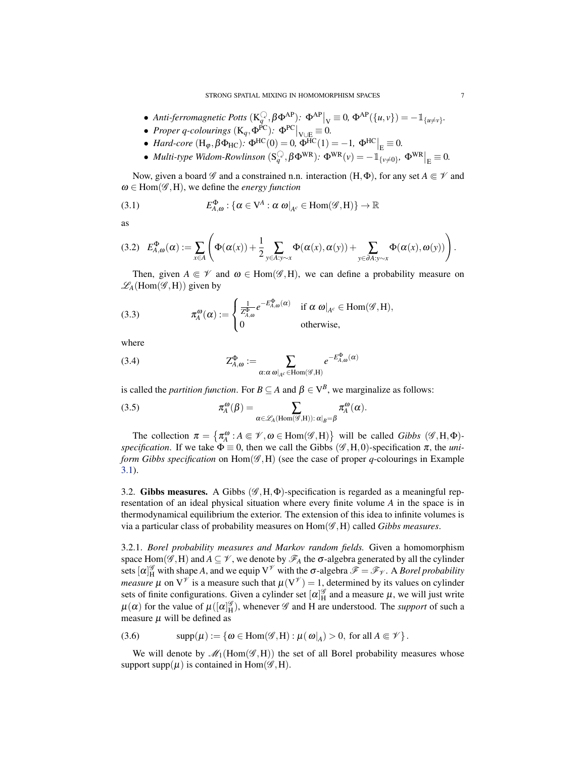- *Anti-ferromagnetic Potts* $(\mathrm{K}_q^{\circlearrowleft}, \beta\Phi^{\mathrm{AP}})$*:* $\Phi^{\mathrm{AP}}\big|_{\mathrm{V}} \equiv 0$, $\Phi^{\mathrm{AP}}(\{u,v\}) = -\mathbb{1}_{\{u \neq v\}}$.
- *Proper q-colourings* $(\mathrm{K}_q, \Phi^{\mathrm{PC}})$*:* $\Phi^{\mathrm{PC}}\big|_{\mathrm{V}\cup\mathrm{E}} \equiv 0$.
- *Hard-core* $(\mathrm{H}_\varphi, \beta\Phi_{\mathrm{HC}})$*:* $\Phi^{\mathrm{HC}}(0) = 0$, $\Phi^{\mathrm{HC}}(1) = -1$, $\Phi^{\mathrm{HC}}\big|_{\mathrm{E}} \equiv 0$.
- *Multi-type Widom-Rowlinson* $(\mathrm{S}_q^{\circlearrowleft}, \beta\Phi^{\mathrm{WR}})$*:* $\Phi^{\mathrm{WR}}(v) = -\mathbb{1}_{\{v \neq 0\}}$, $\Phi^{\mathrm{WR}}\big|_{\mathrm{E}} \equiv 0$.

Now, given a board $\mathscr{G}$ and a constrained n.n. interaction $(\mathrm{H}, \Phi)$, for any set $A \Subset \mathscr{V}$ and $\omega \in \mathrm{Hom}(\mathscr{G}, \mathrm{H})$, we define the *energy function*

$$E^{\Phi}_{A,\omega} : \{\alpha \in \mathrm{V}^A : \alpha\ \omega|_{A^c} \in \mathrm{Hom}(\mathscr{G}, \mathrm{H})\} \to \mathbb{R} \tag{3.1}$$

as

$$E^{\Phi}_{A,\omega}(\alpha) := \sum_{x \in A} \left( \Phi(\alpha(x)) + \frac{1}{2} \sum_{y \in A: y \sim x} \Phi(\alpha(x), \alpha(y)) + \sum_{y \in \partial A: y \sim x} \Phi(\alpha(x), \omega(y)) \right). \tag{3.2}$$

Then, given $A \Subset \mathscr{V}$ and $\omega \in \mathrm{Hom}(\mathscr{G}, \mathrm{H})$, we can define a probability measure on $\mathscr{L}_A(\mathrm{Hom}(\mathscr{G}, \mathrm{H}))$ given by

$$\pi^{\omega}_A(\alpha) := \begin{cases} \frac{1}{Z^{\Phi}_{A,\omega}} e^{-E^{\Phi}_{A,\omega}(\alpha)} & \text{if } \alpha\ \omega|_{A^c} \in \mathrm{Hom}(\mathscr{G}, \mathrm{H}), \\ 0 & \text{otherwise,} \end{cases} \tag{3.3}$$

where

$$\mathrm{Z}^{\Phi}_{A,\omega} := \sum_{\alpha : \alpha\ \omega|_{A^c} \in \mathrm{Hom}(\mathscr{G}, \mathrm{H})} e^{-E^{\Phi}_{A,\omega}(\alpha)} \tag{3.4}$$

is called the *partition function*. For $B \subseteq A$ and $\beta \in \mathrm{V}^B$, we marginalize as follows:

$$\pi^{\omega}_A(\beta) = \sum_{\alpha \in \mathscr{L}_A(\mathrm{Hom}(\mathscr{G}, \mathrm{H})) : \alpha|_B = \beta} \pi^{\omega}_A(\alpha). \tag{3.5}$$

The collection $\pi = \left\{\pi^{\omega}_A : A \Subset \mathscr{V}, \omega \in \mathrm{Hom}(\mathscr{G}, \mathrm{H})\right\}$ will be called *Gibbs* $(\mathscr{G}, \mathrm{H}, \Phi)$*-specification*. If we take $\Phi \equiv 0$, then we call the Gibbs $(\mathscr{G}, \mathrm{H}, 0)$-specification $\pi$, the *uniform Gibbs specification* on $\mathrm{Hom}(\mathscr{G}, \mathrm{H})$ (see the case of proper $q$-colourings in Example 3.1).

## 3.2. Gibbs measures.

A Gibbs $(\mathscr{G}, \mathrm{H}, \Phi)$-specification is regarded as a meaningful representation of an ideal physical situation where every finite volume $A$ in the space is in thermodynamical equilibrium the exterior. The extension of this idea to infinite volumes is via a particular class of probability measures on $\mathrm{Hom}(\mathscr{G}, \mathrm{H})$ called *Gibbs measures*.

### 3.2.1. *Borel probability measures and Markov random fields.*

Given a homomorphism space $\mathrm{Hom}(\mathscr{G}, \mathrm{H})$ and $A \subseteq \mathscr{V}$, we denote by $\mathscr{F}_A$ the $\sigma$-algebra generated by all the cylinder sets $[\alpha]^{\mathscr{G}}_{\mathrm{H}}$ with shape $A$, and we equip $\mathrm{V}^{\mathscr{V}}$ with the $\sigma$-algebra $\mathscr{F} = \mathscr{F}_{\mathscr{V}}$. A *Borel probability measure* $\mu$ on $\mathrm{V}^{\mathscr{V}}$ is a measure such that $\mu(\mathrm{V}^{\mathscr{V}}) = 1$, determined by its values on cylinder sets of finite configurations. Given a cylinder set $[\alpha]^{\mathscr{G}}_{\mathrm{H}}$ and a measure $\mu$, we will just write $\mu(\alpha)$ for the value of $\mu([\alpha]^{\mathscr{G}}_{\mathrm{H}})$, whenever $\mathscr{G}$ and $\mathrm{H}$ are understood. The *support* of such a measure $\mu$ will be defined as

$$\mathrm{supp}(\mu) := \{\omega \in \mathrm{Hom}(\mathscr{G}, \mathrm{H}) : \mu(\omega|_A) > 0, \text{ for all } A \Subset \mathscr{V}\}. \tag{3.6}$$

We will denote by $\mathscr{M}_1(\mathrm{Hom}(\mathscr{G}, \mathrm{H}))$ the set of all Borel probability measures whose support $\mathrm{supp}(\mu)$ is contained in $\mathrm{Hom}(\mathscr{G}, \mathrm{H})$.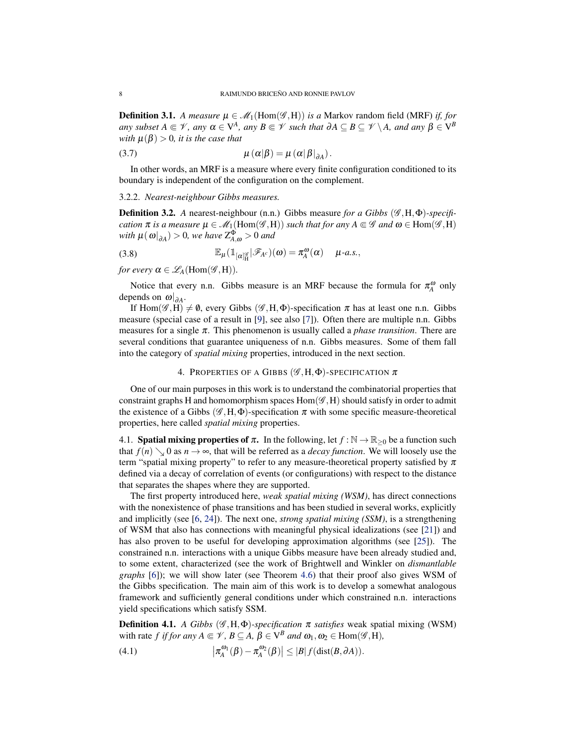**Definition 3.1.** *A measure $\mu \in \mathscr{M}_1(\mathrm{Hom}(\mathscr{G},\mathrm{H}))$ is a* Markov random field (MRF) *if, for any subset $A \Subset \mathscr{V}$, any $\alpha \in \mathrm{V}^A$, any $B \Subset \mathscr{V}$ such that $\partial A \subseteq B \subseteq \mathscr{V} \setminus A$, and any $\beta \in \mathrm{V}^B$ with $\mu(\beta) > 0$, it is the case that*

$$\mu(\alpha|\beta) = \mu\left(\alpha|\beta|_{\partial A}\right). \tag{3.7}$$

In other words, an MRF is a measure where every finite configuration conditioned to its boundary is independent of the configuration on the complement.

3.2.2. *Nearest-neighbour Gibbs measures.*

**Definition 3.2.** *A* nearest-neighbour (n.n.) Gibbs measure *for a Gibbs $(\mathscr{G},\mathrm{H},\Phi)$-specification $\pi$ is a measure $\mu \in \mathscr{M}_1(\mathrm{Hom}(\mathscr{G},\mathrm{H}))$ such that for any $A \Subset \mathscr{G}$ and $\omega \in \mathrm{Hom}(\mathscr{G},\mathrm{H})$ with $\mu(\omega|_{\partial A}) > 0$, we have $\mathrm{Z}^{\Phi}_{A,\omega} > 0$ and*

$$\mathbb{E}_\mu(\mathbb{1}_{[\alpha]^{\mathscr{G}}_{\mathrm{H}}}|\mathscr{F}_{A^c})(\omega) = \pi^{\omega}_A(\alpha) \quad \mu\text{-a.s.}, \tag{3.8}$$

*for every $\alpha \in \mathscr{L}_A(\mathrm{Hom}(\mathscr{G},\mathrm{H}))$.*

Notice that every n.n. Gibbs measure is an MRF because the formula for $\pi^{\omega}_A$ only depends on $\omega|_{\partial A}$.

If $\mathrm{Hom}(\mathscr{G},\mathrm{H}) \neq \emptyset$, every Gibbs $(\mathscr{G},\mathrm{H},\Phi)$-specification $\pi$ has at least one n.n. Gibbs measure (special case of a result in [9], see also [7]). Often there are multiple n.n. Gibbs measures for a single $\pi$. This phenomenon is usually called a *phase transition*. There are several conditions that guarantee uniqueness of n.n. Gibbs measures. Some of them fall into the category of *spatial mixing* properties, introduced in the next section.

# 4. Properties of a Gibbs $(\mathscr{G},\mathrm{H},\Phi)$-specification $\pi$

One of our main purposes in this work is to understand the combinatorial properties that constraint graphs H and homomorphism spaces $\mathrm{Hom}(\mathscr{G},\mathrm{H})$ should satisfy in order to admit the existence of a Gibbs $(\mathscr{G},\mathrm{H},\Phi)$-specification $\pi$ with some specific measure-theoretical properties, here called *spatial mixing* properties.

## 4.1. Spatial mixing properties of $\pi$.

In the following, let $f : \mathbb{N} \to \mathbb{R}_{\geq 0}$ be a function such that $f(n) \searrow 0$ as $n \to \infty$, that will be referred as a *decay function*. We will loosely use the term "spatial mixing property" to refer to any measure-theoretical property satisfied by $\pi$ defined via a decay of correlation of events (or configurations) with respect to the distance that separates the shapes where they are supported.

The first property introduced here, *weak spatial mixing (WSM)*, has direct connections with the nonexistence of phase transitions and has been studied in several works, explicitly and implicitly (see [6, 24]). The next one, *strong spatial mixing (SSM)*, is a strengthening of WSM that also has connections with meaningful physical idealizations (see [21]) and has also proven to be useful for developing approximation algorithms (see [25]). The constrained n.n. interactions with a unique Gibbs measure have been already studied and, to some extent, characterized (see the work of Brightwell and Winkler on *dismantlable graphs* [6]); we will show later (see Theorem 4.6) that their proof also gives WSM of the Gibbs specification. The main aim of this work is to develop a somewhat analogous framework and sufficiently general conditions under which constrained n.n. interactions yield specifications which satisfy SSM.

**Definition 4.1.** *A Gibbs $(\mathscr{G},\mathrm{H},\Phi)$-specification $\pi$ satisfies* weak spatial mixing (WSM) with rate $f$ *if for any $A \Subset \mathscr{V}$, $B \subseteq A$, $\beta \in \mathrm{V}^B$ and $\omega_1, \omega_2 \in \mathrm{Hom}(\mathscr{G},\mathrm{H})$,*

$$\left|\pi^{\omega_1}_A(\beta) - \pi^{\omega_2}_A(\beta)\right| \leq |B|\, f(\mathrm{dist}(B,\partial A)). \tag{4.1}$$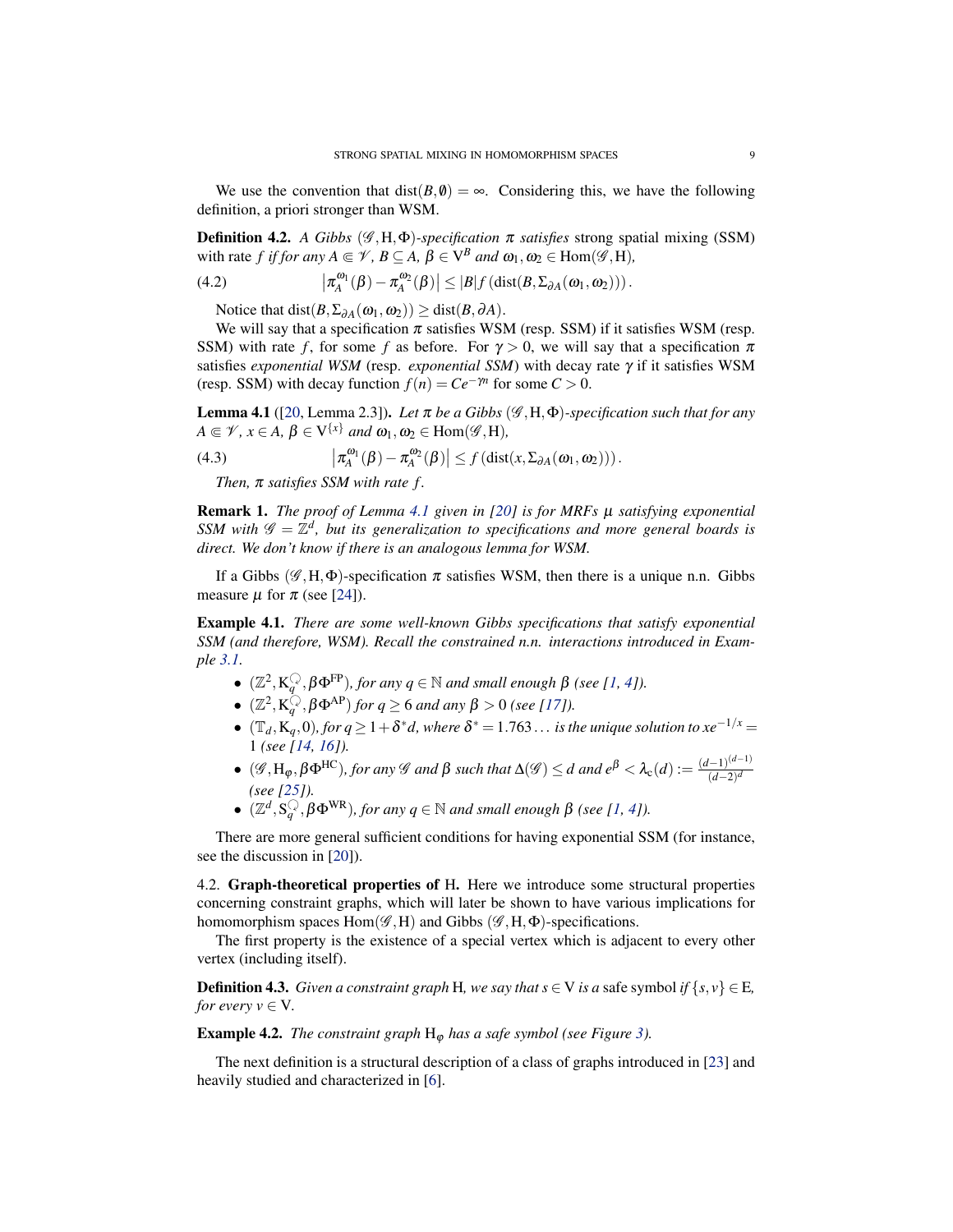We use the convention that $\mathrm{dist}(B, \emptyset) = \infty$. Considering this, we have the following definition, a priori stronger than WSM.

**Definition 4.2.** *A Gibbs $(\mathscr{G}, \mathrm{H}, \Phi)$-specification $\pi$ satisfies* strong spatial mixing (SSM) *with rate $f$ if for any $A \Subset \mathscr{V}$, $B \subseteq A$, $\beta \in \mathrm{V}^B$ and $\omega_1, \omega_2 \in \mathrm{Hom}(\mathscr{G}, \mathrm{H})$,*

$$\left|\pi_A^{\omega_1}(\beta) - \pi_A^{\omega_2}(\beta)\right| \leq |B| f\left(\mathrm{dist}(B, \Sigma_{\partial A}(\omega_1, \omega_2))\right). \tag{4.2}$$

Notice that $\mathrm{dist}(B, \Sigma_{\partial A}(\omega_1, \omega_2)) \geq \mathrm{dist}(B, \partial A)$.

We will say that a specification $\pi$ satisfies WSM (resp. SSM) if it satisfies WSM (resp. SSM) with rate $f$, for some $f$ as before. For $\gamma > 0$, we will say that a specification $\pi$ satisfies *exponential WSM* (resp. *exponential SSM*) with decay rate $\gamma$ if it satisfies WSM (resp. SSM) with decay function $f(n) = Ce^{-\gamma n}$ for some $C > 0$.

**Lemma 4.1** ([20, Lemma 2.3])**.** *Let $\pi$ be a Gibbs $(\mathscr{G}, \mathrm{H}, \Phi)$-specification such that for any $A \Subset \mathscr{V}$, $x \in A$, $\beta \in \mathrm{V}^{\{x\}}$ and $\omega_1, \omega_2 \in \mathrm{Hom}(\mathscr{G}, \mathrm{H})$,*

$$\left|\pi_A^{\omega_1}(\beta) - \pi_A^{\omega_2}(\beta)\right| \leq f\left(\mathrm{dist}(x, \Sigma_{\partial A}(\omega_1, \omega_2))\right). \tag{4.3}$$

*Then, $\pi$ satisfies SSM with rate $f$.*

**Remark 1.** *The proof of Lemma 4.1 given in [20] is for MRFs $\mu$ satisfying exponential SSM with $\mathscr{G} = \mathbb{Z}^d$, but its generalization to specifications and more general boards is direct. We don't know if there is an analogous lemma for WSM.*

If a Gibbs $(\mathscr{G}, \mathrm{H}, \Phi)$-specification $\pi$ satisfies WSM, then there is a unique n.n. Gibbs measure $\mu$ for $\pi$ (see [24]).

**Example 4.1.** *There are some well-known Gibbs specifications that satisfy exponential SSM (and therefore, WSM). Recall the constrained n.n. interactions introduced in Example 3.1.*

- *$(\mathbb{Z}^2, \mathrm{K}_q^{\circlearrowleft}, \beta\Phi^{\mathrm{FP}})$, for any $q \in \mathbb{N}$ and small enough $\beta$ (see [1, 4]).*
- *$(\mathbb{Z}^2, \mathrm{K}_q^{\circlearrowleft}, \beta\Phi^{\mathrm{AP}})$ for $q \geq 6$ and any $\beta > 0$ (see [17]).*
- *$(\mathbb{T}_d, \mathrm{K}_q, 0)$, for $q \geq 1 + \delta^* d$, where $\delta^* = 1.763\ldots$ is the unique solution to $xe^{-1/x} = 1$ (see [14, 16]).*
- *$(\mathscr{G}, \mathrm{H}_\varphi, \beta\Phi^{\mathrm{HC}})$, for any $\mathscr{G}$ and $\beta$ such that $\Delta(\mathscr{G}) \leq d$ and $e^\beta < \lambda_c(d) := \frac{(d-1)^{(d-1)}}{(d-2)^d}$ (see [25]).*
- *$(\mathbb{Z}^d, \mathrm{S}_q^{\circlearrowleft}, \beta\Phi^{\mathrm{WR}})$, for any $q \in \mathbb{N}$ and small enough $\beta$ (see [1, 4]).*

There are more general sufficient conditions for having exponential SSM (for instance, see the discussion in [20]).

### 4.2. Graph-theoretical properties of H.

Here we introduce some structural properties concerning constraint graphs, which will later be shown to have various implications for homomorphism spaces $\mathrm{Hom}(\mathscr{G}, \mathrm{H})$ and Gibbs $(\mathscr{G}, \mathrm{H}, \Phi)$-specifications.

The first property is the existence of a special vertex which is adjacent to every other vertex (including itself).

**Definition 4.3.** *Given a constraint graph $\mathrm{H}$, we say that $s \in \mathrm{V}$ is a* safe symbol *if $\{s, v\} \in \mathrm{E}$, for every $v \in \mathrm{V}$.*

**Example 4.2.** *The constraint graph $\mathrm{H}_\varphi$ has a safe symbol (see Figure 3).*

The next definition is a structural description of a class of graphs introduced in [23] and heavily studied and characterized in [6].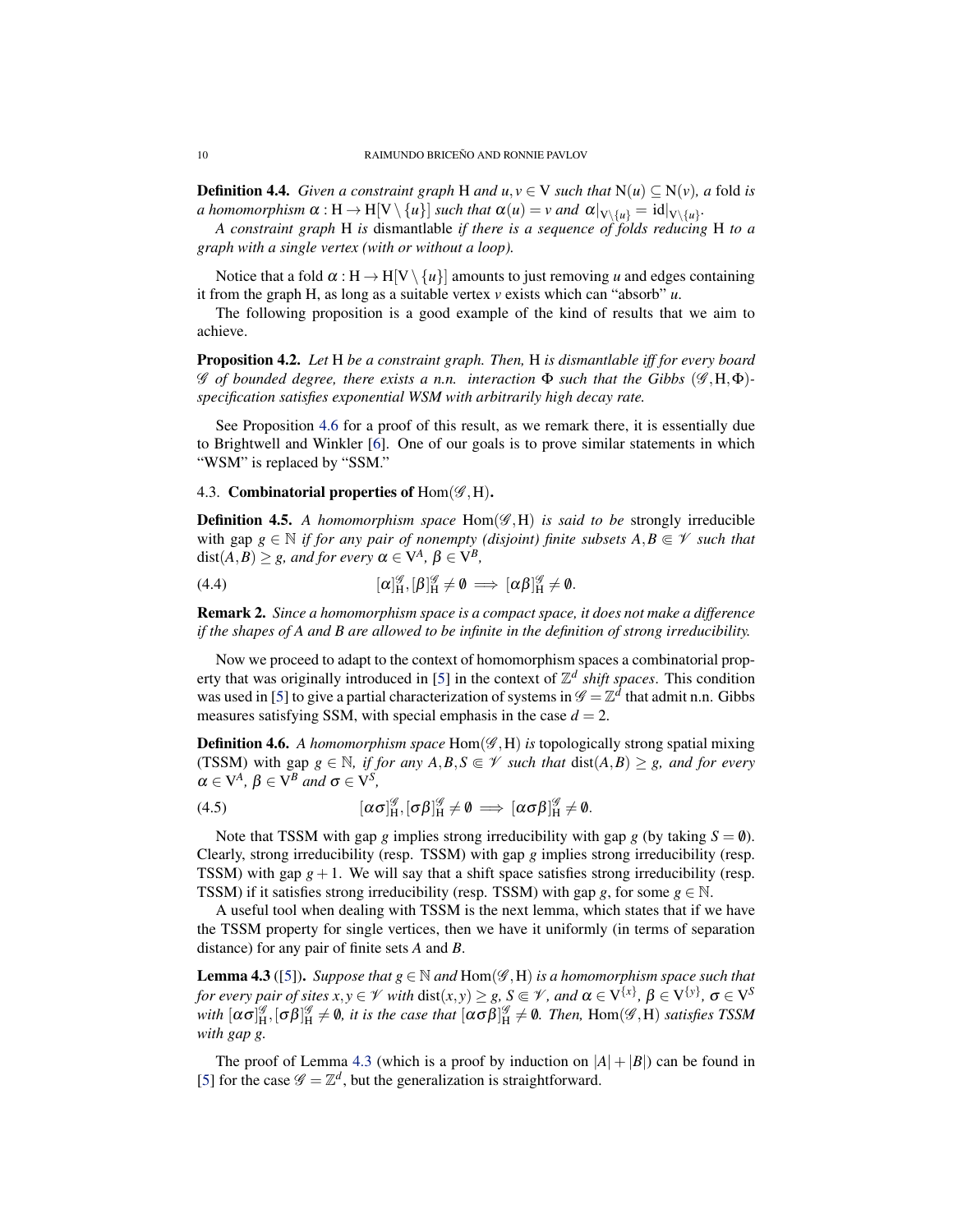**Definition 4.4.** *Given a constraint graph* $\mathrm{H}$ *and* $u, v \in \mathrm{V}$ *such that* $\mathrm{N}(u) \subseteq \mathrm{N}(v)$*, a* fold *is a homomorphism* $\alpha : \mathrm{H} \to \mathrm{H}[\mathrm{V} \setminus \{u\}]$ *such that* $\alpha(u) = v$ *and* $\alpha|_{\mathrm{V}\setminus\{u\}} = \mathrm{id}|_{\mathrm{V}\setminus\{u\}}$.

*A constraint graph* $\mathrm{H}$ *is* dismantlable *if there is a sequence of folds reducing* $\mathrm{H}$ *to a graph with a single vertex (with or without a loop).*

Notice that a fold $\alpha : \mathrm{H} \to \mathrm{H}[\mathrm{V} \setminus \{u\}]$ amounts to just removing $u$ and edges containing it from the graph $\mathrm{H}$, as long as a suitable vertex $v$ exists which can "absorb" $u$.

The following proposition is a good example of the kind of results that we aim to achieve.

**Proposition 4.2.** *Let* $\mathrm{H}$ *be a constraint graph. Then,* $\mathrm{H}$ *is dismantlable iff for every board* $\mathscr{G}$ *of bounded degree, there exists a n.n. interaction* $\Phi$ *such that the Gibbs* $(\mathscr{G}, \mathrm{H}, \Phi)$*-specification satisfies exponential WSM with arbitrarily high decay rate.*

See Proposition 4.6 for a proof of this result, as we remark there, it is essentially due to Brightwell and Winkler [6]. One of our goals is to prove similar statements in which "WSM" is replaced by "SSM."

### 4.3. Combinatorial properties of $\mathrm{Hom}(\mathscr{G}, \mathrm{H})$.

**Definition 4.5.** *A homomorphism space* $\mathrm{Hom}(\mathscr{G}, \mathrm{H})$ *is said to be* strongly irreducible with gap $g \in \mathbb{N}$ *if for any pair of nonempty (disjoint) finite subsets* $A, B \Subset \mathscr{V}$ *such that* $\mathrm{dist}(A, B) \geq g$*, and for every* $\alpha \in \mathrm{V}^A$*,* $\beta \in \mathrm{V}^B$*,*

$$[\alpha]^{\mathscr{G}}_{\mathrm{H}}, [\beta]^{\mathscr{G}}_{\mathrm{H}} \neq \emptyset \implies [\alpha\beta]^{\mathscr{G}}_{\mathrm{H}} \neq \emptyset. \tag{4.4}$$

**Remark 2.** *Since a homomorphism space is a compact space, it does not make a difference if the shapes of* $A$ *and* $B$ *are allowed to be infinite in the definition of strong irreducibility.*

Now we proceed to adapt to the context of homomorphism spaces a combinatorial property that was originally introduced in [5] in the context of $\mathbb{Z}^d$ *shift spaces*. This condition was used in [5] to give a partial characterization of systems in $\mathscr{G} = \mathbb{Z}^d$ that admit n.n. Gibbs measures satisfying SSM, with special emphasis in the case $d = 2$.

**Definition 4.6.** *A homomorphism space* $\mathrm{Hom}(\mathscr{G}, \mathrm{H})$ *is* topologically strong spatial mixing (TSSM) with gap $g \in \mathbb{N}$*, if for any* $A, B, S \Subset \mathscr{V}$ *such that* $\mathrm{dist}(A, B) \geq g$*, and for every* $\alpha \in \mathrm{V}^A$*,* $\beta \in \mathrm{V}^B$ *and* $\sigma \in \mathrm{V}^S$*,*

$$[\alpha\sigma]^{\mathscr{G}}_{\mathrm{H}}, [\sigma\beta]^{\mathscr{G}}_{\mathrm{H}} \neq \emptyset \implies [\alpha\sigma\beta]^{\mathscr{G}}_{\mathrm{H}} \neq \emptyset. \tag{4.5}$$

Note that TSSM with gap $g$ implies strong irreducibility with gap $g$ (by taking $S = \emptyset$). Clearly, strong irreducibility (resp. TSSM) with gap $g$ implies strong irreducibility (resp. TSSM) with gap $g+1$. We will say that a shift space satisfies strong irreducibility (resp. TSSM) if it satisfies strong irreducibility (resp. TSSM) with gap $g$, for some $g \in \mathbb{N}$.

A useful tool when dealing with TSSM is the next lemma, which states that if we have the TSSM property for single vertices, then we have it uniformly (in terms of separation distance) for any pair of finite sets $A$ and $B$.

**Lemma 4.3** ([5]). *Suppose that* $g \in \mathbb{N}$ *and* $\mathrm{Hom}(\mathscr{G}, \mathrm{H})$ *is a homomorphism space such that for every pair of sites* $x, y \in \mathscr{V}$ *with* $\mathrm{dist}(x, y) \geq g$*,* $S \Subset \mathscr{V}$*, and* $\alpha \in \mathrm{V}^{\{x\}}$*,* $\beta \in \mathrm{V}^{\{y\}}$*,* $\sigma \in \mathrm{V}^S$ *with* $[\alpha\sigma]^{\mathscr{G}}_{\mathrm{H}}, [\sigma\beta]^{\mathscr{G}}_{\mathrm{H}} \neq \emptyset$*, it is the case that* $[\alpha\sigma\beta]^{\mathscr{G}}_{\mathrm{H}} \neq \emptyset$*. Then,* $\mathrm{Hom}(\mathscr{G}, \mathrm{H})$ *satisfies TSSM with gap* $g$*.*

The proof of Lemma 4.3 (which is a proof by induction on $|A| + |B|$) can be found in [5] for the case $\mathscr{G} = \mathbb{Z}^d$, but the generalization is straightforward.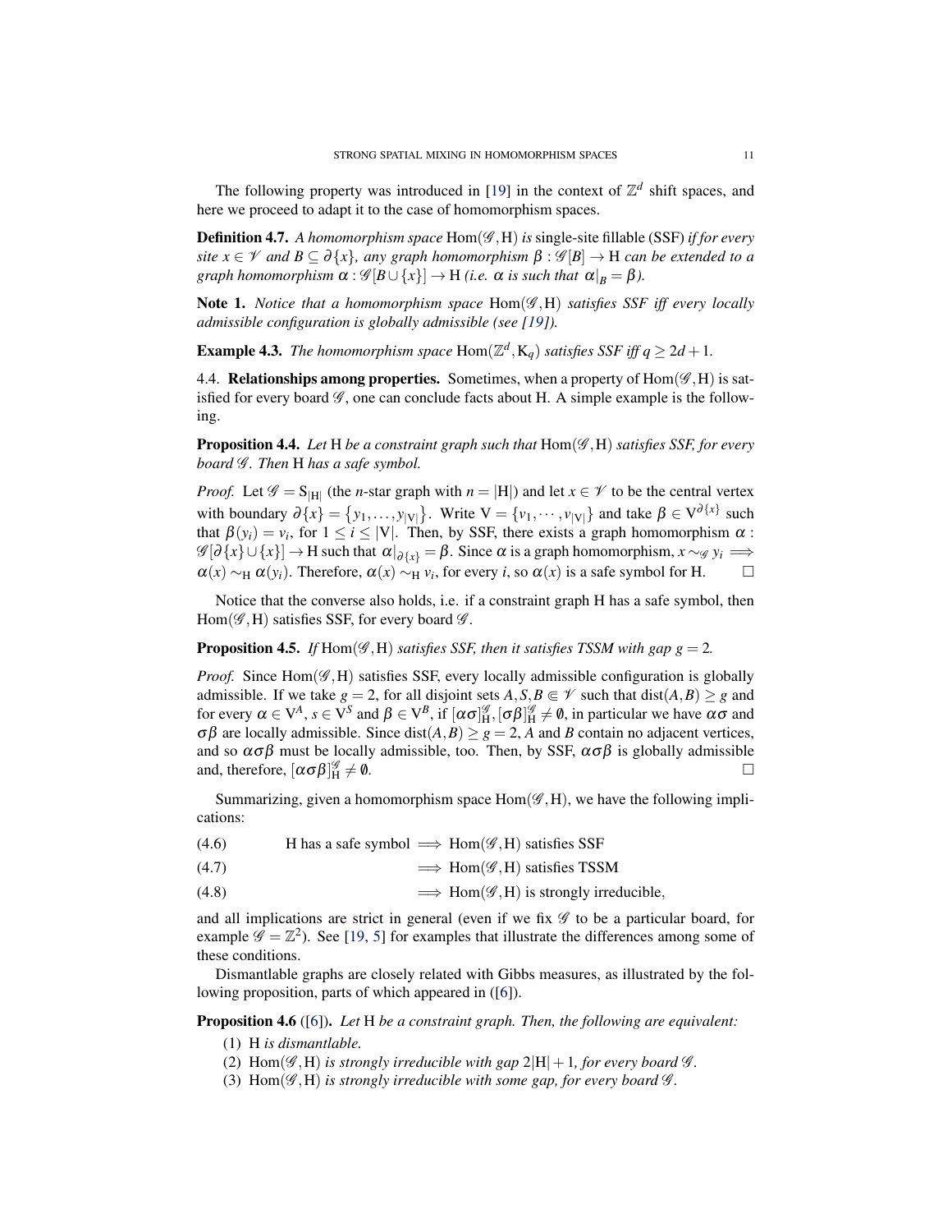The following property was introduced in [19] in the context of $\mathbb{Z}^d$ shift spaces, and here we proceed to adapt it to the case of homomorphism spaces.

**Definition 4.7.** *A homomorphism space* $\mathrm{Hom}(\mathscr{G},\mathrm{H})$ *is* single-site fillable (SSF) *if for every site* $x \in \mathscr{V}$ *and* $B \subseteq \partial\{x\}$, *any graph homomorphism* $\beta : \mathscr{G}[B] \to \mathrm{H}$ *can be extended to a graph homomorphism* $\alpha : \mathscr{G}[B \cup \{x\}] \to \mathrm{H}$ *(i.e.* $\alpha$ *is such that* $\alpha|_B = \beta$*).*

**Note 1.** *Notice that a homomorphism space* $\mathrm{Hom}(\mathscr{G},\mathrm{H})$ *satisfies SSF iff every locally admissible configuration is globally admissible (see [19]).*

**Example 4.3.** *The homomorphism space* $\mathrm{Hom}(\mathbb{Z}^d, \mathrm{K}_q)$ *satisfies SSF iff* $q \geq 2d+1$.

4.4. **Relationships among properties.** Sometimes, when a property of $\mathrm{Hom}(\mathscr{G},\mathrm{H})$ is satisfied for every board $\mathscr{G}$, one can conclude facts about H. A simple example is the following.

**Proposition 4.4.** *Let* H *be a constraint graph such that* $\mathrm{Hom}(\mathscr{G},\mathrm{H})$ *satisfies SSF, for every board* $\mathscr{G}$. *Then* H *has a safe symbol.*

*Proof.* Let $\mathscr{G} = \mathrm{S}_{|\mathrm{H}|}$ (the $n$-star graph with $n = |\mathrm{H}|$) and let $x \in \mathscr{V}$ to be the central vertex with boundary $\partial\{x\} = \{y_1, \ldots, y_{|\mathrm{V}|}\}$. Write $\mathrm{V} = \{v_1, \cdots, v_{|\mathrm{V}|}\}$ and take $\beta \in \mathrm{V}^{\partial\{x\}}$ such that $\beta(y_i) = v_i$, for $1 \leq i \leq |\mathrm{V}|$. Then, by SSF, there exists a graph homomorphism $\alpha : \mathscr{G}[\partial\{x\} \cup \{x\}] \to \mathrm{H}$ such that $\alpha|_{\partial\{x\}} = \beta$. Since $\alpha$ is a graph homomorphism, $x \sim_{\mathscr{G}} y_i \implies \alpha(x) \sim_{\mathrm{H}} \alpha(y_i)$. Therefore, $\alpha(x) \sim_{\mathrm{H}} v_i$, for every $i$, so $\alpha(x)$ is a safe symbol for H. $\square$

Notice that the converse also holds, i.e. if a constraint graph H has a safe symbol, then $\mathrm{Hom}(\mathscr{G},\mathrm{H})$ satisfies SSF, for every board $\mathscr{G}$.

**Proposition 4.5.** *If* $\mathrm{Hom}(\mathscr{G},\mathrm{H})$ *satisfies SSF, then it satisfies TSSM with gap* $g = 2$.

*Proof.* Since $\mathrm{Hom}(\mathscr{G},\mathrm{H})$ satisfies SSF, every locally admissible configuration is globally admissible. If we take $g = 2$, for all disjoint sets $A, S, B \Subset \mathscr{V}$ such that $\mathrm{dist}(A,B) \geq g$ and for every $\alpha \in \mathrm{V}^A$, $s \in \mathrm{V}^S$ and $\beta \in \mathrm{V}^B$, if $[\alpha\sigma]^{\mathscr{G}}_{\mathrm{H}}, [\sigma\beta]^{\mathscr{G}}_{\mathrm{H}} \neq \emptyset$, in particular we have $\alpha\sigma$ and $\sigma\beta$ are locally admissible. Since $\mathrm{dist}(A,B) \geq g = 2$, $A$ and $B$ contain no adjacent vertices, and so $\alpha\sigma\beta$ must be locally admissible, too. Then, by SSF, $\alpha\sigma\beta$ is globally admissible and, therefore, $[\alpha\sigma\beta]^{\mathscr{G}}_{\mathrm{H}} \neq \emptyset$. $\square$

Summarizing, given a homomorphism space $\mathrm{Hom}(\mathscr{G},\mathrm{H})$, we have the following implications:

$$\text{H has a safe symbol} \implies \mathrm{Hom}(\mathscr{G},\mathrm{H}) \text{ satisfies SSF} \tag{4.6}$$

$$\implies \mathrm{Hom}(\mathscr{G},\mathrm{H}) \text{ satisfies TSSM} \tag{4.7}$$

$$\implies \mathrm{Hom}(\mathscr{G},\mathrm{H}) \text{ is strongly irreducible,} \tag{4.8}$$

and all implications are strict in general (even if we fix $\mathscr{G}$ to be a particular board, for example $\mathscr{G} = \mathbb{Z}^2$). See [19, 5] for examples that illustrate the differences among some of these conditions.

Dismantlable graphs are closely related with Gibbs measures, as illustrated by the following proposition, parts of which appeared in ([6]).

**Proposition 4.6** ([6])**.** *Let* H *be a constraint graph. Then, the following are equivalent:*

1. H *is dismantlable.*
2. $\mathrm{Hom}(\mathscr{G},\mathrm{H})$ *is strongly irreducible with gap* $2|\mathrm{H}|+1$, *for every board* $\mathscr{G}$.
3. $\mathrm{Hom}(\mathscr{G},\mathrm{H})$ *is strongly irreducible with some gap, for every board* $\mathscr{G}$.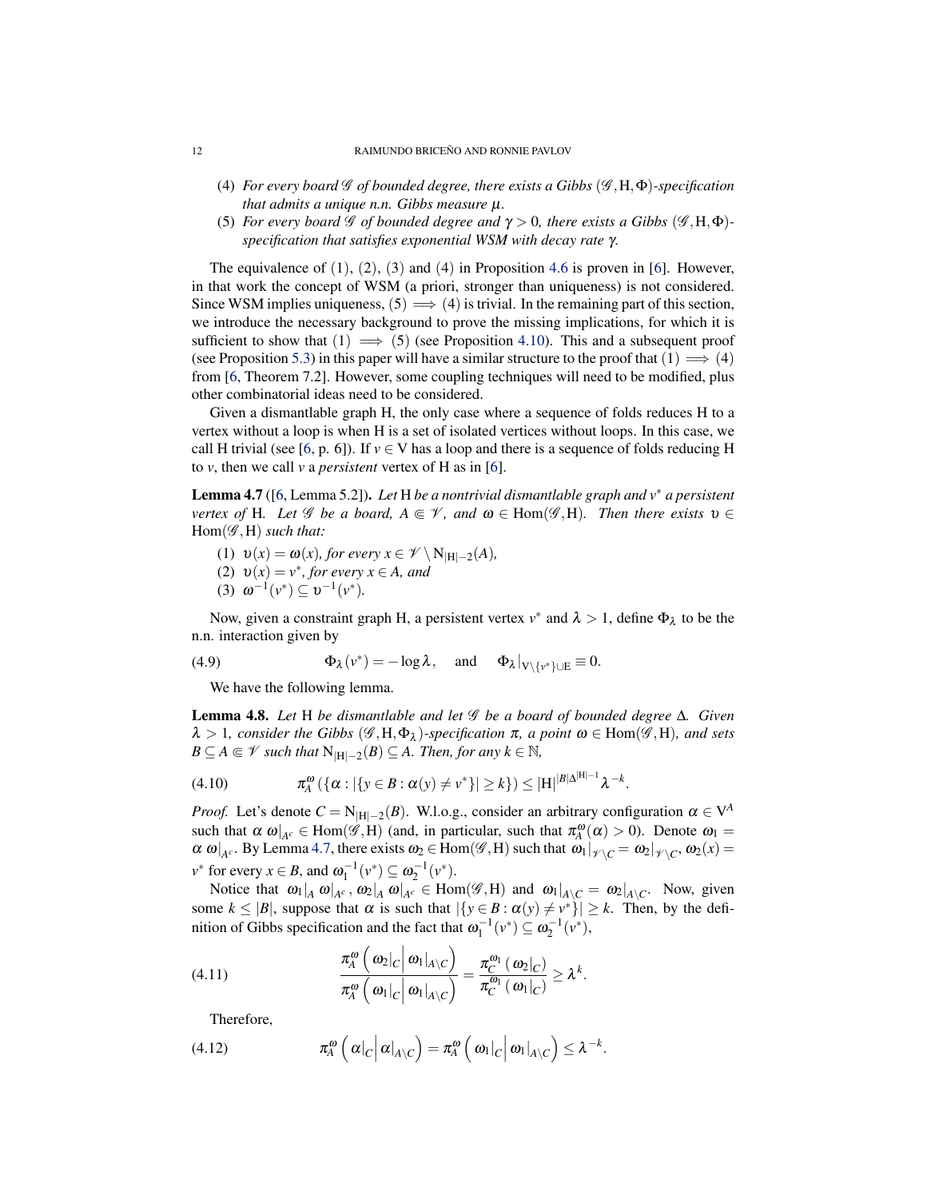(4) *For every board $\mathscr{G}$ of bounded degree, there exists a Gibbs $(\mathscr{G},\mathrm{H},\Phi)$-specification that admits a unique n.n. Gibbs measure $\mu$.*

(5) *For every board $\mathscr{G}$ of bounded degree and $\gamma > 0$, there exists a Gibbs $(\mathscr{G},\mathrm{H},\Phi)$-specification that satisfies exponential WSM with decay rate $\gamma$.*

The equivalence of (1), (2), (3) and (4) in Proposition 4.6 is proven in [6]. However, in that work the concept of WSM (a priori, stronger than uniqueness) is not considered. Since WSM implies uniqueness, (5) $\Longrightarrow$ (4) is trivial. In the remaining part of this section, we introduce the necessary background to prove the missing implications, for which it is sufficient to show that (1) $\Longrightarrow$ (5) (see Proposition 4.10). This and a subsequent proof (see Proposition 5.3) in this paper will have a similar structure to the proof that (1) $\Longrightarrow$ (4) from [6, Theorem 7.2]. However, some coupling techniques will need to be modified, plus other combinatorial ideas need to be considered.

Given a dismantlable graph H, the only case where a sequence of folds reduces H to a vertex without a loop is when H is a set of isolated vertices without loops. In this case, we call H trivial (see [6, p. 6]). If $v \in \mathrm{V}$ has a loop and there is a sequence of folds reducing H to $v$, then we call $v$ a *persistent* vertex of H as in [6].

**Lemma 4.7** ([6, Lemma 5.2])**.** *Let* H *be a nontrivial dismantlable graph and $v^*$ a persistent vertex of* H*. Let $\mathscr{G}$ be a board, $A \Subset \mathscr{V}$, and $\omega \in \mathrm{Hom}(\mathscr{G},\mathrm{H})$. Then there exists $\upsilon \in \mathrm{Hom}(\mathscr{G},\mathrm{H})$ such that:*

(1) *$\upsilon(x) = \omega(x)$, for every $x \in \mathscr{V} \setminus \mathrm{N}_{|\mathrm{H}|-2}(A)$,*
(2) *$\upsilon(x) = v^*$, for every $x \in A$, and*
(3) *$\omega^{-1}(v^*) \subseteq \upsilon^{-1}(v^*)$.*

Now, given a constraint graph H, a persistent vertex $v^*$ and $\lambda > 1$, define $\Phi_\lambda$ to be the n.n. interaction given by

$$\Phi_\lambda(v^*) = -\log\lambda, \quad \text{and} \quad \Phi_\lambda|_{\mathrm{V}\setminus\{v^*\}\cup\mathrm{E}} \equiv 0. \tag{4.9}$$

We have the following lemma.

**Lemma 4.8.** *Let* H *be dismantlable and let $\mathscr{G}$ be a board of bounded degree $\Delta$. Given $\lambda > 1$, consider the Gibbs $(\mathscr{G},\mathrm{H},\Phi_\lambda)$-specification $\pi$, a point $\omega \in \mathrm{Hom}(\mathscr{G},\mathrm{H})$, and sets $B \subseteq A \Subset \mathscr{V}$ such that $\mathrm{N}_{|\mathrm{H}|-2}(B) \subseteq A$. Then, for any $k \in \mathbb{N}$,*

$$\pi^\omega_A\left(\{\alpha : |\{y \in B : \alpha(y) \neq v^*\}| \geq k\}\right) \leq |\mathrm{H}|^{|B|\Delta^{|\mathrm{H}|-1}}\lambda^{-k}. \tag{4.10}$$

*Proof.* Let's denote $C = \mathrm{N}_{|\mathrm{H}|-2}(B)$. W.l.o.g., consider an arbitrary configuration $\alpha \in \mathrm{V}^A$ such that $\alpha\,\omega|_{A^c} \in \mathrm{Hom}(\mathscr{G},\mathrm{H})$ (and, in particular, such that $\pi^\omega_A(\alpha) > 0$). Denote $\omega_1 = \alpha\,\omega|_{A^c}$. By Lemma 4.7, there exists $\omega_2 \in \mathrm{Hom}(\mathscr{G},\mathrm{H})$ such that $\omega_1|_{\mathscr{V}\setminus C} = \omega_2|_{\mathscr{V}\setminus C}$, $\omega_2(x) = v^*$ for every $x \in B$, and $\omega_1^{-1}(v^*) \subseteq \omega_2^{-1}(v^*)$.

Notice that $\omega_1|_A\,\omega|_{A^c}, \omega_2|_A\,\omega|_{A^c} \in \mathrm{Hom}(\mathscr{G},\mathrm{H})$ and $\omega_1|_{A\setminus C} = \omega_2|_{A\setminus C}$. Now, given some $k \leq |B|$, suppose that $\alpha$ is such that $|\{y \in B : \alpha(y) \neq v^*\}| \geq k$. Then, by the definition of Gibbs specification and the fact that $\omega_1^{-1}(v^*) \subseteq \omega_2^{-1}(v^*)$,

$$\frac{\pi^\omega_A\left(\omega_2|_C \middle| \omega_1|_{A\setminus C}\right)}{\pi^\omega_A\left(\omega_1|_C \middle| \omega_1|_{A\setminus C}\right)} = \frac{\pi^{\omega_1}_C\left(\omega_2|_C\right)}{\pi^{\omega_1}_C\left(\omega_1|_C\right)} \geq \lambda^k. \tag{4.11}$$

Therefore,

$$\pi^\omega_A\left(\alpha|_C \middle| \alpha|_{A\setminus C}\right) = \pi^\omega_A\left(\omega_1|_C \middle| \omega_1|_{A\setminus C}\right) \leq \lambda^{-k}. \tag{4.12}$$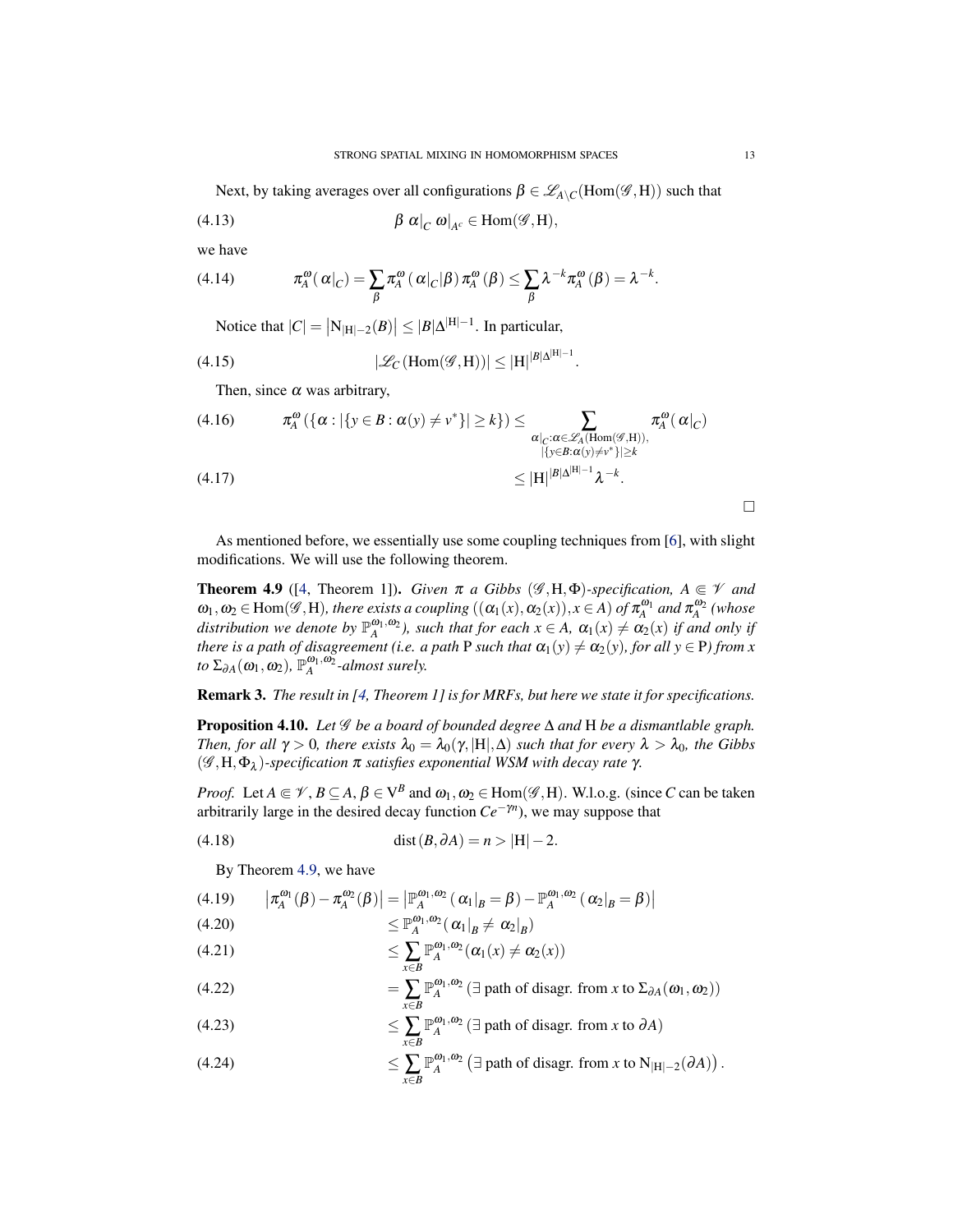Next, by taking averages over all configurations $\beta \in \mathscr{L}_{A \setminus C}(\mathrm{Hom}(\mathscr{G},\mathrm{H}))$ such that

$$\beta \left.\alpha\right|_C \left.\omega\right|_{A^c} \in \mathrm{Hom}(\mathscr{G},\mathrm{H}), \tag{4.13}$$

we have

$$\pi_A^\omega(\left.\alpha\right|_C) = \sum_\beta \pi_A^\omega(\left.\alpha\right|_C | \beta)\, \pi_A^\omega(\beta) \leq \sum_\beta \lambda^{-k} \pi_A^\omega(\beta) = \lambda^{-k}. \tag{4.14}$$

Notice that $|C| = \left|\mathrm{N}_{|\mathrm{H}|-2}(B)\right| \leq |B|\Delta^{|\mathrm{H}|-1}$. In particular,

$$|\mathscr{L}_C(\mathrm{Hom}(\mathscr{G},\mathrm{H}))| \leq |\mathrm{H}|^{|B|\Delta^{|\mathrm{H}|-1}}. \tag{4.15}$$

Then, since $\alpha$ was arbitrary,

$$\pi_A^\omega(\{\alpha : |\{y \in B : \alpha(y) \neq v^*\}| \geq k\}) \leq \sum_{\substack{\left.\alpha\right|_C : \alpha \in \mathscr{L}_A(\mathrm{Hom}(\mathscr{G},\mathrm{H})),\\ |\{y \in B : \alpha(y) \neq v^*\}| \geq k}} \pi_A^\omega(\left.\alpha\right|_C) \tag{4.16}$$

$$\leq |\mathrm{H}|^{|B|\Delta^{|\mathrm{H}|-1}} \lambda^{-k}. \tag{4.17}$$

□

As mentioned before, we essentially use some coupling techniques from [6], with slight modifications. We will use the following theorem.

**Theorem 4.9** ([4, Theorem 1]). *Given $\pi$ a Gibbs $(\mathscr{G},\mathrm{H},\Phi)$-specification, $A \Subset \mathscr{V}$ and $\omega_1, \omega_2 \in \mathrm{Hom}(\mathscr{G},\mathrm{H})$, there exists a coupling $((\alpha_1(x), \alpha_2(x)), x \in A)$ of $\pi_A^{\omega_1}$ and $\pi_A^{\omega_2}$ (whose distribution we denote by $\mathbb{P}_A^{\omega_1,\omega_2}$), such that for each $x \in A$, $\alpha_1(x) \neq \alpha_2(x)$ if and only if there is a path of disagreement (i.e. a path $\mathrm{P}$ such that $\alpha_1(y) \neq \alpha_2(y)$, for all $y \in \mathrm{P}$) from $x$ to $\Sigma_{\partial A}(\omega_1,\omega_2)$, $\mathbb{P}_A^{\omega_1,\omega_2}$-almost surely.*

**Remark 3.** *The result in [4, Theorem 1] is for MRFs, but here we state it for specifications.*

**Proposition 4.10.** *Let $\mathscr{G}$ be a board of bounded degree $\Delta$ and $\mathrm{H}$ be a dismantlable graph. Then, for all $\gamma > 0$, there exists $\lambda_0 = \lambda_0(\gamma, |\mathrm{H}|, \Delta)$ such that for every $\lambda > \lambda_0$, the Gibbs $(\mathscr{G},\mathrm{H},\Phi_\lambda)$-specification $\pi$ satisfies exponential WSM with decay rate $\gamma$.*

*Proof.* Let $A \Subset \mathscr{V}$, $B \subseteq A$, $\beta \in \mathrm{V}^B$ and $\omega_1, \omega_2 \in \mathrm{Hom}(\mathscr{G},\mathrm{H})$. W.l.o.g. (since $C$ can be taken arbitrarily large in the desired decay function $Ce^{-\gamma n}$), we may suppose that

$$\mathrm{dist}(B, \partial A) = n > |\mathrm{H}| - 2. \tag{4.18}$$

By Theorem 4.9, we have

$$\left|\pi_A^{\omega_1}(\beta) - \pi_A^{\omega_2}(\beta)\right| = \left|\mathbb{P}_A^{\omega_1,\omega_2}(\left.\alpha_1\right|_B = \beta) - \mathbb{P}_A^{\omega_1,\omega_2}(\left.\alpha_2\right|_B = \beta)\right| \tag{4.19}$$

$$\leq \mathbb{P}_A^{\omega_1,\omega_2}(\left.\alpha_1\right|_B \neq \left.\alpha_2\right|_B) \tag{4.20}$$

$$\leq \sum_{x \in B} \mathbb{P}_A^{\omega_1,\omega_2}(\alpha_1(x) \neq \alpha_2(x)) \tag{4.21}$$

$$= \sum_{x \in B} \mathbb{P}_A^{\omega_1,\omega_2}(\exists \text{ path of disagr. from } x \text{ to } \Sigma_{\partial A}(\omega_1,\omega_2)) \tag{4.22}$$

$$\leq \sum_{x \in B} \mathbb{P}_A^{\omega_1,\omega_2}(\exists \text{ path of disagr. from } x \text{ to } \partial A) \tag{4.23}$$

$$\leq \sum_{x \in B} \mathbb{P}_A^{\omega_1,\omega_2}\left(\exists \text{ path of disagr. from } x \text{ to } \mathrm{N}_{|\mathrm{H}|-2}(\partial A)\right). \tag{4.24}$$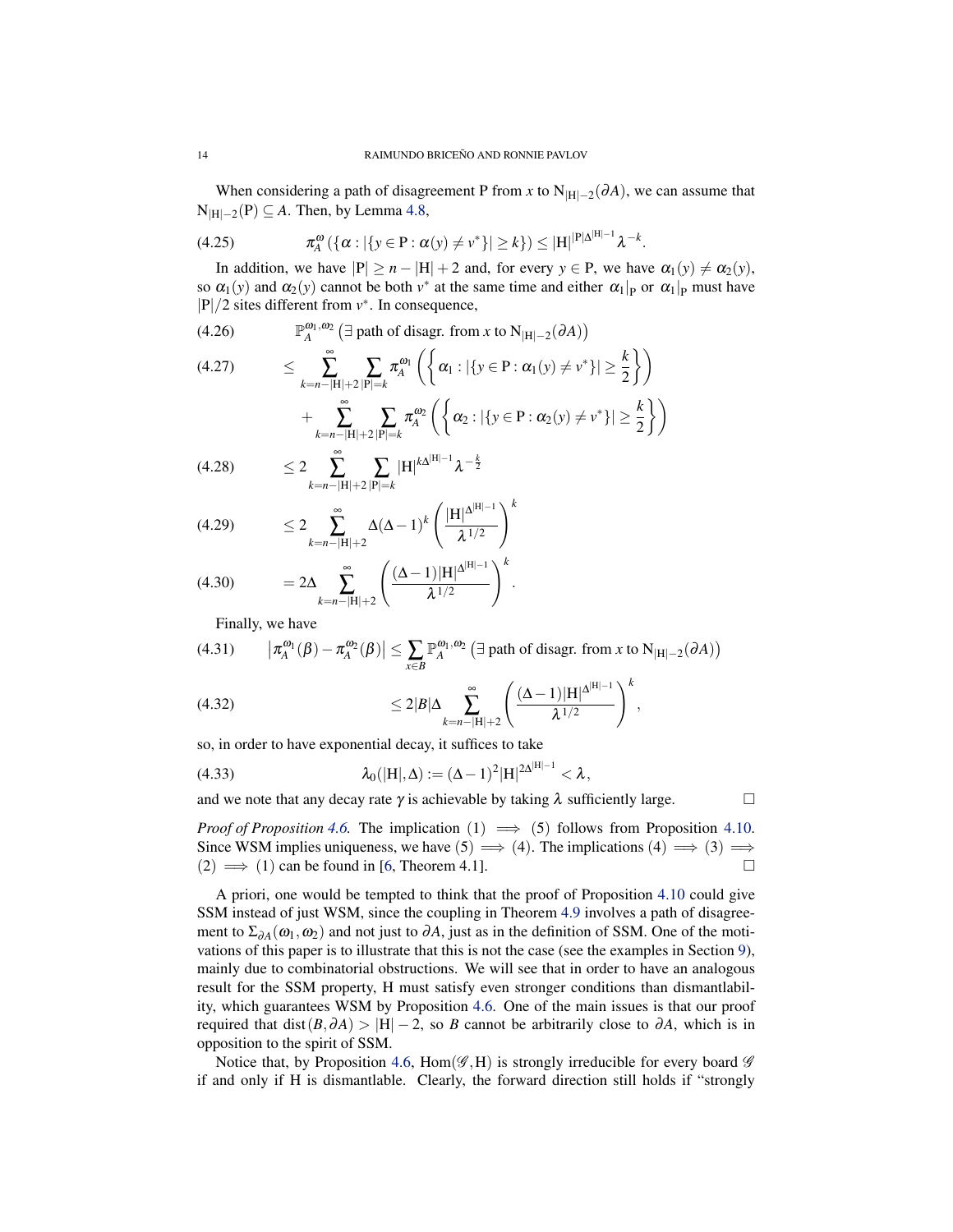When considering a path of disagreement P from $x$ to $\mathrm{N}_{|\mathrm{H}|-2}(\partial A)$, we can assume that $\mathrm{N}_{|\mathrm{H}|-2}(\mathrm{P}) \subseteq A$. Then, by Lemma 4.8,

$$\pi_A^{\omega}\left(\{\alpha : |\{y \in \mathrm{P} : \alpha(y) \neq v^*\}| \geq k\}\right) \leq |\mathrm{H}|^{|\mathrm{P}|\Delta^{|\mathrm{H}|-1}} \lambda^{-k}. \tag{4.25}$$

In addition, we have $|\mathrm{P}| \geq n - |\mathrm{H}| + 2$ and, for every $y \in \mathrm{P}$, we have $\alpha_1(y) \neq \alpha_2(y)$, so $\alpha_1(y)$ and $\alpha_2(y)$ cannot be both $v^*$ at the same time and either $\alpha_1|_{\mathrm{P}}$ or $\alpha_1|_{\mathrm{P}}$ must have $|\mathrm{P}|/2$ sites different from $v^*$. In consequence,

$$\mathbb{P}_A^{\omega_1,\omega_2}\left(\exists \text{ path of disagr. from } x \text{ to } \mathrm{N}_{|\mathrm{H}|-2}(\partial A)\right) \tag{4.26}$$

$$\leq \sum_{k=n-|\mathrm{H}|+2}^{\infty} \sum_{|\mathrm{P}|=k} \pi_A^{\omega_1}\left(\left\{\alpha_1 : |\{y \in \mathrm{P} : \alpha_1(y) \neq v^*\}| \geq \frac{k}{2}\right\}\right) \tag{4.27}$$

$$+ \sum_{k=n-|\mathrm{H}|+2}^{\infty} \sum_{|\mathrm{P}|=k} \pi_A^{\omega_2}\left(\left\{\alpha_2 : |\{y \in \mathrm{P} : \alpha_2(y) \neq v^*\}| \geq \frac{k}{2}\right\}\right)$$

$$\leq 2 \sum_{k=n-|\mathrm{H}|+2}^{\infty} \sum_{|\mathrm{P}|=k} |\mathrm{H}|^{k\Delta^{|\mathrm{H}|-1}} \lambda^{-\frac{k}{2}} \tag{4.28}$$

$$\leq 2 \sum_{k=n-|\mathrm{H}|+2}^{\infty} \Delta(\Delta-1)^k \left(\frac{|\mathrm{H}|^{\Delta^{|\mathrm{H}|-1}}}{\lambda^{1/2}}\right)^k \tag{4.29}$$

$$= 2\Delta \sum_{k=n-|\mathrm{H}|+2}^{\infty} \left(\frac{(\Delta-1)|\mathrm{H}|^{\Delta^{|\mathrm{H}|-1}}}{\lambda^{1/2}}\right)^k. \tag{4.30}$$

Finally, we have

$$\left|\pi_A^{\omega_1}(\beta) - \pi_A^{\omega_2}(\beta)\right| \leq \sum_{x \in B} \mathbb{P}_A^{\omega_1,\omega_2}\left(\exists \text{ path of disagr. from } x \text{ to } \mathrm{N}_{|\mathrm{H}|-2}(\partial A)\right) \tag{4.31}$$

$$\leq 2|B|\Delta \sum_{k=n-|\mathrm{H}|+2}^{\infty} \left(\frac{(\Delta-1)|\mathrm{H}|^{\Delta^{|\mathrm{H}|-1}}}{\lambda^{1/2}}\right)^k, \tag{4.32}$$

so, in order to have exponential decay, it suffices to take

$$\lambda_0(|\mathrm{H}|, \Delta) := (\Delta-1)^2 |\mathrm{H}|^{2\Delta^{|\mathrm{H}|-1}} < \lambda, \tag{4.33}$$

and we note that any decay rate $\gamma$ is achievable by taking $\lambda$ sufficiently large. $\square$

*Proof of Proposition 4.6.* The implication $(1) \implies (5)$ follows from Proposition 4.10. Since WSM implies uniqueness, we have $(5) \implies (4)$. The implications $(4) \implies (3) \implies (2) \implies (1)$ can be found in [6, Theorem 4.1]. $\square$

A priori, one would be tempted to think that the proof of Proposition 4.10 could give SSM instead of just WSM, since the coupling in Theorem 4.9 involves a path of disagreement to $\Sigma_{\partial A}(\omega_1, \omega_2)$ and not just to $\partial A$, just as in the definition of SSM. One of the motivations of this paper is to illustrate that this is not the case (see the examples in Section 9), mainly due to combinatorial obstructions. We will see that in order to have an analogous result for the SSM property, H must satisfy even stronger conditions than dismantlability, which guarantees WSM by Proposition 4.6. One of the main issues is that our proof required that $\mathrm{dist}(B, \partial A) > |\mathrm{H}| - 2$, so $B$ cannot be arbitrarily close to $\partial A$, which is in opposition to the spirit of SSM.

Notice that, by Proposition 4.6, $\mathrm{Hom}(\mathscr{G}, \mathrm{H})$ is strongly irreducible for every board $\mathscr{G}$ if and only if H is dismantlable. Clearly, the forward direction still holds if "strongly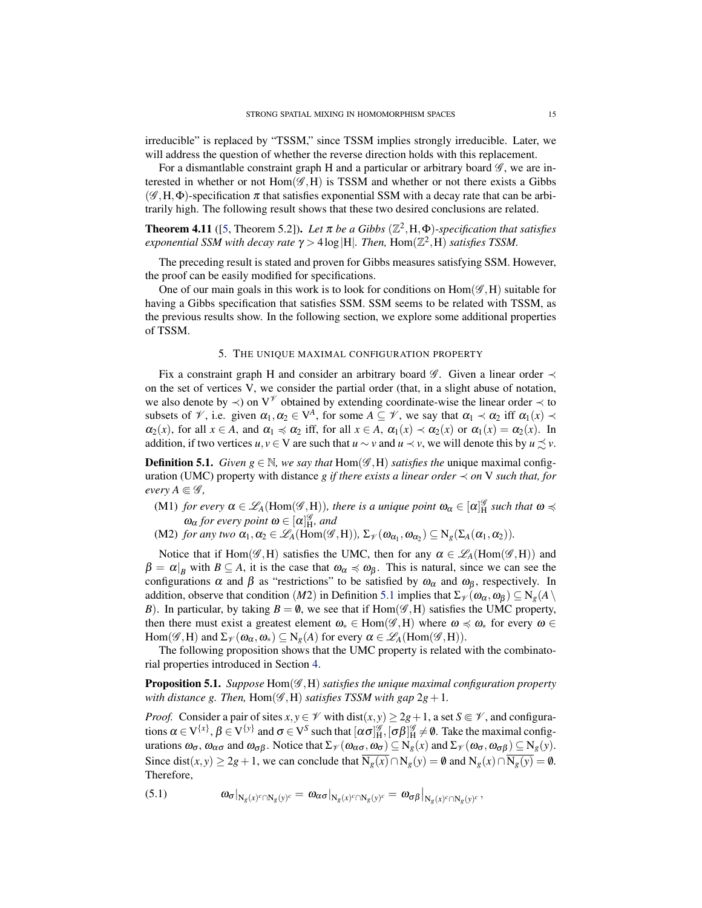irreducible" is replaced by "TSSM," since TSSM implies strongly irreducible. Later, we will address the question of whether the reverse direction holds with this replacement.

For a dismantlable constraint graph H and a particular or arbitrary board $\mathscr{G}$, we are interested in whether or not $\mathrm{Hom}(\mathscr{G},\mathrm{H})$ is TSSM and whether or not there exists a Gibbs $(\mathscr{G},\mathrm{H},\Phi)$-specification $\pi$ that satisfies exponential SSM with a decay rate that can be arbitrarily high. The following result shows that these two desired conclusions are related.

**Theorem 4.11** ([5, Theorem 5.2]). *Let $\pi$ be a Gibbs $(\mathbb{Z}^2,\mathrm{H},\Phi)$-specification that satisfies exponential SSM with decay rate $\gamma > 4\log|\mathrm{H}|$. Then, $\mathrm{Hom}(\mathbb{Z}^2,\mathrm{H})$ satisfies TSSM.*

The preceding result is stated and proven for Gibbs measures satisfying SSM. However, the proof can be easily modified for specifications.

One of our main goals in this work is to look for conditions on $\mathrm{Hom}(\mathscr{G},\mathrm{H})$ suitable for having a Gibbs specification that satisfies SSM. SSM seems to be related with TSSM, as the previous results show. In the following section, we explore some additional properties of TSSM.

## 5. The unique maximal configuration property

Fix a constraint graph H and consider an arbitrary board $\mathscr{G}$. Given a linear order $\prec$ on the set of vertices V, we consider the partial order (that, in a slight abuse of notation, we also denote by $\prec$) on $\mathrm{V}^{\mathscr{V}}$ obtained by extending coordinate-wise the linear order $\prec$ to subsets of $\mathscr{V}$, i.e. given $\alpha_1,\alpha_2 \in \mathrm{V}^A$, for some $A \subseteq \mathscr{V}$, we say that $\alpha_1 \prec \alpha_2$ iff $\alpha_1(x) \prec \alpha_2(x)$, for all $x \in A$, and $\alpha_1 \preccurlyeq \alpha_2$ iff, for all $x \in A$, $\alpha_1(x) \prec \alpha_2(x)$ or $\alpha_1(x) = \alpha_2(x)$. In addition, if two vertices $u,v \in \mathrm{V}$ are such that $u \sim v$ and $u \prec v$, we will denote this by $u \precsim v$.

**Definition 5.1.** *Given $g \in \mathbb{N}$, we say that $\mathrm{Hom}(\mathscr{G},\mathrm{H})$ satisfies the* unique maximal configuration (UMC) property with distance $g$ *if there exists a linear order $\prec$ on V such that, for every $A \Subset \mathscr{G}$,*

- (M1) *for every $\alpha \in \mathscr{L}_A(\mathrm{Hom}(\mathscr{G},\mathrm{H}))$, there is a unique point $\omega_\alpha \in [\alpha]^{\mathscr{G}}_{\mathrm{H}}$ such that $\omega \preccurlyeq \omega_\alpha$ for every point $\omega \in [\alpha]^{\mathscr{G}}_{\mathrm{H}}$, and*
- (M2) *for any two $\alpha_1,\alpha_2 \in \mathscr{L}_A(\mathrm{Hom}(\mathscr{G},\mathrm{H}))$, $\Sigma_{\mathscr{V}}(\omega_{\alpha_1},\omega_{\alpha_2}) \subseteq \mathrm{N}_g(\Sigma_A(\alpha_1,\alpha_2))$.*

Notice that if $\mathrm{Hom}(\mathscr{G},\mathrm{H})$ satisfies the UMC, then for any $\alpha \in \mathscr{L}_A(\mathrm{Hom}(\mathscr{G},\mathrm{H}))$ and $\beta = \alpha|_B$ with $B \subseteq A$, it is the case that $\omega_\alpha \preccurlyeq \omega_\beta$. This is natural, since we can see the configurations $\alpha$ and $\beta$ as "restrictions" to be satisfied by $\omega_\alpha$ and $\omega_\beta$, respectively. In addition, observe that condition $(M2)$ in Definition 5.1 implies that $\Sigma_{\mathscr{V}}(\omega_\alpha,\omega_\beta) \subseteq \mathrm{N}_g(A \setminus B)$. In particular, by taking $B = \emptyset$, we see that if $\mathrm{Hom}(\mathscr{G},\mathrm{H})$ satisfies the UMC property, then there must exist a greatest element $\omega_* \in \mathrm{Hom}(\mathscr{G},\mathrm{H})$ where $\omega \preccurlyeq \omega_*$ for every $\omega \in \mathrm{Hom}(\mathscr{G},\mathrm{H})$ and $\Sigma_{\mathscr{V}}(\omega_\alpha,\omega_*) \subseteq \mathrm{N}_g(A)$ for every $\alpha \in \mathscr{L}_A(\mathrm{Hom}(\mathscr{G},\mathrm{H}))$.

The following proposition shows that the UMC property is related with the combinatorial properties introduced in Section 4.

**Proposition 5.1.** *Suppose $\mathrm{Hom}(\mathscr{G},\mathrm{H})$ satisfies the unique maximal configuration property with distance $g$. Then, $\mathrm{Hom}(\mathscr{G},\mathrm{H})$ satisfies TSSM with gap $2g+1$.*

*Proof.* Consider a pair of sites $x,y \in \mathscr{V}$ with $\mathrm{dist}(x,y) \geq 2g+1$, a set $S \Subset \mathscr{V}$, and configurations $\alpha \in \mathrm{V}^{\{x\}}$, $\beta \in \mathrm{V}^{\{y\}}$ and $\sigma \in \mathrm{V}^S$ such that $[\alpha\sigma]^{\mathscr{G}}_{\mathrm{H}}, [\sigma\beta]^{\mathscr{G}}_{\mathrm{H}} \neq \emptyset$. Take the maximal configurations $\omega_\sigma$, $\omega_{\alpha\sigma}$ and $\omega_{\sigma\beta}$. Notice that $\Sigma_{\mathscr{V}}(\omega_{\alpha\sigma},\omega_\sigma) \subseteq \mathrm{N}_g(x)$ and $\Sigma_{\mathscr{V}}(\omega_\sigma,\omega_{\sigma\beta}) \subseteq \mathrm{N}_g(y)$. Since $\mathrm{dist}(x,y) \geq 2g+1$, we can conclude that $\overline{\mathrm{N}_g(x)} \cap \mathrm{N}_g(y) = \emptyset$ and $\mathrm{N}_g(x) \cap \overline{\mathrm{N}_g(y)} = \emptyset$. Therefore,

$$\omega_\sigma|_{\mathrm{N}_g(x)^c \cap \mathrm{N}_g(y)^c} = \omega_{\alpha\sigma}|_{\mathrm{N}_g(x)^c \cap \mathrm{N}_g(y)^c} = \omega_{\sigma\beta}|_{\mathrm{N}_g(x)^c \cap \mathrm{N}_g(y)^c}, \tag{5.1}$$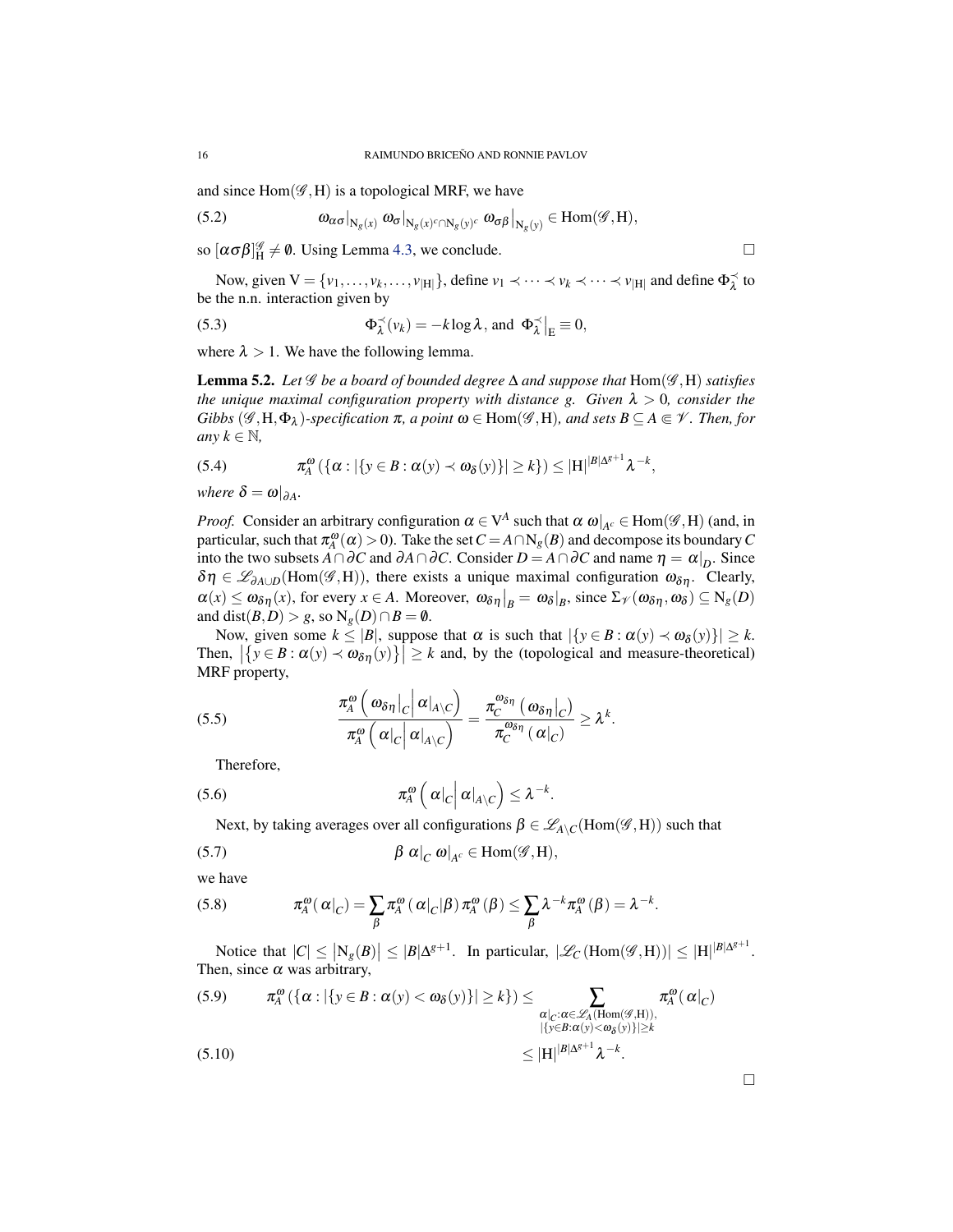and since $\mathrm{Hom}(\mathscr{G},\mathrm{H})$ is a topological MRF, we have

$$\omega_{\alpha\sigma}\big|_{\mathrm{N}_g(x)}\ \omega_\sigma\big|_{\mathrm{N}_g(x)^c\cap\mathrm{N}_g(y)^c}\ \omega_{\sigma\beta}\big|_{\mathrm{N}_g(y)} \in \mathrm{Hom}(\mathscr{G},\mathrm{H}), \tag{5.2}$$

so $[\alpha\sigma\beta]^{\mathscr{G}}_{\mathrm{H}} \neq \emptyset$. Using Lemma 4.3, we conclude. $\square$

Now, given $\mathrm{V} = \{v_1,\dots,v_k,\dots,v_{|\mathrm{H}|}\}$, define $v_1 \prec \cdots \prec v_k \prec \cdots \prec v_{|\mathrm{H}|}$ and define $\Phi^{\prec}_{\lambda}$ to be the n.n. interaction given by

$$\Phi^{\prec}_{\lambda}(v_k) = -k\log\lambda, \text{ and } \Phi^{\prec}_{\lambda}\big|_{\mathrm{E}} \equiv 0, \tag{5.3}$$

where $\lambda > 1$. We have the following lemma.

**Lemma 5.2.** *Let $\mathscr{G}$ be a board of bounded degree $\Delta$ and suppose that $\mathrm{Hom}(\mathscr{G},\mathrm{H})$ satisfies the unique maximal configuration property with distance $g$. Given $\lambda > 0$, consider the Gibbs $(\mathscr{G},\mathrm{H},\Phi_\lambda)$-specification $\pi$, a point $\omega \in \mathrm{Hom}(\mathscr{G},\mathrm{H})$, and sets $B \subseteq A \Subset \mathscr{V}$. Then, for any $k \in \mathbb{N}$,*

$$\pi^{\omega}_{A}(\{\alpha : |\{y \in B : \alpha(y) \prec \omega_\delta(y)\}| \geq k\}) \leq |\mathrm{H}|^{|B|\Delta^{g+1}}\lambda^{-k}, \tag{5.4}$$

*where $\delta = \omega|_{\partial A}$.*

*Proof.* Consider an arbitrary configuration $\alpha \in \mathrm{V}^A$ such that $\alpha\ \omega|_{A^c} \in \mathrm{Hom}(\mathscr{G},\mathrm{H})$ (and, in particular, such that $\pi^{\omega}_{A}(\alpha) > 0$). Take the set $C = A \cap \mathrm{N}_g(B)$ and decompose its boundary $C$ into the two subsets $A \cap \partial C$ and $\partial A \cap \partial C$. Consider $D = A \cap \partial C$ and name $\eta = \alpha|_D$. Since $\delta\eta \in \mathscr{L}_{\partial A \cup D}(\mathrm{Hom}(\mathscr{G},\mathrm{H}))$, there exists a unique maximal configuration $\omega_{\delta\eta}$. Clearly, $\alpha(x) \leq \omega_{\delta\eta}(x)$, for every $x \in A$. Moreover, $\omega_{\delta\eta}\big|_B = \omega_\delta|_B$, since $\Sigma_{\mathscr{V}}(\omega_{\delta\eta},\omega_\delta) \subseteq \mathrm{N}_g(D)$ and $\mathrm{dist}(B,D) > g$, so $\mathrm{N}_g(D) \cap B = \emptyset$.

Now, given some $k \leq |B|$, suppose that $\alpha$ is such that $|\{y \in B : \alpha(y) \prec \omega_\delta(y)\}| \geq k$. Then, $\left|\{y \in B : \alpha(y) \prec \omega_{\delta\eta}(y)\}\right| \geq k$ and, by the (topological and measure-theoretical) MRF property,

$$\frac{\pi^{\omega}_{A}\left(\omega_{\delta\eta}\big|_C \,\middle|\, \alpha|_{A\setminus C}\right)}{\pi^{\omega}_{A}\left(\alpha|_C \,\middle|\, \alpha|_{A\setminus C}\right)} = \frac{\pi^{\omega_{\delta\eta}}_{C}\left(\omega_{\delta\eta}\big|_C\right)}{\pi^{\omega_{\delta\eta}}_{C}\left(\alpha|_C\right)} \geq \lambda^k. \tag{5.5}$$

Therefore,

$$\pi^{\omega}_{A}\left(\alpha|_C \,\middle|\, \alpha|_{A\setminus C}\right) \leq \lambda^{-k}. \tag{5.6}$$

Next, by taking averages over all configurations $\beta \in \mathscr{L}_{A\setminus C}(\mathrm{Hom}(\mathscr{G},\mathrm{H}))$ such that

$$\beta\ \alpha|_C\ \omega|_{A^c} \in \mathrm{Hom}(\mathscr{G},\mathrm{H}), \tag{5.7}$$

we have

$$\pi^{\omega}_{A}(\alpha|_C) = \sum_{\beta} \pi^{\omega}_{A}(\alpha|_C|\beta)\,\pi^{\omega}_{A}(\beta) \leq \sum_{\beta} \lambda^{-k}\pi^{\omega}_{A}(\beta) = \lambda^{-k}. \tag{5.8}$$

Notice that $|C| \leq |\mathrm{N}_g(B)| \leq |B|\Delta^{g+1}$. In particular, $|\mathscr{L}_C(\mathrm{Hom}(\mathscr{G},\mathrm{H}))| \leq |\mathrm{H}|^{|B|\Delta^{g+1}}$. Then, since $\alpha$ was arbitrary,

$$\pi^{\omega}_{A}(\{\alpha : |\{y \in B : \alpha(y) < \omega_\delta(y)\}| \geq k\}) \leq \sum_{\substack{\alpha|_C : \alpha \in \mathscr{L}_A(\mathrm{Hom}(\mathscr{G},\mathrm{H})),\\ |\{y \in B : \alpha(y) < \omega_\delta(y)\}| \geq k}} \pi^{\omega}_{A}(\alpha|_C) \tag{5.9}$$

$$\leq |\mathrm{H}|^{|B|\Delta^{g+1}}\lambda^{-k}. \tag{5.10}$$

$\square$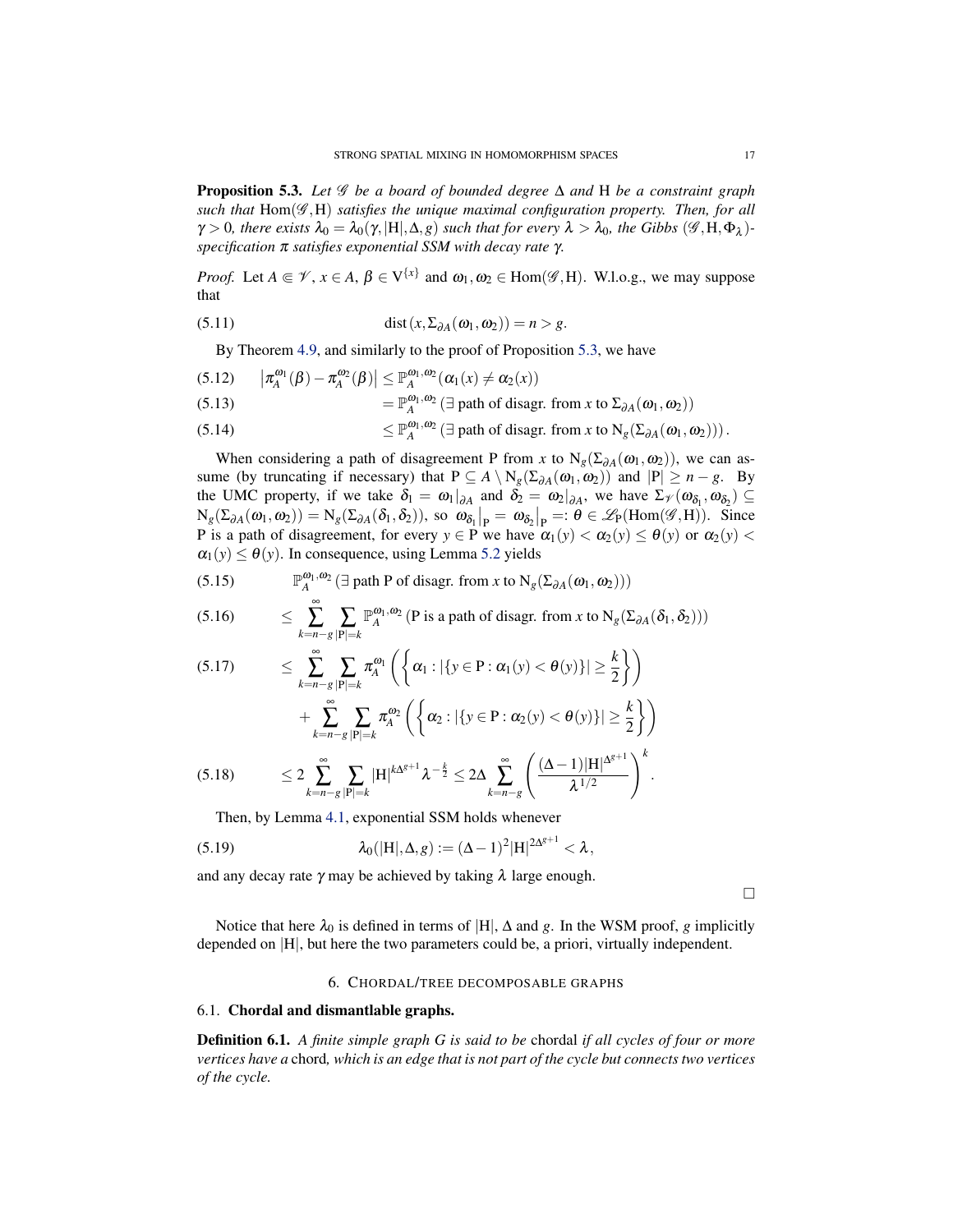**Proposition 5.3.** *Let $\mathscr{G}$ be a board of bounded degree $\Delta$ and $\mathrm{H}$ be a constraint graph such that $\mathrm{Hom}(\mathscr{G},\mathrm{H})$ satisfies the unique maximal configuration property. Then, for all $\gamma > 0$, there exists $\lambda_0 = \lambda_0(\gamma,|\mathrm{H}|,\Delta,g)$ such that for every $\lambda > \lambda_0$, the Gibbs $(\mathscr{G},\mathrm{H},\Phi_\lambda)$-specification $\pi$ satisfies exponential SSM with decay rate $\gamma$.*

*Proof.* Let $A \Subset \mathscr{V}$, $x \in A$, $\beta \in \mathrm{V}^{\{x\}}$ and $\omega_1,\omega_2 \in \mathrm{Hom}(\mathscr{G},\mathrm{H})$. W.l.o.g., we may suppose that

$$\operatorname{dist}(x,\Sigma_{\partial A}(\omega_1,\omega_2)) = n > g. \tag{5.11}$$

By Theorem 4.9, and similarly to the proof of Proposition 5.3, we have

$$\left|\pi_A^{\omega_1}(\beta) - \pi_A^{\omega_2}(\beta)\right| \leq \mathbb{P}_A^{\omega_1,\omega_2}(\alpha_1(x) \neq \alpha_2(x)) \tag{5.12}$$

$$= \mathbb{P}_A^{\omega_1,\omega_2}(\exists \text{ path of disagr. from } x \text{ to } \Sigma_{\partial A}(\omega_1,\omega_2)) \tag{5.13}$$

$$\leq \mathbb{P}_A^{\omega_1,\omega_2}(\exists \text{ path of disagr. from } x \text{ to } \mathrm{N}_g(\Sigma_{\partial A}(\omega_1,\omega_2)))\,. \tag{5.14}$$

When considering a path of disagreement $\mathrm{P}$ from $x$ to $\mathrm{N}_g(\Sigma_{\partial A}(\omega_1,\omega_2))$, we can assume (by truncating if necessary) that $\mathrm{P} \subseteq A \setminus \mathrm{N}_g(\Sigma_{\partial A}(\omega_1,\omega_2))$ and $|\mathrm{P}| \geq n-g$. By the UMC property, if we take $\delta_1 = \omega_1|_{\partial A}$ and $\delta_2 = \omega_2|_{\partial A}$, we have $\Sigma_{\mathscr{V}}(\omega_{\delta_1},\omega_{\delta_2}) \subseteq \mathrm{N}_g(\Sigma_{\partial A}(\omega_1,\omega_2)) = \mathrm{N}_g(\Sigma_{\partial A}(\delta_1,\delta_2))$, so $\omega_{\delta_1}\big|_{\mathrm{P}} = \omega_{\delta_2}\big|_{\mathrm{P}} =: \theta \in \mathscr{L}_{\mathrm{P}}(\mathrm{Hom}(\mathscr{G},\mathrm{H}))$. Since $\mathrm{P}$ is a path of disagreement, for every $y \in \mathrm{P}$ we have $\alpha_1(y) < \alpha_2(y) \leq \theta(y)$ or $\alpha_2(y) < \alpha_1(y) \leq \theta(y)$. In consequence, using Lemma 5.2 yields

$$\mathbb{P}_A^{\omega_1,\omega_2}(\exists \text{ path P of disagr. from } x \text{ to } \mathrm{N}_g(\Sigma_{\partial A}(\omega_1,\omega_2))) \tag{5.15}$$

$$\leq \sum_{k=n-g}^{\infty}\sum_{|\mathrm{P}|=k}\mathbb{P}_A^{\omega_1,\omega_2}(\mathrm{P} \text{ is a path of disagr. from } x \text{ to } \mathrm{N}_g(\Sigma_{\partial A}(\delta_1,\delta_2))) \tag{5.16}$$

$$\leq \sum_{k=n-g}^{\infty}\sum_{|\mathrm{P}|=k}\pi_A^{\omega_1}\left(\left\{\alpha_1 : |\{y \in \mathrm{P} : \alpha_1(y) < \theta(y)\}| \geq \frac{k}{2}\right\}\right) \tag{5.17}$$

$$+ \sum_{k=n-g}^{\infty}\sum_{|\mathrm{P}|=k}\pi_A^{\omega_2}\left(\left\{\alpha_2 : |\{y \in \mathrm{P} : \alpha_2(y) < \theta(y)\}| \geq \frac{k}{2}\right\}\right)$$

$$\leq 2\sum_{k=n-g}^{\infty}\sum_{|\mathrm{P}|=k}|\mathrm{H}|^{k\Delta^{g+1}}\lambda^{-\frac{k}{2}} \leq 2\Delta\sum_{k=n-g}^{\infty}\left(\frac{(\Delta-1)|\mathrm{H}|^{\Delta^{g+1}}}{\lambda^{1/2}}\right)^k. \tag{5.18}$$

Then, by Lemma 4.1, exponential SSM holds whenever

$$\lambda_0(|\mathrm{H}|,\Delta,g) := (\Delta-1)^2|\mathrm{H}|^{2\Delta^{g+1}} < \lambda, \tag{5.19}$$

and any decay rate $\gamma$ may be achieved by taking $\lambda$ large enough. $\square$

Notice that here $\lambda_0$ is defined in terms of $|\mathrm{H}|$, $\Delta$ and $g$. In the WSM proof, $g$ implicitly depended on $|\mathrm{H}|$, but here the two parameters could be, a priori, virtually independent.

## 6. Chordal/tree decomposable graphs

### 6.1. Chordal and dismantlable graphs.

**Definition 6.1.** *A finite simple graph $G$ is said to be* chordal *if all cycles of four or more vertices have a* chord*, which is an edge that is not part of the cycle but connects two vertices of the cycle.*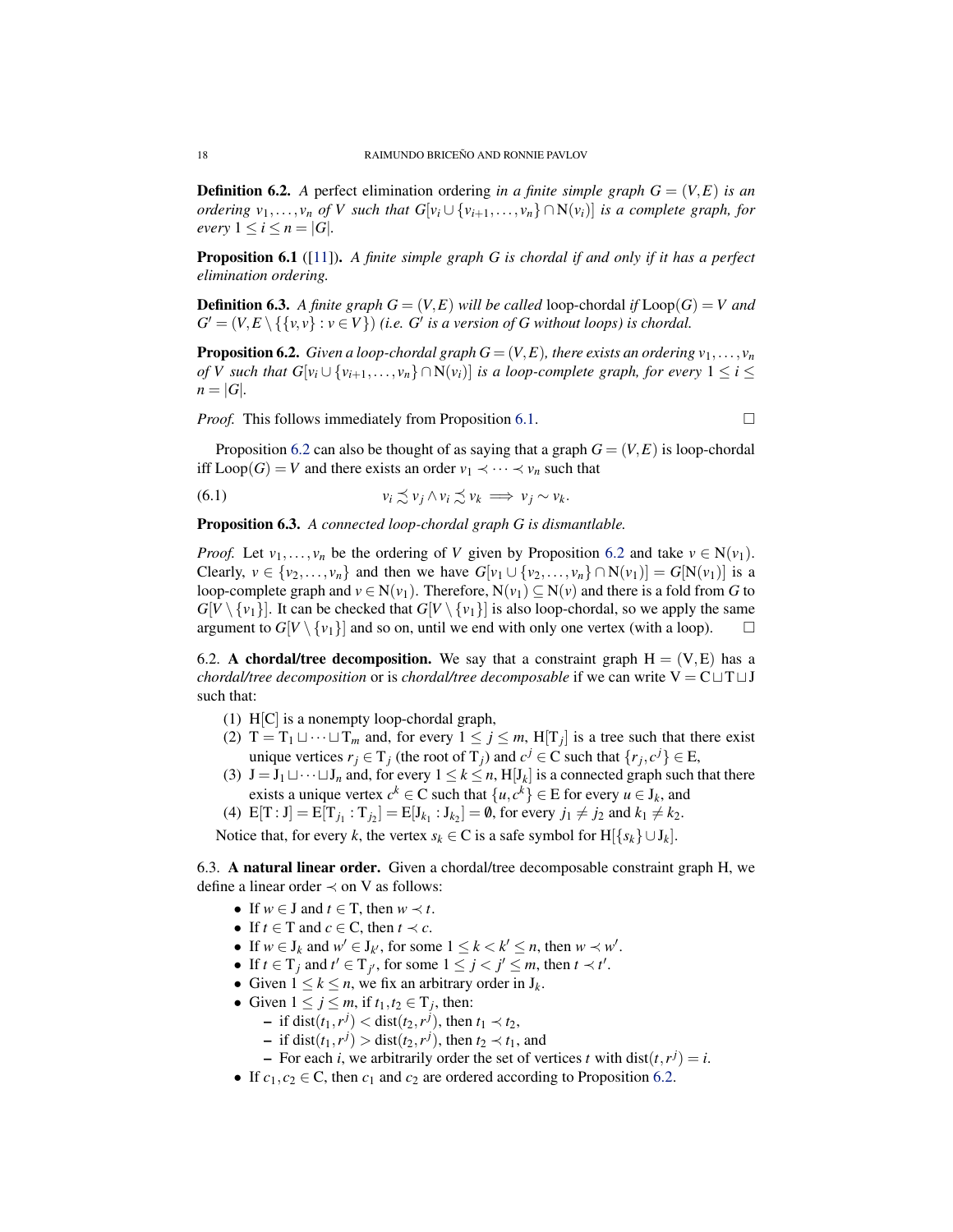**Definition 6.2.** *A* perfect elimination ordering *in a finite simple graph $G = (V,E)$ is an ordering $v_1,\dots,v_n$ of $V$ such that $G[v_i \cup \{v_{i+1},\dots,v_n\} \cap \mathrm{N}(v_i)]$ is a complete graph, for every $1 \leq i \leq n = |G|$.*

**Proposition 6.1** ([11])**.** *A finite simple graph $G$ is chordal if and only if it has a perfect elimination ordering.*

**Definition 6.3.** *A finite graph $G = (V,E)$ will be called* loop-chordal *if $\mathrm{Loop}(G) = V$ and $G' = (V, E \setminus \{\{v,v\} : v \in V\})$ (i.e. $G'$ is a version of $G$ without loops) is chordal.*

**Proposition 6.2.** *Given a loop-chordal graph $G = (V,E)$, there exists an ordering $v_1,\dots,v_n$ of $V$ such that $G[v_i \cup \{v_{i+1},\dots,v_n\} \cap \mathrm{N}(v_i)]$ is a loop-complete graph, for every $1 \leq i \leq n = |G|$.*

*Proof.* This follows immediately from Proposition 6.1. □

Proposition 6.2 can also be thought of as saying that a graph $G = (V,E)$ is loop-chordal iff $\mathrm{Loop}(G) = V$ and there exists an order $v_1 \prec \cdots \prec v_n$ such that

$$v_i \precsim v_j \wedge v_i \precsim v_k \implies v_j \sim v_k. \tag{6.1}$$

**Proposition 6.3.** *A connected loop-chordal graph $G$ is dismantlable.*

*Proof.* Let $v_1,\dots,v_n$ be the ordering of $V$ given by Proposition 6.2 and take $v \in \mathrm{N}(v_1)$. Clearly, $v \in \{v_2,\dots,v_n\}$ and then we have $G[v_1 \cup \{v_2,\dots,v_n\} \cap \mathrm{N}(v_1)] = G[\mathrm{N}(v_1)]$ is a loop-complete graph and $v \in \mathrm{N}(v_1)$. Therefore, $\mathrm{N}(v_1) \subseteq \mathrm{N}(v)$ and there is a fold from $G$ to $G[V \setminus \{v_1\}]$. It can be checked that $G[V \setminus \{v_1\}]$ is also loop-chordal, so we apply the same argument to $G[V \setminus \{v_1\}]$ and so on, until we end with only one vertex (with a loop). □

6.2. **A chordal/tree decomposition.** We say that a constraint graph $\mathrm{H} = (\mathrm{V},\mathrm{E})$ has a *chordal/tree decomposition* or is *chordal/tree decomposable* if we can write $\mathrm{V} = \mathrm{C} \sqcup \mathrm{T} \sqcup \mathrm{J}$ such that:

1. $\mathrm{H}[\mathrm{C}]$ is a nonempty loop-chordal graph,
2. $\mathrm{T} = \mathrm{T}_1 \sqcup \cdots \sqcup \mathrm{T}_m$ and, for every $1 \leq j \leq m$, $\mathrm{H}[\mathrm{T}_j]$ is a tree such that there exist unique vertices $r_j \in \mathrm{T}_j$ (the root of $\mathrm{T}_j$) and $c^j \in \mathrm{C}$ such that $\{r_j, c^j\} \in \mathrm{E}$,
3. $\mathrm{J} = \mathrm{J}_1 \sqcup \cdots \sqcup \mathrm{J}_n$ and, for every $1 \leq k \leq n$, $\mathrm{H}[\mathrm{J}_k]$ is a connected graph such that there exists a unique vertex $c^k \in \mathrm{C}$ such that $\{u, c^k\} \in \mathrm{E}$ for every $u \in \mathrm{J}_k$, and
4. $\mathrm{E}[\mathrm{T} : \mathrm{J}] = \mathrm{E}[\mathrm{T}_{j_1} : \mathrm{T}_{j_2}] = \mathrm{E}[\mathrm{J}_{k_1} : \mathrm{J}_{k_2}] = \emptyset$, for every $j_1 \neq j_2$ and $k_1 \neq k_2$.

Notice that, for every $k$, the vertex $s_k \in \mathrm{C}$ is a safe symbol for $\mathrm{H}[\{s_k\} \cup \mathrm{J}_k]$.

6.3. **A natural linear order.** Given a chordal/tree decomposable constraint graph H, we define a linear order $\prec$ on V as follows:

- If $w \in \mathrm{J}$ and $t \in \mathrm{T}$, then $w \prec t$.
- If $t \in \mathrm{T}$ and $c \in \mathrm{C}$, then $t \prec c$.
- If $w \in \mathrm{J}_k$ and $w' \in \mathrm{J}_{k'}$, for some $1 \leq k < k' \leq n$, then $w \prec w'$.
- If $t \in \mathrm{T}_j$ and $t' \in \mathrm{T}_{j'}$, for some $1 \leq j < j' \leq m$, then $t \prec t'$.
- Given $1 \leq k \leq n$, we fix an arbitrary order in $\mathrm{J}_k$.
- Given $1 \leq j \leq m$, if $t_1, t_2 \in \mathrm{T}_j$, then:
  - if $\mathrm{dist}(t_1, r^j) < \mathrm{dist}(t_2, r^j)$, then $t_1 \prec t_2$,
  - if $\mathrm{dist}(t_1, r^j) > \mathrm{dist}(t_2, r^j)$, then $t_2 \prec t_1$, and
  - For each $i$, we arbitrarily order the set of vertices $t$ with $\mathrm{dist}(t, r^j) = i$.
- If $c_1, c_2 \in \mathrm{C}$, then $c_1$ and $c_2$ are ordered according to Proposition 6.2.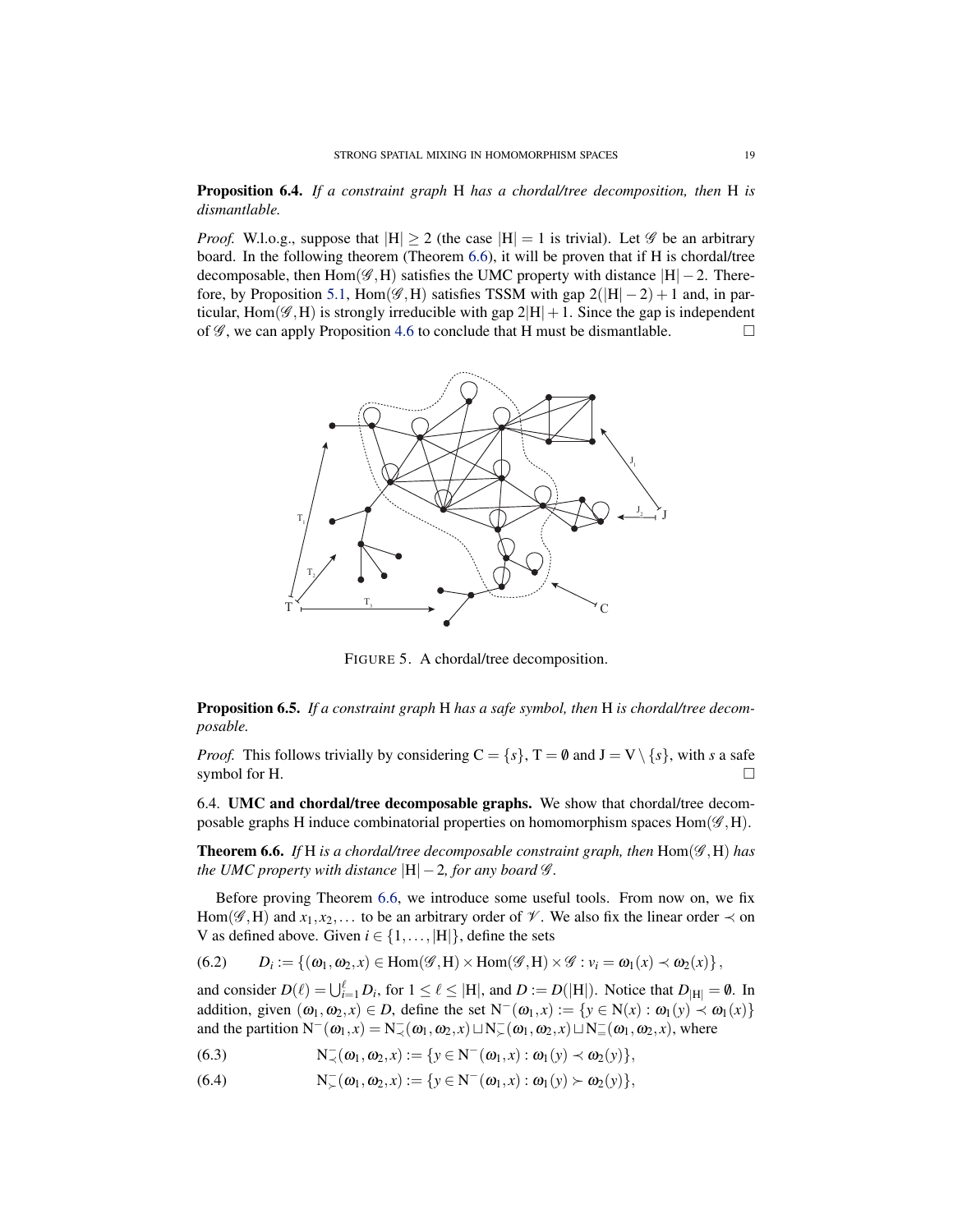**Proposition 6.4.** *If a constraint graph* H *has a chordal/tree decomposition, then* H *is dismantlable.*

*Proof.* W.l.o.g., suppose that $|\mathrm{H}| \geq 2$ (the case $|\mathrm{H}| = 1$ is trivial). Let $\mathscr{G}$ be an arbitrary board. In the following theorem (Theorem 6.6), it will be proven that if H is chordal/tree decomposable, then $\mathrm{Hom}(\mathscr{G},\mathrm{H})$ satisfies the UMC property with distance $|\mathrm{H}|-2$. Therefore, by Proposition 5.1, $\mathrm{Hom}(\mathscr{G},\mathrm{H})$ satisfies TSSM with gap $2(|\mathrm{H}|-2)+1$ and, in particular, $\mathrm{Hom}(\mathscr{G},\mathrm{H})$ is strongly irreducible with gap $2|\mathrm{H}|+1$. Since the gap is independent of $\mathscr{G}$, we can apply Proposition 4.6 to conclude that H must be dismantlable. $\square$

FIGURE 5. A chordal/tree decomposition.

**Proposition 6.5.** *If a constraint graph* H *has a safe symbol, then* H *is chordal/tree decomposable.*

*Proof.* This follows trivially by considering $\mathrm{C} = \{s\}$, $\mathrm{T} = \emptyset$ and $\mathrm{J} = \mathrm{V} \setminus \{s\}$, with $s$ a safe symbol for H. $\square$

6.4. **UMC and chordal/tree decomposable graphs.** We show that chordal/tree decomposable graphs H induce combinatorial properties on homomorphism spaces $\mathrm{Hom}(\mathscr{G},\mathrm{H})$.

**Theorem 6.6.** *If* H *is a chordal/tree decomposable constraint graph, then* $\mathrm{Hom}(\mathscr{G},\mathrm{H})$ *has the UMC property with distance* $|\mathrm{H}|-2$*, for any board* $\mathscr{G}$*.*

Before proving Theorem 6.6, we introduce some useful tools. From now on, we fix $\mathrm{Hom}(\mathscr{G},\mathrm{H})$ and $x_1, x_2, \dots$ to be an arbitrary order of $\mathscr{V}$. We also fix the linear order $\prec$ on V as defined above. Given $i \in \{1,\dots,|\mathrm{H}|\}$, define the sets

$$D_i := \{(\omega_1,\omega_2,x) \in \mathrm{Hom}(\mathscr{G},\mathrm{H}) \times \mathrm{Hom}(\mathscr{G},\mathrm{H}) \times \mathscr{G} : v_i = \omega_1(x) \prec \omega_2(x)\}, \tag{6.2}$$

and consider $D(\ell) = \bigcup_{i=1}^{\ell} D_i$, for $1 \leq \ell \leq |\mathrm{H}|$, and $D := D(|\mathrm{H}|)$. Notice that $D_{|\mathrm{H}|} = \emptyset$. In addition, given $(\omega_1,\omega_2,x) \in D$, define the set $\mathrm{N}^-(\omega_1,x) := \{y \in \mathrm{N}(x) : \omega_1(y) \prec \omega_1(x)\}$ and the partition $\mathrm{N}^-(\omega_1,x) = \mathrm{N}^-_{\prec}(\omega_1,\omega_2,x) \sqcup \mathrm{N}^-_{\succ}(\omega_1,\omega_2,x) \sqcup \mathrm{N}^-_{=}(\omega_1,\omega_2,x)$, where

$$\mathrm{N}^-_{\prec}(\omega_1,\omega_2,x) := \{y \in \mathrm{N}^-(\omega_1,x) : \omega_1(y) \prec \omega_2(y)\}, \tag{6.3}$$

$$\mathrm{N}^-_{\succ}(\omega_1,\omega_2,x) := \{y \in \mathrm{N}^-(\omega_1,x) : \omega_1(y) \succ \omega_2(y)\}, \tag{6.4}$$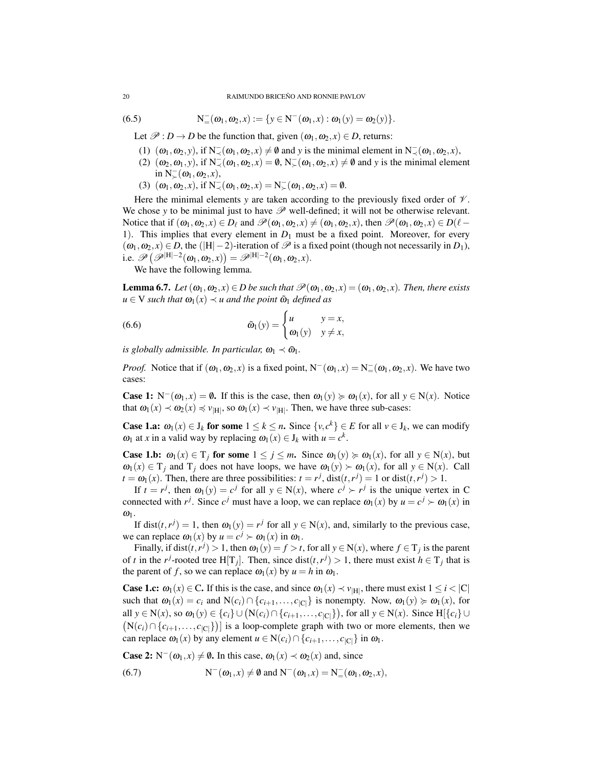$$\mathrm{N}^{-}_{=}(\omega_1,\omega_2,x) := \{y \in \mathrm{N}^{-}(\omega_1,x) : \omega_1(y) = \omega_2(y)\}. \tag{6.5}$$

Let $\mathscr{P} : D \to D$ be the function that, given $(\omega_1,\omega_2,x) \in D$, returns:

(1) $(\omega_1,\omega_2,y)$, if $\mathrm{N}^{-}_{\prec}(\omega_1,\omega_2,x) \neq \emptyset$ and $y$ is the minimal element in $\mathrm{N}^{-}_{\prec}(\omega_1,\omega_2,x)$,

(2) $(\omega_2,\omega_1,y)$, if $\mathrm{N}^{-}_{\prec}(\omega_1,\omega_2,x) = \emptyset$, $\mathrm{N}^{-}_{\succ}(\omega_1,\omega_2,x) \neq \emptyset$ and $y$ is the minimal element in $\mathrm{N}^{-}_{\succ}(\omega_1,\omega_2,x)$,

(3) $(\omega_1,\omega_2,x)$, if $\mathrm{N}^{-}_{\prec}(\omega_1,\omega_2,x) = \mathrm{N}^{-}_{\succ}(\omega_1,\omega_2,x) = \emptyset$.

Here the minimal elements $y$ are taken according to the previously fixed order of $\mathscr{V}$. We chose $y$ to be minimal just to have $\mathscr{P}$ well-defined; it will not be otherwise relevant. Notice that if $(\omega_1,\omega_2,x) \in D_\ell$ and $\mathscr{P}(\omega_1,\omega_2,x) \neq (\omega_1,\omega_2,x)$, then $\mathscr{P}(\omega_1,\omega_2,x) \in D(\ell-1)$. This implies that every element in $D_1$ must be a fixed point. Moreover, for every $(\omega_1,\omega_2,x) \in D$, the $(|\mathrm{H}|-2)$-iteration of $\mathscr{P}$ is a fixed point (though not necessarily in $D_1$), i.e. $\mathscr{P}\left(\mathscr{P}^{|\mathrm{H}|-2}(\omega_1,\omega_2,x)\right) = \mathscr{P}^{|\mathrm{H}|-2}(\omega_1,\omega_2,x)$.

We have the following lemma.

**Lemma 6.7.** *Let $(\omega_1,\omega_2,x) \in D$ be such that $\mathscr{P}(\omega_1,\omega_2,x) = (\omega_1,\omega_2,x)$. Then, there exists $u \in \mathrm{V}$ such that $\omega_1(x) \prec u$ and the point $\tilde{\omega}_1$ defined as*

$$\tilde{\omega}_1(y) = \begin{cases} u & y = x, \\ \omega_1(y) & y \neq x, \end{cases} \tag{6.6}$$

*is globally admissible. In particular, $\omega_1 \prec \tilde{\omega}_1$.*

*Proof.* Notice that if $(\omega_1,\omega_2,x)$ is a fixed point, $\mathrm{N}^{-}(\omega_1,x) = \mathrm{N}^{-}_{=}(\omega_1,\omega_2,x)$. We have two cases:

**Case 1: $\mathrm{N}^{-}(\omega_1,x) = \emptyset$.** If this is the case, then $\omega_1(y) \succcurlyeq \omega_1(x)$, for all $y \in \mathrm{N}(x)$. Notice that $\omega_1(x) \prec \omega_2(x) \preccurlyeq v_{|\mathrm{H}|}$, so $\omega_1(x) \prec v_{|\mathrm{H}|}$. Then, we have three sub-cases:

**Case 1.a: $\omega_1(x) \in \mathrm{J}_k$ for some $1 \leq k \leq n$.** Since $\{v,c^k\} \in E$ for all $v \in \mathrm{J}_k$, we can modify $\omega_1$ at $x$ in a valid way by replacing $\omega_1(x) \in \mathrm{J}_k$ with $u = c^k$.

**Case 1.b: $\omega_1(x) \in \mathrm{T}_j$ for some $1 \leq j \leq m$.** Since $\omega_1(y) \succcurlyeq \omega_1(x)$, for all $y \in \mathrm{N}(x)$, but $\omega_1(x) \in \mathrm{T}_j$ and $\mathrm{T}_j$ does not have loops, we have $\omega_1(y) \succ \omega_1(x)$, for all $y \in \mathrm{N}(x)$. Call $t = \omega_1(x)$. Then, there are three possibilities: $t = r^j$, $\mathrm{dist}(t,r^j) = 1$ or $\mathrm{dist}(t,r^j) > 1$.

If $t = r^j$, then $\omega_1(y) = c^j$ for all $y \in \mathrm{N}(x)$, where $c^j \succ r^j$ is the unique vertex in C connected with $r^j$. Since $c^j$ must have a loop, we can replace $\omega_1(x)$ by $u = c^j \succ \omega_1(x)$ in $\omega_1$.

If $\mathrm{dist}(t,r^j) = 1$, then $\omega_1(y) = r^j$ for all $y \in \mathrm{N}(x)$, and, similarly to the previous case, we can replace $\omega_1(x)$ by $u = c^j \succ \omega_1(x)$ in $\omega_1$.

Finally, if $\mathrm{dist}(t,r^j) > 1$, then $\omega_1(y) = f > t$, for all $y \in \mathrm{N}(x)$, where $f \in \mathrm{T}_j$ is the parent of $t$ in the $r^j$-rooted tree $\mathrm{H}[\mathrm{T}_j]$. Then, since $\mathrm{dist}(t,r^j) > 1$, there must exist $h \in \mathrm{T}_j$ that is the parent of $f$, so we can replace $\omega_1(x)$ by $u = h$ in $\omega_1$.

**Case 1.c: $\omega_1(x) \in \mathrm{C}$.** If this is the case, and since $\omega_1(x) \prec v_{|\mathrm{H}|}$, there must exist $1 \leq i < |\mathrm{C}|$ such that $\omega_1(x) = c_i$ and $\mathrm{N}(c_i) \cap \{c_{i+1},\dots,c_{|\mathrm{C}|}\}$ is nonempty. Now, $\omega_1(y) \succcurlyeq \omega_1(x)$, for all $y \in \mathrm{N}(x)$, so $\omega_1(y) \in \{c_i\} \cup \left(\mathrm{N}(c_i) \cap \{c_{i+1},\dots,c_{|\mathrm{C}|}\}\right)$, for all $y \in \mathrm{N}(x)$. Since $\mathrm{H}[\{c_i\} \cup \left(\mathrm{N}(c_i) \cap \{c_{i+1},\dots,c_{|\mathrm{C}|}\}\right)]$ is a loop-complete graph with two or more elements, then we can replace $\omega_1(x)$ by any element $u \in \mathrm{N}(c_i) \cap \{c_{i+1},\dots,c_{|\mathrm{C}|}\}$ in $\omega_1$.

**Case 2: $\mathrm{N}^{-}(\omega_1,x) \neq \emptyset$.** In this case, $\omega_1(x) \prec \omega_2(x)$ and, since

$$\mathrm{N}^{-}(\omega_1,x) \neq \emptyset \text{ and } \mathrm{N}^{-}(\omega_1,x) = \mathrm{N}^{-}_{=}(\omega_1,\omega_2,x), \tag{6.7}$$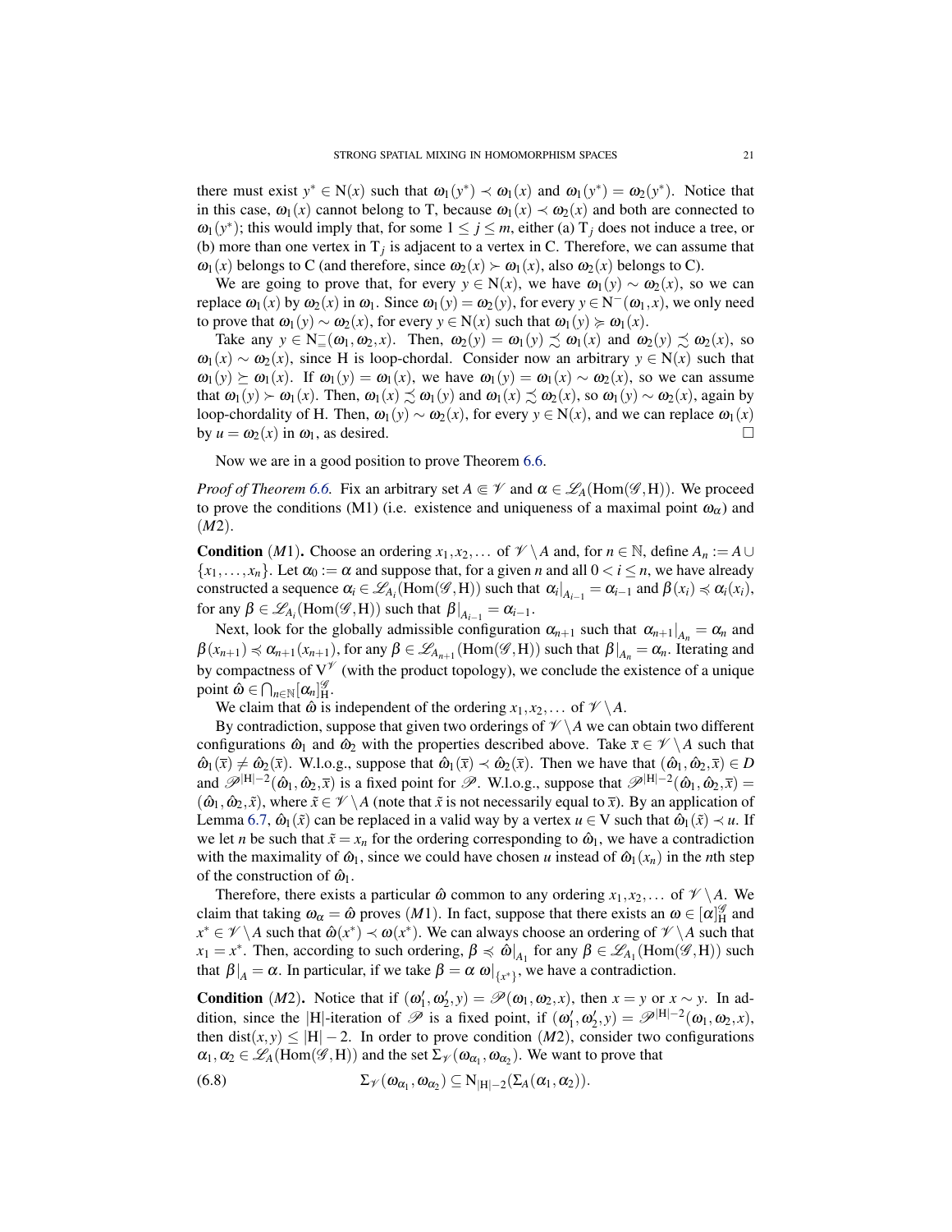there must exist $y^* \in \mathrm{N}(x)$ such that $\omega_1(y^*) \prec \omega_1(x)$ and $\omega_1(y^*) = \omega_2(y^*)$. Notice that in this case, $\omega_1(x)$ cannot belong to T, because $\omega_1(x) \prec \omega_2(x)$ and both are connected to $\omega_1(y^*)$; this would imply that, for some $1 \leq j \leq m$, either (a) $\mathrm{T}_j$ does not induce a tree, or (b) more than one vertex in $\mathrm{T}_j$ is adjacent to a vertex in C. Therefore, we can assume that $\omega_1(x)$ belongs to C (and therefore, since $\omega_2(x) \succ \omega_1(x)$, also $\omega_2(x)$ belongs to C).

We are going to prove that, for every $y \in \mathrm{N}(x)$, we have $\omega_1(y) \sim \omega_2(x)$, so we can replace $\omega_1(x)$ by $\omega_2(x)$ in $\omega_1$. Since $\omega_1(y) = \omega_2(y)$, for every $y \in \mathrm{N}^-(\omega_1, x)$, we only need to prove that $\omega_1(y) \sim \omega_2(x)$, for every $y \in \mathrm{N}(x)$ such that $\omega_1(y) \succcurlyeq \omega_1(x)$.

Take any $y \in \mathrm{N}^-_=(\omega_1, \omega_2, x)$. Then, $\omega_2(y) = \omega_1(y) \precsim \omega_1(x)$ and $\omega_2(y) \precsim \omega_2(x)$, so $\omega_1(x) \sim \omega_2(x)$, since H is loop-chordal. Consider now an arbitrary $y \in \mathrm{N}(x)$ such that $\omega_1(y) \succeq \omega_1(x)$. If $\omega_1(y) = \omega_1(x)$, we have $\omega_1(y) = \omega_1(x) \sim \omega_2(x)$, so we can assume that $\omega_1(y) \succ \omega_1(x)$. Then, $\omega_1(x) \precsim \omega_1(y)$ and $\omega_1(x) \precsim \omega_2(x)$, so $\omega_1(y) \sim \omega_2(x)$, again by loop-chordality of H. Then, $\omega_1(y) \sim \omega_2(x)$, for every $y \in \mathrm{N}(x)$, and we can replace $\omega_1(x)$ by $u = \omega_2(x)$ in $\omega_1$, as desired. $\square$

Now we are in a good position to prove Theorem 6.6.

*Proof of Theorem 6.6.* Fix an arbitrary set $A \Subset \mathscr{V}$ and $\alpha \in \mathscr{L}_A(\mathrm{Hom}(\mathscr{G}, \mathrm{H}))$. We proceed to prove the conditions (M1) (i.e. existence and uniqueness of a maximal point $\omega_\alpha$) and (*M*2).

**Condition** (*M*1)**.** Choose an ordering $x_1, x_2, \dots$ of $\mathscr{V} \setminus A$ and, for $n \in \mathbb{N}$, define $A_n := A \cup \{x_1, \dots, x_n\}$. Let $\alpha_0 := \alpha$ and suppose that, for a given $n$ and all $0 < i \leq n$, we have already constructed a sequence $\alpha_i \in \mathscr{L}_{A_i}(\mathrm{Hom}(\mathscr{G}, \mathrm{H}))$ such that $\alpha_i|_{A_{i-1}} = \alpha_{i-1}$ and $\beta(x_i) \preccurlyeq \alpha_i(x_i)$, for any $\beta \in \mathscr{L}_{A_i}(\mathrm{Hom}(\mathscr{G}, \mathrm{H}))$ such that $\beta|_{A_{i-1}} = \alpha_{i-1}$.

Next, look for the globally admissible configuration $\alpha_{n+1}$ such that $\alpha_{n+1}|_{A_n} = \alpha_n$ and $\beta(x_{n+1}) \preccurlyeq \alpha_{n+1}(x_{n+1})$, for any $\beta \in \mathscr{L}_{A_{n+1}}(\mathrm{Hom}(\mathscr{G}, \mathrm{H}))$ such that $\beta|_{A_n} = \alpha_n$. Iterating and by compactness of $\mathrm{V}^{\mathscr{V}}$ (with the product topology), we conclude the existence of a unique point $\hat{\omega} \in \bigcap_{n \in \mathbb{N}} [\alpha_n]^{\mathscr{G}}_{\mathrm{H}}$.

We claim that $\hat{\omega}$ is independent of the ordering $x_1, x_2, \dots$ of $\mathscr{V} \setminus A$.

By contradiction, suppose that given two orderings of $\mathscr{V} \setminus A$ we can obtain two different configurations $\hat{\omega}_1$ and $\hat{\omega}_2$ with the properties described above. Take $\overline{x} \in \mathscr{V} \setminus A$ such that $\hat{\omega}_1(\overline{x}) \neq \hat{\omega}_2(\overline{x})$. W.l.o.g., suppose that $\hat{\omega}_1(\overline{x}) \prec \hat{\omega}_2(\overline{x})$. Then we have that $(\hat{\omega}_1, \hat{\omega}_2, \overline{x}) \in D$ and $\mathscr{P}^{|\mathrm{H}|-2}(\hat{\omega}_1, \hat{\omega}_2, \overline{x})$ is a fixed point for $\mathscr{P}$. W.l.o.g., suppose that $\mathscr{P}^{|\mathrm{H}|-2}(\hat{\omega}_1, \hat{\omega}_2, \overline{x}) = (\hat{\omega}_1, \hat{\omega}_2, \tilde{x})$, where $\tilde{x} \in \mathscr{V} \setminus A$ (note that $\tilde{x}$ is not necessarily equal to $\overline{x}$). By an application of Lemma 6.7, $\hat{\omega}_1(\tilde{x})$ can be replaced in a valid way by a vertex $u \in \mathrm{V}$ such that $\hat{\omega}_1(\tilde{x}) \prec u$. If we let $n$ be such that $\tilde{x} = x_n$ for the ordering corresponding to $\hat{\omega}_1$, we have a contradiction with the maximality of $\hat{\omega}_1$, since we could have chosen $u$ instead of $\hat{\omega}_1(x_n)$ in the $n$th step of the construction of $\hat{\omega}_1$.

Therefore, there exists a particular $\hat{\omega}$ common to any ordering $x_1, x_2, \dots$ of $\mathscr{V} \setminus A$. We claim that taking $\omega_\alpha = \hat{\omega}$ proves (*M*1). In fact, suppose that there exists an $\omega \in [\alpha]^{\mathscr{G}}_{\mathrm{H}}$ and $x^* \in \mathscr{V} \setminus A$ such that $\hat{\omega}(x^*) \prec \omega(x^*)$. We can always choose an ordering of $\mathscr{V} \setminus A$ such that $x_1 = x^*$. Then, according to such ordering, $\beta \preccurlyeq \hat{\omega}|_{A_1}$ for any $\beta \in \mathscr{L}_{A_1}(\mathrm{Hom}(\mathscr{G}, \mathrm{H}))$ such that $\beta|_A = \alpha$. In particular, if we take $\beta = \alpha\, \omega|_{\{x^*\}}$, we have a contradiction.

**Condition** (*M*2)**.** Notice that if $(\omega_1', \omega_2', y) = \mathscr{P}(\omega_1, \omega_2, x)$, then $x = y$ or $x \sim y$. In addition, since the $|\mathrm{H}|$-iteration of $\mathscr{P}$ is a fixed point, if $(\omega_1', \omega_2', y) = \mathscr{P}^{|\mathrm{H}|-2}(\omega_1, \omega_2, x)$, then $\mathrm{dist}(x, y) \leq |\mathrm{H}| - 2$. In order to prove condition (*M*2), consider two configurations $\alpha_1, \alpha_2 \in \mathscr{L}_A(\mathrm{Hom}(\mathscr{G}, \mathrm{H}))$ and the set $\Sigma_{\mathscr{V}}(\omega_{\alpha_1}, \omega_{\alpha_2})$. We want to prove that

$$\Sigma_{\mathscr{V}}(\omega_{\alpha_1}, \omega_{\alpha_2}) \subseteq \mathrm{N}_{|\mathrm{H}|-2}(\Sigma_A(\alpha_1, \alpha_2)). \tag{6.8}$$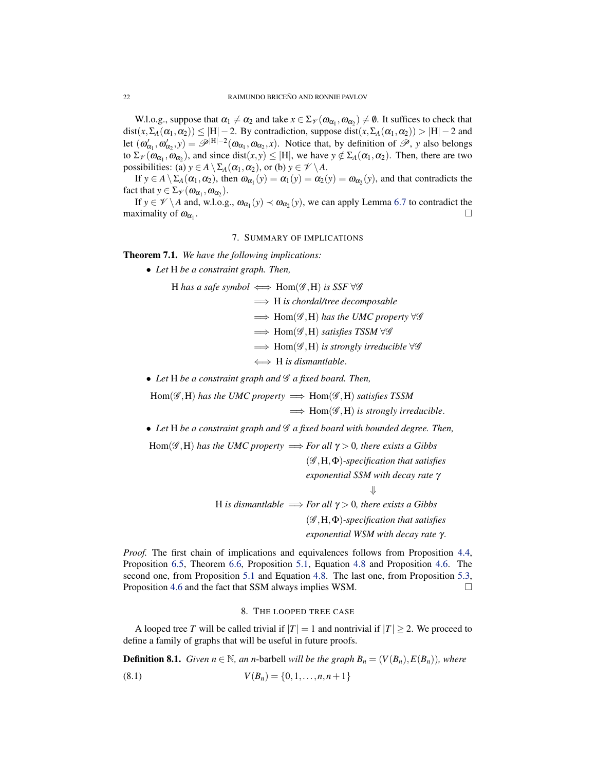W.l.o.g., suppose that $\alpha_1 \neq \alpha_2$ and take $x \in \Sigma_{\mathscr{V}}(\omega_{\alpha_1}, \omega_{\alpha_2}) \neq \emptyset$. It suffices to check that $\mathrm{dist}(x, \Sigma_A(\alpha_1, \alpha_2)) \leq |\mathrm{H}| - 2$. By contradiction, suppose $\mathrm{dist}(x, \Sigma_A(\alpha_1, \alpha_2)) > |\mathrm{H}| - 2$ and let $(\omega'_{\alpha_1}, \omega'_{\alpha_2}, y) = \mathscr{P}^{|\mathrm{H}|-2}(\omega_{\alpha_1}, \omega_{\alpha_2}, x)$. Notice that, by definition of $\mathscr{P}$, $y$ also belongs to $\Sigma_{\mathscr{V}}(\omega_{\alpha_1}, \omega_{\alpha_2})$, and since $\mathrm{dist}(x, y) \leq |\mathrm{H}|$, we have $y \notin \Sigma_A(\alpha_1, \alpha_2)$. Then, there are two possibilities: (a) $y \in A \setminus \Sigma_A(\alpha_1, \alpha_2)$, or (b) $y \in \mathscr{V} \setminus A$.

If $y \in A \setminus \Sigma_A(\alpha_1, \alpha_2)$, then $\omega_{\alpha_1}(y) = \alpha_1(y) = \alpha_2(y) = \omega_{\alpha_2}(y)$, and that contradicts the fact that $y \in \Sigma_{\mathscr{V}}(\omega_{\alpha_1}, \omega_{\alpha_2})$.

If $y \in \mathscr{V} \setminus A$ and, w.l.o.g., $\omega_{\alpha_1}(y) \prec \omega_{\alpha_2}(y)$, we can apply Lemma 6.7 to contradict the maximality of $\omega_{\alpha_1}$. □

## 7. Summary of implications

**Theorem 7.1.** *We have the following implications:*

- *Let* H *be a constraint graph. Then,*

$$
\begin{aligned}
\text{H } \textit{has a safe symbol} &\iff \mathrm{Hom}(\mathscr{G}, \mathrm{H}) \textit{ is SSF } \forall \mathscr{G} \\
&\implies \mathrm{H} \textit{ is chordal/tree decomposable} \\
&\implies \mathrm{Hom}(\mathscr{G}, \mathrm{H}) \textit{ has the UMC property } \forall \mathscr{G} \\
&\implies \mathrm{Hom}(\mathscr{G}, \mathrm{H}) \textit{ satisfies TSSM } \forall \mathscr{G} \\
&\implies \mathrm{Hom}(\mathscr{G}, \mathrm{H}) \textit{ is strongly irreducible } \forall \mathscr{G} \\
&\iff \mathrm{H} \textit{ is dismantlable}.
\end{aligned}
$$

- *Let* H *be a constraint graph and* $\mathscr{G}$ *a fixed board. Then,*

$$
\begin{aligned}
\mathrm{Hom}(\mathscr{G}, \mathrm{H}) \textit{ has the UMC property} &\implies \mathrm{Hom}(\mathscr{G}, \mathrm{H}) \textit{ satisfies TSSM} \\
&\implies \mathrm{Hom}(\mathscr{G}, \mathrm{H}) \textit{ is strongly irreducible}.
\end{aligned}
$$

- *Let* H *be a constraint graph and* $\mathscr{G}$ *a fixed board with bounded degree. Then,*

$$
\begin{array}{rcl}
\mathrm{Hom}(\mathscr{G}, \mathrm{H}) \textit{ has the UMC property} & \implies & \textit{For all } \gamma > 0\textit{, there exists a Gibbs} \\
& & (\mathscr{G}, \mathrm{H}, \Phi)\textit{-specification that satisfies} \\
& & \textit{exponential SSM with decay rate } \gamma \\
& & \Downarrow \\
\mathrm{H} \textit{ is dismantlable} & \implies & \textit{For all } \gamma > 0\textit{, there exists a Gibbs} \\
& & (\mathscr{G}, \mathrm{H}, \Phi)\textit{-specification that satisfies} \\
& & \textit{exponential WSM with decay rate } \gamma.
\end{array}
$$

*Proof.* The first chain of implications and equivalences follows from Proposition 4.4, Proposition 6.5, Theorem 6.6, Proposition 5.1, Equation 4.8 and Proposition 4.6. The second one, from Proposition 5.1 and Equation 4.8. The last one, from Proposition 5.3, Proposition 4.6 and the fact that SSM always implies WSM. □

## 8. The looped tree case

A looped tree $T$ will be called trivial if $|T| = 1$ and nontrivial if $|T| \geq 2$. We proceed to define a family of graphs that will be useful in future proofs.

**Definition 8.1.** *Given* $n \in \mathbb{N}$*, an* $n$-barbell *will be the graph* $B_n = (V(B_n), E(B_n))$*, where*

$$
V(B_n) = \{0, 1, \ldots, n, n+1\} \tag{8.1}
$$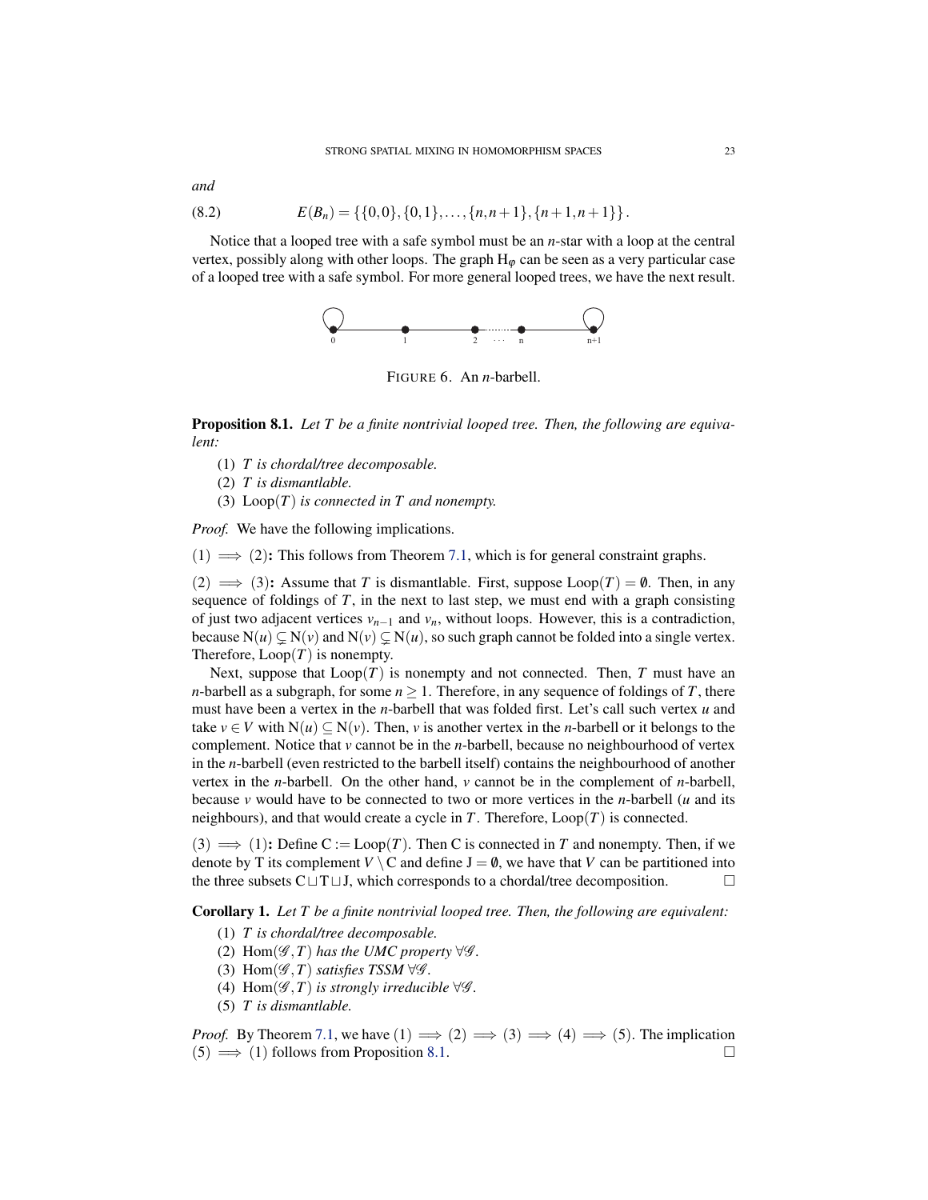*and*

$$E(B_n) = \{\{0,0\},\{0,1\},\ldots,\{n,n+1\},\{n+1,n+1\}\}. \tag{8.2}$$

Notice that a looped tree with a safe symbol must be an $n$-star with a loop at the central vertex, possibly along with other loops. The graph $\mathrm{H}_\varphi$ can be seen as a very particular case of a looped tree with a safe symbol. For more general looped trees, we have the next result.

FIGURE 6. An $n$-barbell.

**Proposition 8.1.** *Let $T$ be a finite nontrivial looped tree. Then, the following are equivalent:*

1. *$T$ is chordal/tree decomposable.*
2. *$T$ is dismantlable.*
3. *$\mathrm{Loop}(T)$ is connected in $T$ and nonempty.*

*Proof.* We have the following implications.

$(1) \implies (2)$**:** This follows from Theorem 7.1, which is for general constraint graphs.

$(2) \implies (3)$**:** Assume that $T$ is dismantlable. First, suppose $\mathrm{Loop}(T) = \emptyset$. Then, in any sequence of foldings of $T$, in the next to last step, we must end with a graph consisting of just two adjacent vertices $v_{n-1}$ and $v_n$, without loops. However, this is a contradiction, because $\mathrm{N}(u) \subsetneq \mathrm{N}(v)$ and $\mathrm{N}(v) \subsetneq \mathrm{N}(u)$, so such graph cannot be folded into a single vertex. Therefore, $\mathrm{Loop}(T)$ is nonempty.

Next, suppose that $\mathrm{Loop}(T)$ is nonempty and not connected. Then, $T$ must have an $n$-barbell as a subgraph, for some $n \geq 1$. Therefore, in any sequence of foldings of $T$, there must have been a vertex in the $n$-barbell that was folded first. Let's call such vertex $u$ and take $v \in V$ with $\mathrm{N}(u) \subseteq \mathrm{N}(v)$. Then, $v$ is another vertex in the $n$-barbell or it belongs to the complement. Notice that $v$ cannot be in the $n$-barbell, because no neighbourhood of vertex in the $n$-barbell (even restricted to the barbell itself) contains the neighbourhood of another vertex in the $n$-barbell. On the other hand, $v$ cannot be in the complement of $n$-barbell, because $v$ would have to be connected to two or more vertices in the $n$-barbell ($u$ and its neighbours), and that would create a cycle in $T$. Therefore, $\mathrm{Loop}(T)$ is connected.

$(3) \implies (1)$**:** Define $\mathrm{C} := \mathrm{Loop}(T)$. Then $\mathrm{C}$ is connected in $T$ and nonempty. Then, if we denote by $\mathrm{T}$ its complement $V \setminus \mathrm{C}$ and define $\mathrm{J} = \emptyset$, we have that $V$ can be partitioned into the three subsets $\mathrm{C} \sqcup \mathrm{T} \sqcup \mathrm{J}$, which corresponds to a chordal/tree decomposition. $\square$

**Corollary 1.** *Let $T$ be a finite nontrivial looped tree. Then, the following are equivalent:*

1. *$T$ is chordal/tree decomposable.*
2. *$\mathrm{Hom}(\mathscr{G}, T)$ has the UMC property $\forall \mathscr{G}$.*
3. *$\mathrm{Hom}(\mathscr{G}, T)$ satisfies TSSM $\forall \mathscr{G}$.*
4. *$\mathrm{Hom}(\mathscr{G}, T)$ is strongly irreducible $\forall \mathscr{G}$.*
5. *$T$ is dismantlable.*

*Proof.* By Theorem 7.1, we have $(1) \implies (2) \implies (3) \implies (4) \implies (5)$. The implication $(5) \implies (1)$ follows from Proposition 8.1. $\square$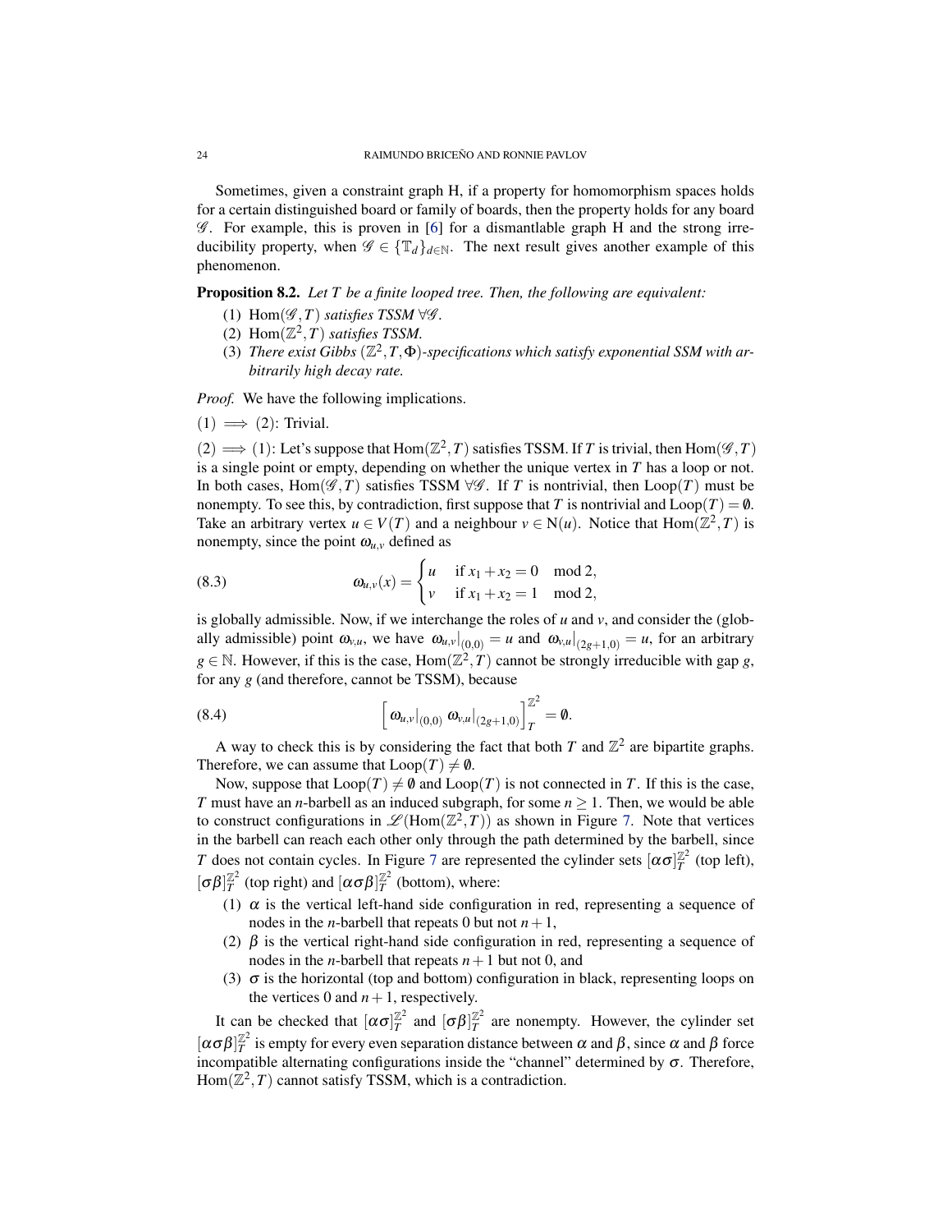Sometimes, given a constraint graph H, if a property for homomorphism spaces holds for a certain distinguished board or family of boards, then the property holds for any board $\mathscr{G}$. For example, this is proven in [6] for a dismantlable graph H and the strong irreducibility property, when $\mathscr{G} \in \{\mathbb{T}_d\}_{d\in\mathbb{N}}$. The next result gives another example of this phenomenon.

**Proposition 8.2.** *Let $T$ be a finite looped tree. Then, the following are equivalent:*

1. $\mathrm{Hom}(\mathscr{G},T)$ *satisfies TSSM* $\forall \mathscr{G}$.
2. $\mathrm{Hom}(\mathbb{Z}^2,T)$ *satisfies TSSM.*
3. *There exist Gibbs $(\mathbb{Z}^2,T,\Phi)$-specifications which satisfy exponential SSM with arbitrarily high decay rate.*

*Proof.* We have the following implications.

$(1) \implies (2)$: Trivial.

$(2) \implies (1)$: Let's suppose that $\mathrm{Hom}(\mathbb{Z}^2,T)$ satisfies TSSM. If $T$ is trivial, then $\mathrm{Hom}(\mathscr{G},T)$ is a single point or empty, depending on whether the unique vertex in $T$ has a loop or not. In both cases, $\mathrm{Hom}(\mathscr{G},T)$ satisfies TSSM $\forall\mathscr{G}$. If $T$ is nontrivial, then $\mathrm{Loop}(T)$ must be nonempty. To see this, by contradiction, first suppose that $T$ is nontrivial and $\mathrm{Loop}(T)=\emptyset$. Take an arbitrary vertex $u \in V(T)$ and a neighbour $v \in \mathrm{N}(u)$. Notice that $\mathrm{Hom}(\mathbb{Z}^2,T)$ is nonempty, since the point $\omega_{u,v}$ defined as

$$\omega_{u,v}(x) = \begin{cases} u & \text{if } x_1+x_2 = 0 \mod 2, \\ v & \text{if } x_1+x_2 = 1 \mod 2, \end{cases} \tag{8.3}$$

is globally admissible. Now, if we interchange the roles of $u$ and $v$, and consider the (globally admissible) point $\omega_{v,u}$, we have $\omega_{u,v}|_{(0,0)} = u$ and $\omega_{v,u}|_{(2g+1,0)} = u$, for an arbitrary $g \in \mathbb{N}$. However, if this is the case, $\mathrm{Hom}(\mathbb{Z}^2,T)$ cannot be strongly irreducible with gap $g$, for any $g$ (and therefore, cannot be TSSM), because

$$\left[\, \omega_{u,v}|_{(0,0)} \; \omega_{v,u}|_{(2g+1,0)} \right]_T^{\mathbb{Z}^2} = \emptyset. \tag{8.4}$$

A way to check this is by considering the fact that both $T$ and $\mathbb{Z}^2$ are bipartite graphs. Therefore, we can assume that $\mathrm{Loop}(T) \neq \emptyset$.

Now, suppose that $\mathrm{Loop}(T) \neq \emptyset$ and $\mathrm{Loop}(T)$ is not connected in $T$. If this is the case, $T$ must have an $n$-barbell as an induced subgraph, for some $n \geq 1$. Then, we would be able to construct configurations in $\mathscr{L}(\mathrm{Hom}(\mathbb{Z}^2,T))$ as shown in Figure 7. Note that vertices in the barbell can reach each other only through the path determined by the barbell, since $T$ does not contain cycles. In Figure 7 are represented the cylinder sets $[\alpha\sigma]_T^{\mathbb{Z}^2}$ (top left), $[\sigma\beta]_T^{\mathbb{Z}^2}$ (top right) and $[\alpha\sigma\beta]_T^{\mathbb{Z}^2}$ (bottom), where:

1. $\alpha$ is the vertical left-hand side configuration in red, representing a sequence of nodes in the $n$-barbell that repeats 0 but not $n+1$,
2. $\beta$ is the vertical right-hand side configuration in red, representing a sequence of nodes in the $n$-barbell that repeats $n+1$ but not 0, and
3. $\sigma$ is the horizontal (top and bottom) configuration in black, representing loops on the vertices 0 and $n+1$, respectively.

It can be checked that $[\alpha\sigma]_T^{\mathbb{Z}^2}$ and $[\sigma\beta]_T^{\mathbb{Z}^2}$ are nonempty. However, the cylinder set $[\alpha\sigma\beta]_T^{\mathbb{Z}^2}$ is empty for every even separation distance between $\alpha$ and $\beta$, since $\alpha$ and $\beta$ force incompatible alternating configurations inside the "channel" determined by $\sigma$. Therefore, $\mathrm{Hom}(\mathbb{Z}^2,T)$ cannot satisfy TSSM, which is a contradiction.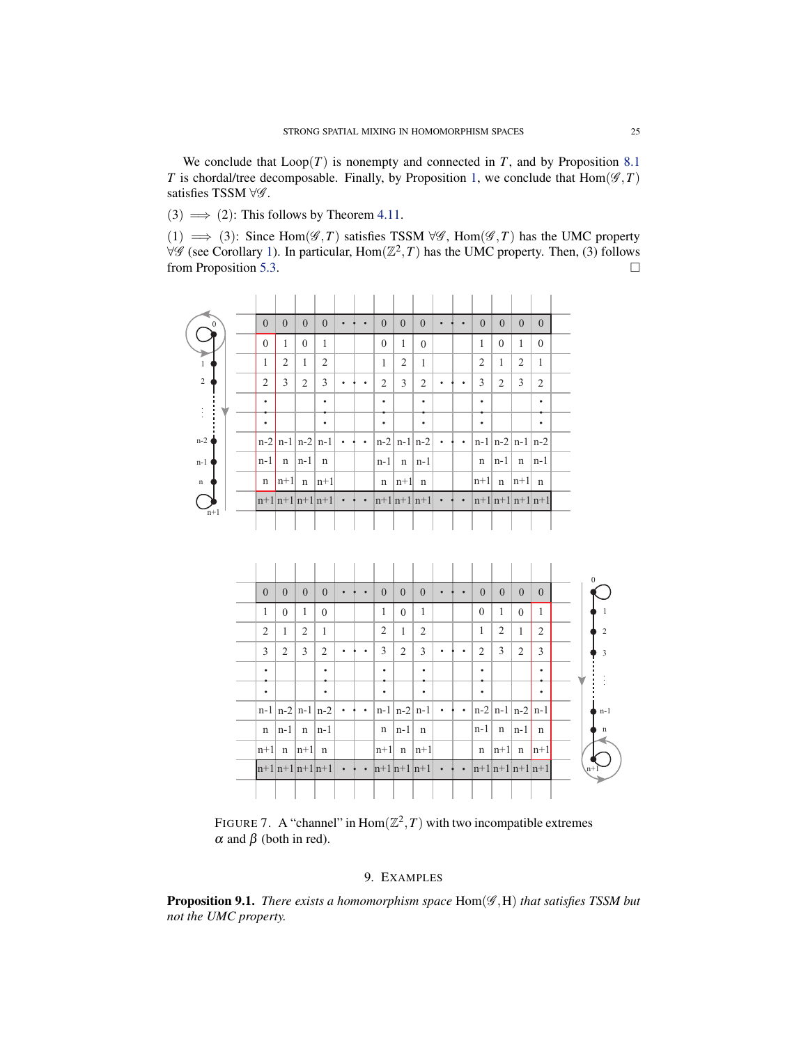We conclude that $\text{Loop}(T)$ is nonempty and connected in $T$, and by Proposition 8.1 $T$ is chordal/tree decomposable. Finally, by Proposition 1, we conclude that $\text{Hom}(\mathscr{G},T)$ satisfies TSSM $\forall \mathscr{G}$.

$(3) \implies (2)$: This follows by Theorem 4.11.

$(1) \implies (3)$: Since $\text{Hom}(\mathscr{G},T)$ satisfies TSSM $\forall \mathscr{G}$, $\text{Hom}(\mathscr{G},T)$ has the UMC property $\forall \mathscr{G}$ (see Corollary 1). In particular, $\text{Hom}(\mathbb{Z}^2,T)$ has the UMC property. Then, (3) follows from Proposition 5.3. $\square$

FIGURE 7. A "channel" in $\text{Hom}(\mathbb{Z}^2,T)$ with two incompatible extremes $\alpha$ and $\beta$ (both in red).

## 9. EXAMPLES

**Proposition 9.1.** *There exists a homomorphism space* $\text{Hom}(\mathscr{G},\text{H})$ *that satisfies TSSM but not the UMC property.*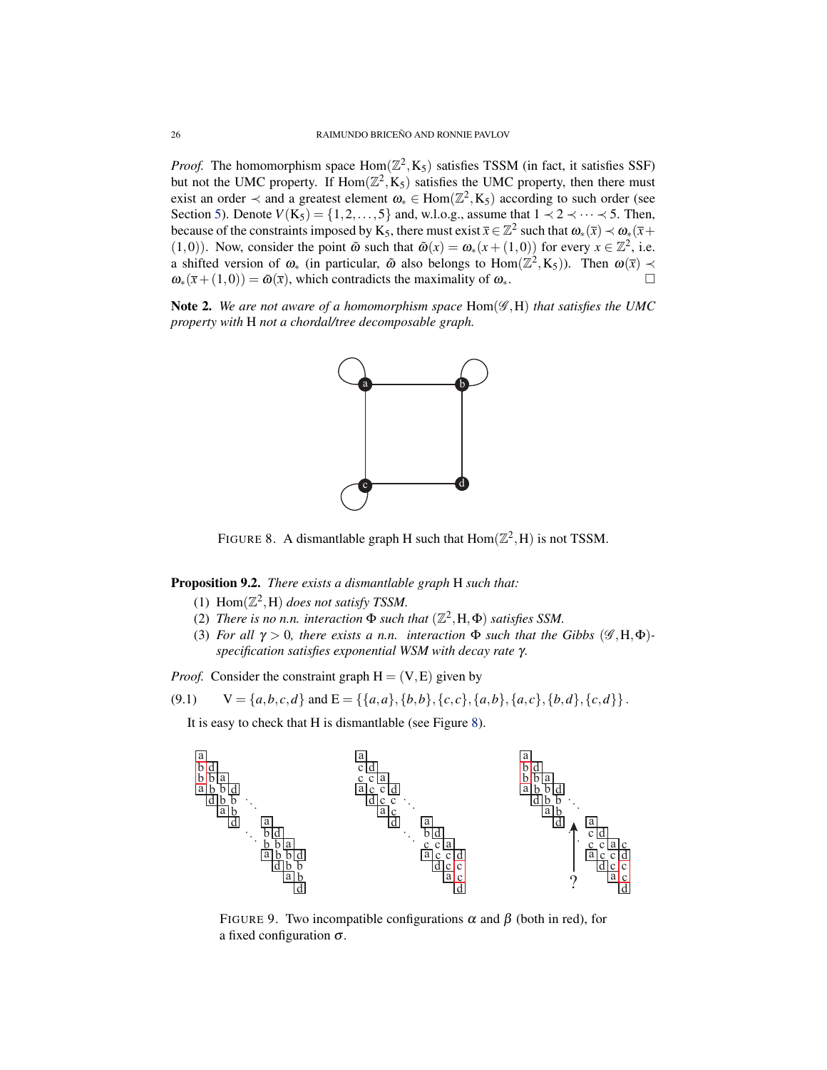*Proof.* The homomorphism space $\mathrm{Hom}(\mathbb{Z}^2, \mathrm{K}_5)$ satisfies TSSM (in fact, it satisfies SSF) but not the UMC property. If $\mathrm{Hom}(\mathbb{Z}^2, \mathrm{K}_5)$ satisfies the UMC property, then there must exist an order $\prec$ and a greatest element $\omega_* \in \mathrm{Hom}(\mathbb{Z}^2, \mathrm{K}_5)$ according to such order (see Section 5). Denote $V(\mathrm{K}_5) = \{1, 2, \dots, 5\}$ and, w.l.o.g., assume that $1 \prec 2 \prec \cdots \prec 5$. Then, because of the constraints imposed by $\mathrm{K}_5$, there must exist $\bar{x} \in \mathbb{Z}^2$ such that $\omega_*(\bar{x}) \prec \omega_*(\bar{x} + (1,0))$. Now, consider the point $\tilde{\omega}$ such that $\tilde{\omega}(x) = \omega_*(x + (1,0))$ for every $x \in \mathbb{Z}^2$, i.e. a shifted version of $\omega_*$ (in particular, $\tilde{\omega}$ also belongs to $\mathrm{Hom}(\mathbb{Z}^2, \mathrm{K}_5)$). Then $\omega(\bar{x}) \prec \omega_*(\bar{x} + (1,0)) = \tilde{\omega}(\bar{x})$, which contradicts the maximality of $\omega_*$. $\square$

**Note 2.** *We are not aware of a homomorphism space* $\mathrm{Hom}(\mathscr{G}, \mathrm{H})$ *that satisfies the UMC property with* $\mathrm{H}$ *not a chordal/tree decomposable graph.*

FIGURE 8. A dismantlable graph H such that $\mathrm{Hom}(\mathbb{Z}^2, \mathrm{H})$ is not TSSM.

**Proposition 9.2.** *There exists a dismantlable graph* $\mathrm{H}$ *such that:*

1. $\mathrm{Hom}(\mathbb{Z}^2, \mathrm{H})$ *does not satisfy TSSM.*
2. *There is no n.n. interaction* $\Phi$ *such that* $(\mathbb{Z}^2, \mathrm{H}, \Phi)$ *satisfies SSM.*
3. *For all* $\gamma > 0$*, there exists a n.n. interaction* $\Phi$ *such that the Gibbs* $(\mathscr{G}, \mathrm{H}, \Phi)$*-specification satisfies exponential WSM with decay rate* $\gamma$*.*

*Proof.* Consider the constraint graph $\mathrm{H} = (\mathrm{V}, \mathrm{E})$ given by

$$\mathrm{V} = \{a, b, c, d\} \text{ and } \mathrm{E} = \{\{a,a\}, \{b,b\}, \{c,c\}, \{a,b\}, \{a,c\}, \{b,d\}, \{c,d\}\}. \tag{9.1}$$

It is easy to check that H is dismantlable (see Figure 8).

FIGURE 9. Two incompatible configurations $\alpha$ and $\beta$ (both in red), for a fixed configuration $\sigma$.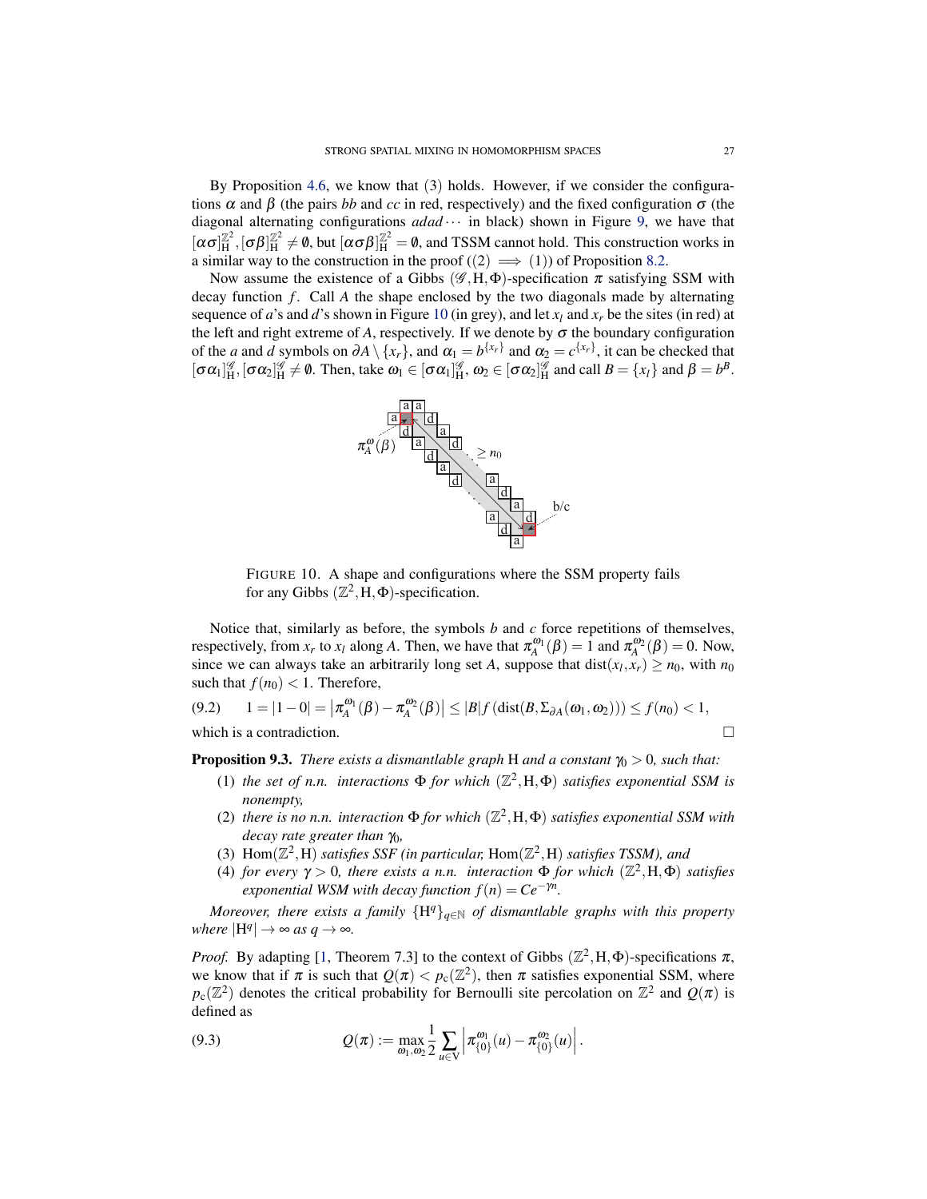By Proposition 4.6, we know that (3) holds. However, if we consider the configurations $\alpha$ and $\beta$ (the pairs $bb$ and $cc$ in red, respectively) and the fixed configuration $\sigma$ (the diagonal alternating configurations $adad\cdots$ in black) shown in Figure 9, we have that $[\alpha\sigma]^{\mathbb{Z}^2}_{\mathrm{H}}, [\sigma\beta]^{\mathbb{Z}^2}_{\mathrm{H}} \neq \emptyset$, but $[\alpha\sigma\beta]^{\mathbb{Z}^2}_{\mathrm{H}} = \emptyset$, and TSSM cannot hold. This construction works in a similar way to the construction in the proof of ((2) $\implies$ (1)) of Proposition 8.2.

Now assume the existence of a Gibbs $(\mathscr{G}, \mathrm{H}, \Phi)$-specification $\pi$ satisfying SSM with decay function $f$. Call $A$ the shape enclosed by the two diagonals made by alternating sequence of $a$'s and $d$'s shown in Figure 10 (in grey), and let $x_l$ and $x_r$ be the sites (in red) at the left and right extreme of $A$, respectively. If we denote by $\sigma$ the boundary configuration of the $a$ and $d$ symbols on $\partial A \setminus \{x_r\}$, and $\alpha_1 = b^{\{x_r\}}$ and $\alpha_2 = c^{\{x_r\}}$, it can be checked that $[\sigma\alpha_1]^{\mathscr{G}}_{\mathrm{H}}, [\sigma\alpha_2]^{\mathscr{G}}_{\mathrm{H}} \neq \emptyset$. Then, take $\omega_1 \in [\sigma\alpha_1]^{\mathscr{G}}_{\mathrm{H}}$, $\omega_2 \in [\sigma\alpha_2]^{\mathscr{G}}_{\mathrm{H}}$ and call $B = \{x_l\}$ and $\beta = b^B$.

FIGURE 10. A shape and configurations where the SSM property fails for any Gibbs $(\mathbb{Z}^2, \mathrm{H}, \Phi)$-specification.

Notice that, similarly as before, the symbols $b$ and $c$ force repetitions of themselves, respectively, from $x_r$ to $x_l$ along $A$. Then, we have that $\pi^{\omega_1}_A(\beta) = 1$ and $\pi^{\omega_2}_A(\beta) = 0$. Now, since we can always take an arbitrarily long set $A$, suppose that $\mathrm{dist}(x_l, x_r) \geq n_0$, with $n_0$ such that $f(n_0) < 1$. Therefore,

$$1 = |1 - 0| = \left|\pi^{\omega_1}_A(\beta) - \pi^{\omega_2}_A(\beta)\right| \leq |B| f\left(\mathrm{dist}(B, \Sigma_{\partial A}(\omega_1, \omega_2))\right) \leq f(n_0) < 1, \tag{9.2}$$

which is a contradiction. $\square$

**Proposition 9.3.** *There exists a dismantlable graph* $\mathrm{H}$ *and a constant* $\gamma_0 > 0$*, such that:*

1. *the set of n.n. interactions* $\Phi$ *for which* $(\mathbb{Z}^2, \mathrm{H}, \Phi)$ *satisfies exponential SSM is nonempty,*
2. *there is no n.n. interaction* $\Phi$ *for which* $(\mathbb{Z}^2, \mathrm{H}, \Phi)$ *satisfies exponential SSM with decay rate greater than* $\gamma_0$*,*
3. $\mathrm{Hom}(\mathbb{Z}^2, \mathrm{H})$ *satisfies SSF (in particular,* $\mathrm{Hom}(\mathbb{Z}^2, \mathrm{H})$ *satisfies TSSM), and*
4. *for every* $\gamma > 0$*, there exists a n.n. interaction* $\Phi$ *for which* $(\mathbb{Z}^2, \mathrm{H}, \Phi)$ *satisfies exponential WSM with decay function* $f(n) = Ce^{-\gamma n}$*.*

*Moreover, there exists a family* $\{\mathrm{H}^q\}_{q \in \mathbb{N}}$ *of dismantlable graphs with this property where* $|\mathrm{H}^q| \to \infty$ *as* $q \to \infty$*.*

*Proof.* By adapting [1, Theorem 7.3] to the context of Gibbs $(\mathbb{Z}^2, \mathrm{H}, \Phi)$-specifications $\pi$, we know that if $\pi$ is such that $Q(\pi) < p_c(\mathbb{Z}^2)$, then $\pi$ satisfies exponential SSM, where $p_c(\mathbb{Z}^2)$ denotes the critical probability for Bernoulli site percolation on $\mathbb{Z}^2$ and $Q(\pi)$ is defined as

$$Q(\pi) := \max_{\omega_1, \omega_2} \frac{1}{2} \sum_{u \in \mathrm{V}} \left|\pi^{\omega_1}_{\{0\}}(u) - \pi^{\omega_2}_{\{0\}}(u)\right|. \tag{9.3}$$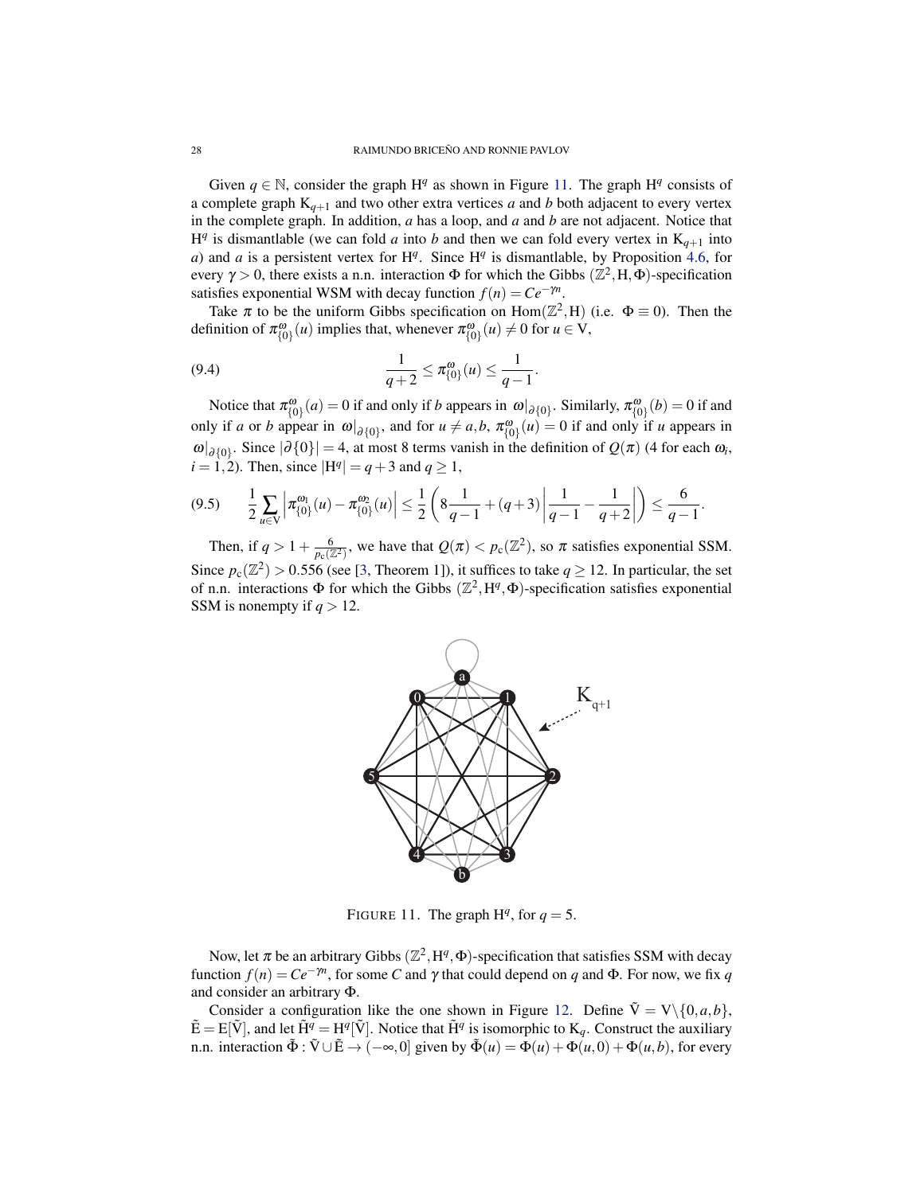Given $q \in \mathbb{N}$, consider the graph $\mathrm{H}^q$ as shown in Figure 11. The graph $\mathrm{H}^q$ consists of a complete graph $\mathrm{K}_{q+1}$ and two other extra vertices $a$ and $b$ both adjacent to every vertex in the complete graph. In addition, $a$ has a loop, and $a$ and $b$ are not adjacent. Notice that $\mathrm{H}^q$ is dismantlable (we can fold $a$ into $b$ and then we can fold every vertex in $\mathrm{K}_{q+1}$ into $a$) and $a$ is a persistent vertex for $\mathrm{H}^q$. Since $\mathrm{H}^q$ is dismantlable, by Proposition 4.6, for every $\gamma > 0$, there exists a n.n. interaction $\Phi$ for which the Gibbs $(\mathbb{Z}^2, \mathrm{H}, \Phi)$-specification satisfies exponential WSM with decay function $f(n) = Ce^{-\gamma n}$.

Take $\pi$ to be the uniform Gibbs specification on $\mathrm{Hom}(\mathbb{Z}^2, \mathrm{H})$ (i.e. $\Phi \equiv 0$). Then the definition of $\pi^{\omega}_{\{0\}}(u)$ implies that, whenever $\pi^{\omega}_{\{0\}}(u) \neq 0$ for $u \in \mathrm{V}$,

$$\frac{1}{q+2} \leq \pi^{\omega}_{\{0\}}(u) \leq \frac{1}{q-1}. \tag{9.4}$$

Notice that $\pi^{\omega}_{\{0\}}(a) = 0$ if and only if $b$ appears in $\omega|_{\partial\{0\}}$. Similarly, $\pi^{\omega}_{\{0\}}(b) = 0$ if and only if $a$ or $b$ appear in $\omega|_{\partial\{0\}}$, and for $u \neq a, b$, $\pi^{\omega}_{\{0\}}(u) = 0$ if and only if $u$ appears in $\omega|_{\partial\{0\}}$. Since $|\partial\{0\}| = 4$, at most 8 terms vanish in the definition of $Q(\pi)$ (4 for each $\omega_i$, $i = 1, 2$). Then, since $|\mathrm{H}^q| = q+3$ and $q \geq 1$,

$$\frac{1}{2}\sum_{u \in \mathrm{V}} \left|\pi^{\omega_1}_{\{0\}}(u) - \pi^{\omega_2}_{\{0\}}(u)\right| \leq \frac{1}{2}\left(8\frac{1}{q-1} + (q+3)\left|\frac{1}{q-1} - \frac{1}{q+2}\right|\right) \leq \frac{6}{q-1}. \tag{9.5}$$

Then, if $q > 1 + \frac{6}{p_c(\mathbb{Z}^2)}$, we have that $Q(\pi) < p_c(\mathbb{Z}^2)$, so $\pi$ satisfies exponential SSM. Since $p_c(\mathbb{Z}^2) > 0.556$ (see [3, Theorem 1]), it suffices to take $q \geq 12$. In particular, the set of n.n. interactions $\Phi$ for which the Gibbs $(\mathbb{Z}^2, \mathrm{H}^q, \Phi)$-specification satisfies exponential SSM is nonempty if $q > 12$.

FIGURE 11. The graph $\mathrm{H}^q$, for $q = 5$.

Now, let $\pi$ be an arbitrary Gibbs $(\mathbb{Z}^2, \mathrm{H}^q, \Phi)$-specification that satisfies SSM with decay function $f(n) = Ce^{-\gamma n}$, for some $C$ and $\gamma$ that could depend on $q$ and $\Phi$. For now, we fix $q$ and consider an arbitrary $\Phi$.

Consider a configuration like the one shown in Figure 12. Define $\tilde{\mathrm{V}} = \mathrm{V} \backslash \{0, a, b\}$, $\tilde{\mathrm{E}} = \mathrm{E}[\tilde{\mathrm{V}}]$, and let $\tilde{\mathrm{H}}^q = \mathrm{H}^q[\tilde{\mathrm{V}}]$. Notice that $\tilde{\mathrm{H}}^q$ is isomorphic to $\mathrm{K}_q$. Construct the auxiliary n.n. interaction $\tilde{\Phi} : \tilde{\mathrm{V}} \cup \tilde{\mathrm{E}} \to (-\infty, 0]$ given by $\tilde{\Phi}(u) = \Phi(u) + \Phi(u, 0) + \Phi(u, b)$, for every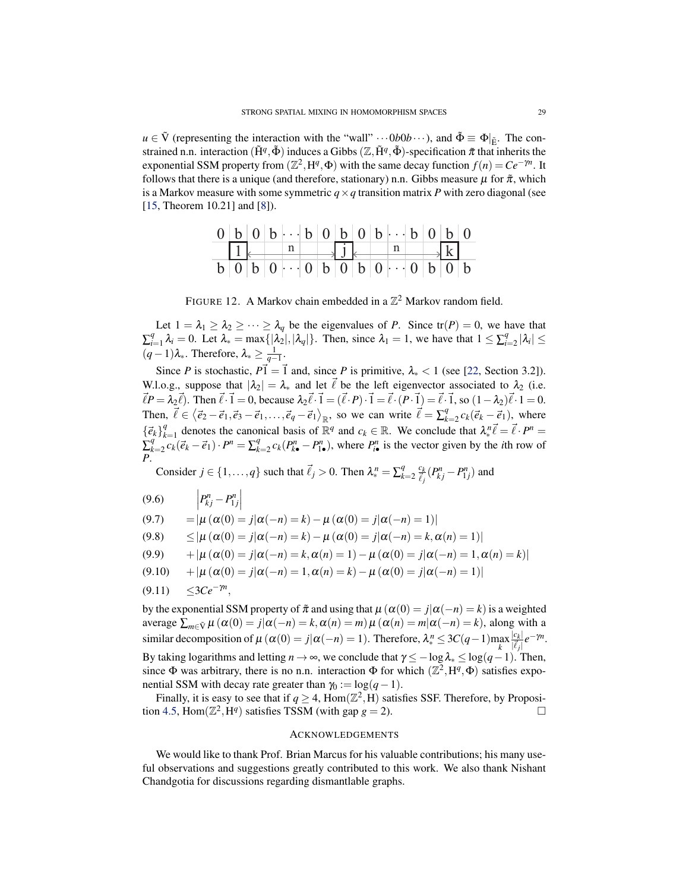$u \in \tilde{\mathrm{V}}$ (representing the interaction with the "wall" $\cdots 0b0b \cdots$), and $\tilde{\Phi} \equiv \Phi|_{\tilde{\mathrm{E}}}$. The constrained n.n. interaction $(\tilde{\mathrm{H}}^q, \tilde{\Phi})$ induces a Gibbs $(\mathbb{Z}, \tilde{\mathrm{H}}^q, \tilde{\Phi})$-specification $\tilde{\pi}$ that inherits the exponential SSM property from $(\mathbb{Z}^2, \mathrm{H}^q, \Phi)$ with the same decay function $f(n) = Ce^{-\gamma n}$. It follows that there is a unique (and therefore, stationary) n.n. Gibbs measure $\mu$ for $\tilde{\pi}$, which is a Markov measure with some symmetric $q \times q$ transition matrix $P$ with zero diagonal (see [15, Theorem 10.21] and [8]).

| 0 | b | 0 | b | $\cdots$ | b | 0 | b | 0 | b | $\cdots$ | b | 0 | b | 0 |
|---|---|---|---|---|---|---|---|---|---|---|---|---|---|---|
| | 1 | | | n | | | j | | | n | | | k | |
| b | 0 | b | 0 | $\cdots$ | 0 | b | 0 | b | 0 | $\cdots$ | 0 | b | 0 | b |

FIGURE 12. A Markov chain embedded in a $\mathbb{Z}^2$ Markov random field.

Let $1 = \lambda_1 \geq \lambda_2 \geq \cdots \geq \lambda_q$ be the eigenvalues of $P$. Since $\mathrm{tr}(P) = 0$, we have that $\sum_{i=1}^{q} \lambda_i = 0$. Let $\lambda_* = \max\{|\lambda_2|, |\lambda_q|\}$. Then, since $\lambda_1 = 1$, we have that $1 \leq \sum_{i=2}^{q} |\lambda_i| \leq (q-1)\lambda_*$. Therefore, $\lambda_* \geq \frac{1}{q-1}$.

Since $P$ is stochastic, $P\vec{1} = \vec{1}$ and, since $P$ is primitive, $\lambda_* < 1$ (see [22, Section 3.2]). W.l.o.g., suppose that $|\lambda_2| = \lambda_*$ and let $\vec{\ell}$ be the left eigenvector associated to $\lambda_2$ (i.e. $\vec{\ell}P = \lambda_2 \vec{\ell}$). Then $\vec{\ell} \cdot \vec{1} = 0$, because $\lambda_2 \vec{\ell} \cdot \vec{1} = (\vec{\ell} \cdot P) \cdot \vec{1} = \vec{\ell} \cdot (P \cdot \vec{1}) = \vec{\ell} \cdot \vec{1}$, so $(1 - \lambda_2)\vec{\ell} \cdot 1 = 0$. Then, $\vec{\ell} \in \langle \vec{e}_2 - \vec{e}_1, \vec{e}_3 - \vec{e}_1, \ldots, \vec{e}_q - \vec{e}_1 \rangle_{\mathbb{R}}$, so we can write $\vec{\ell} = \sum_{k=2}^{q} c_k (\vec{e}_k - \vec{e}_1)$, where $\{\vec{e}_k\}_{k=1}^{q}$ denotes the canonical basis of $\mathbb{R}^q$ and $c_k \in \mathbb{R}$. We conclude that $\lambda_*^n \vec{\ell} = \vec{\ell} \cdot P^n = \sum_{k=2}^{q} c_k (\vec{e}_k - \vec{e}_1) \cdot P^n = \sum_{k=2}^{q} c_k (P^n_{k\bullet} - P^n_{1\bullet})$, where $P^n_{i\bullet}$ is the vector given by the $i$th row of $P$.

Consider $j \in \{1, \ldots, q\}$ such that $\vec{\ell}_j > 0$. Then $\lambda_*^n = \sum_{k=2}^{q} \frac{c_k}{\vec{\ell}_j} (P^n_{kj} - P^n_{1j})$ and

$$
\begin{aligned}
(9.6)\qquad & \left| P^n_{kj} - P^n_{1j} \right| \\
(9.7)\qquad & = \left| \mu\left(\alpha(0) = j | \alpha(-n) = k\right) - \mu\left(\alpha(0) = j | \alpha(-n) = 1\right) \right| \\
(9.8)\qquad & \leq \left| \mu\left(\alpha(0) = j | \alpha(-n) = k\right) - \mu\left(\alpha(0) = j | \alpha(-n) = k, \alpha(n) = 1\right) \right| \\
(9.9)\qquad & + \left| \mu\left(\alpha(0) = j | \alpha(-n) = k, \alpha(n) = 1\right) - \mu\left(\alpha(0) = j | \alpha(-n) = 1, \alpha(n) = k\right) \right| \\
(9.10)\qquad & + \left| \mu\left(\alpha(0) = j | \alpha(-n) = 1, \alpha(n) = k\right) - \mu\left(\alpha(0) = j | \alpha(-n) = 1\right) \right| \\
(9.11)\qquad & \leq 3Ce^{-\gamma n},
\end{aligned}
$$

by the exponential SSM property of $\tilde{\pi}$ and using that $\mu\left(\alpha(0) = j | \alpha(-n) = k\right)$ is a weighted average $\sum_{m \in \tilde{\mathrm{V}}} \mu\left(\alpha(0) = j | \alpha(-n) = k, \alpha(n) = m\right) \mu\left(\alpha(n) = m | \alpha(-n) = k\right)$, along with a similar decomposition of $\mu\left(\alpha(0) = j | \alpha(-n) = 1\right)$. Therefore, $\lambda_*^n \leq 3C(q-1) \max_k \frac{|c_k|}{|\vec{\ell}_j|} e^{-\gamma n}$. By taking logarithms and letting $n \to \infty$, we conclude that $\gamma \leq -\log \lambda_* \leq \log(q-1)$. Then, since $\Phi$ was arbitrary, there is no n.n. interaction $\Phi$ for which $(\mathbb{Z}^2, \mathrm{H}^q, \Phi)$ satisfies exponential SSM with decay rate greater than $\gamma_0 := \log(q-1)$.

Finally, it is easy to see that if $q \geq 4$, $\mathrm{Hom}(\mathbb{Z}^2, \mathrm{H})$ satisfies SSF. Therefore, by Proposition 4.5, $\mathrm{Hom}(\mathbb{Z}^2, \mathrm{H}^q)$ satisfies TSSM (with gap $g = 2$). $\square$

## ACKNOWLEDGEMENTS

We would like to thank Prof. Brian Marcus for his valuable contributions; his many useful observations and suggestions greatly contributed to this work. We also thank Nishant Chandgotia for discussions regarding dismantlable graphs.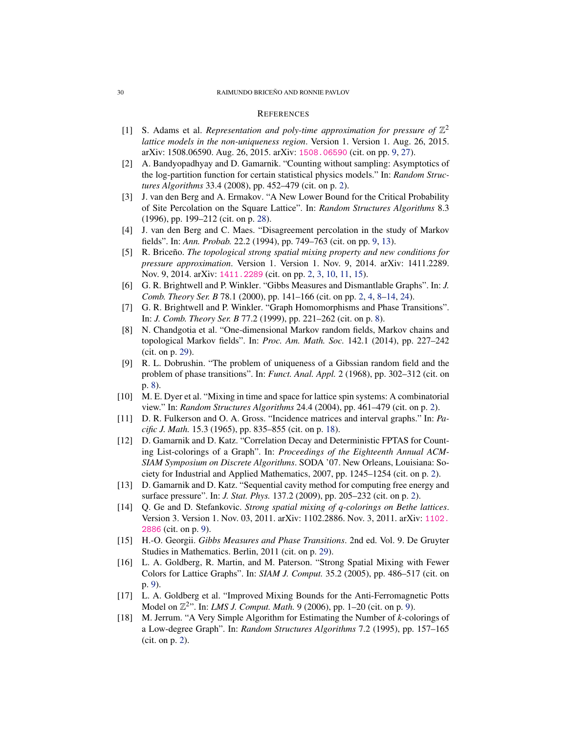## References

[1] S. Adams et al. *Representation and poly-time approximation for pressure of $\mathbb{Z}^2$ lattice models in the non-uniqueness region*. Version 1. Version 1. Aug. 26, 2015. arXiv: 1508.06590. Aug. 26, 2015. arXiv: 1508.06590 (cit. on pp. 9, 27).

[2] A. Bandyopadhyay and D. Gamarnik. "Counting without sampling: Asymptotics of the log-partition function for certain statistical physics models." In: *Random Structures Algorithms* 33.4 (2008), pp. 452–479 (cit. on p. 2).

[3] J. van den Berg and A. Ermakov. "A New Lower Bound for the Critical Probability of Site Percolation on the Square Lattice". In: *Random Structures Algorithms* 8.3 (1996), pp. 199–212 (cit. on p. 28).

[4] J. van den Berg and C. Maes. "Disagreement percolation in the study of Markov fields". In: *Ann. Probab.* 22.2 (1994), pp. 749–763 (cit. on pp. 9, 13).

[5] R. Briceño. *The topological strong spatial mixing property and new conditions for pressure approximation*. Version 1. Version 1. Nov. 9, 2014. arXiv: 1411.2289. Nov. 9, 2014. arXiv: 1411.2289 (cit. on pp. 2, 3, 10, 11, 15).

[6] G. R. Brightwell and P. Winkler. "Gibbs Measures and Dismantlable Graphs". In: *J. Comb. Theory Ser. B* 78.1 (2000), pp. 141–166 (cit. on pp. 2, 4, 8–14, 24).

[7] G. R. Brightwell and P. Winkler. "Graph Homomorphisms and Phase Transitions". In: *J. Comb. Theory Ser. B* 77.2 (1999), pp. 221–262 (cit. on p. 8).

[8] N. Chandgotia et al. "One-dimensional Markov random fields, Markov chains and topological Markov fields". In: *Proc. Am. Math. Soc.* 142.1 (2014), pp. 227–242 (cit. on p. 29).

[9] R. L. Dobrushin. "The problem of uniqueness of a Gibssian random field and the problem of phase transitions". In: *Funct. Anal. Appl.* 2 (1968), pp. 302–312 (cit. on p. 8).

[10] M. E. Dyer et al. "Mixing in time and space for lattice spin systems: A combinatorial view." In: *Random Structures Algorithms* 24.4 (2004), pp. 461–479 (cit. on p. 2).

[11] D. R. Fulkerson and O. A. Gross. "Incidence matrices and interval graphs." In: *Pacific J. Math.* 15.3 (1965), pp. 835–855 (cit. on p. 18).

[12] D. Gamarnik and D. Katz. "Correlation Decay and Deterministic FPTAS for Counting List-colorings of a Graph". In: *Proceedings of the Eighteenth Annual ACM-SIAM Symposium on Discrete Algorithms*. SODA '07. New Orleans, Louisiana: Society for Industrial and Applied Mathematics, 2007, pp. 1245–1254 (cit. on p. 2).

[13] D. Gamarnik and D. Katz. "Sequential cavity method for computing free energy and surface pressure". In: *J. Stat. Phys.* 137.2 (2009), pp. 205–232 (cit. on p. 2).

[14] Q. Ge and D. Stefankovic. *Strong spatial mixing of q-colorings on Bethe lattices*. Version 3. Version 1. Nov. 03, 2011. arXiv: 1102.2886. Nov. 3, 2011. arXiv: 1102.2886 (cit. on p. 9).

[15] H.-O. Georgii. *Gibbs Measures and Phase Transitions*. 2nd ed. Vol. 9. De Gruyter Studies in Mathematics. Berlin, 2011 (cit. on p. 29).

[16] L. A. Goldberg, R. Martin, and M. Paterson. "Strong Spatial Mixing with Fewer Colors for Lattice Graphs". In: *SIAM J. Comput.* 35.2 (2005), pp. 486–517 (cit. on p. 9).

[17] L. A. Goldberg et al. "Improved Mixing Bounds for the Anti-Ferromagnetic Potts Model on $\mathbb{Z}^2$". In: *LMS J. Comput. Math.* 9 (2006), pp. 1–20 (cit. on p. 9).

[18] M. Jerrum. "A Very Simple Algorithm for Estimating the Number of *k*-colorings of a Low-degree Graph". In: *Random Structures Algorithms* 7.2 (1995), pp. 157–165 (cit. on p. 2).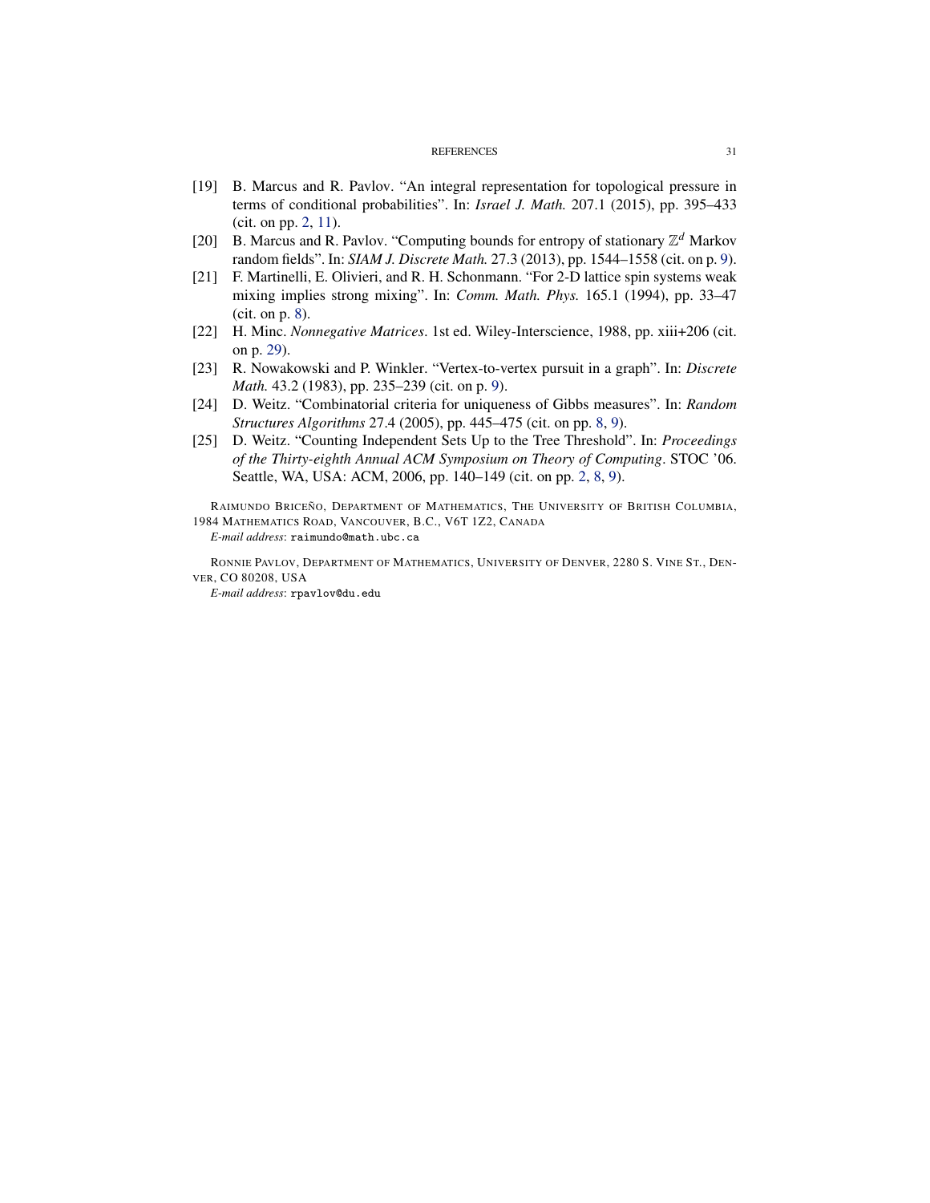[19] B. Marcus and R. Pavlov. "An integral representation for topological pressure in terms of conditional probabilities". In: *Israel J. Math.* 207.1 (2015), pp. 395–433 (cit. on pp. 2, 11).

[20] B. Marcus and R. Pavlov. "Computing bounds for entropy of stationary $\mathbb{Z}^d$ Markov random fields". In: *SIAM J. Discrete Math.* 27.3 (2013), pp. 1544–1558 (cit. on p. 9).

[21] F. Martinelli, E. Olivieri, and R. H. Schonmann. "For 2-D lattice spin systems weak mixing implies strong mixing". In: *Comm. Math. Phys.* 165.1 (1994), pp. 33–47 (cit. on p. 8).

[22] H. Minc. *Nonnegative Matrices*. 1st ed. Wiley-Interscience, 1988, pp. xiii+206 (cit. on p. 29).

[23] R. Nowakowski and P. Winkler. "Vertex-to-vertex pursuit in a graph". In: *Discrete Math.* 43.2 (1983), pp. 235–239 (cit. on p. 9).

[24] D. Weitz. "Combinatorial criteria for uniqueness of Gibbs measures". In: *Random Structures Algorithms* 27.4 (2005), pp. 445–475 (cit. on pp. 8, 9).

[25] D. Weitz. "Counting Independent Sets Up to the Tree Threshold". In: *Proceedings of the Thirty-eighth Annual ACM Symposium on Theory of Computing*. STOC '06. Seattle, WA, USA: ACM, 2006, pp. 140–149 (cit. on pp. 2, 8, 9).

RAIMUNDO BRICEÑO, DEPARTMENT OF MATHEMATICS, THE UNIVERSITY OF BRITISH COLUMBIA, 1984 MATHEMATICS ROAD, VANCOUVER, B.C., V6T 1Z2, CANADA

*E-mail address*: raimundo@math.ubc.ca

RONNIE PAVLOV, DEPARTMENT OF MATHEMATICS, UNIVERSITY OF DENVER, 2280 S. VINE ST., DENVER, CO 80208, USA

*E-mail address*: rpavlov@du.edu